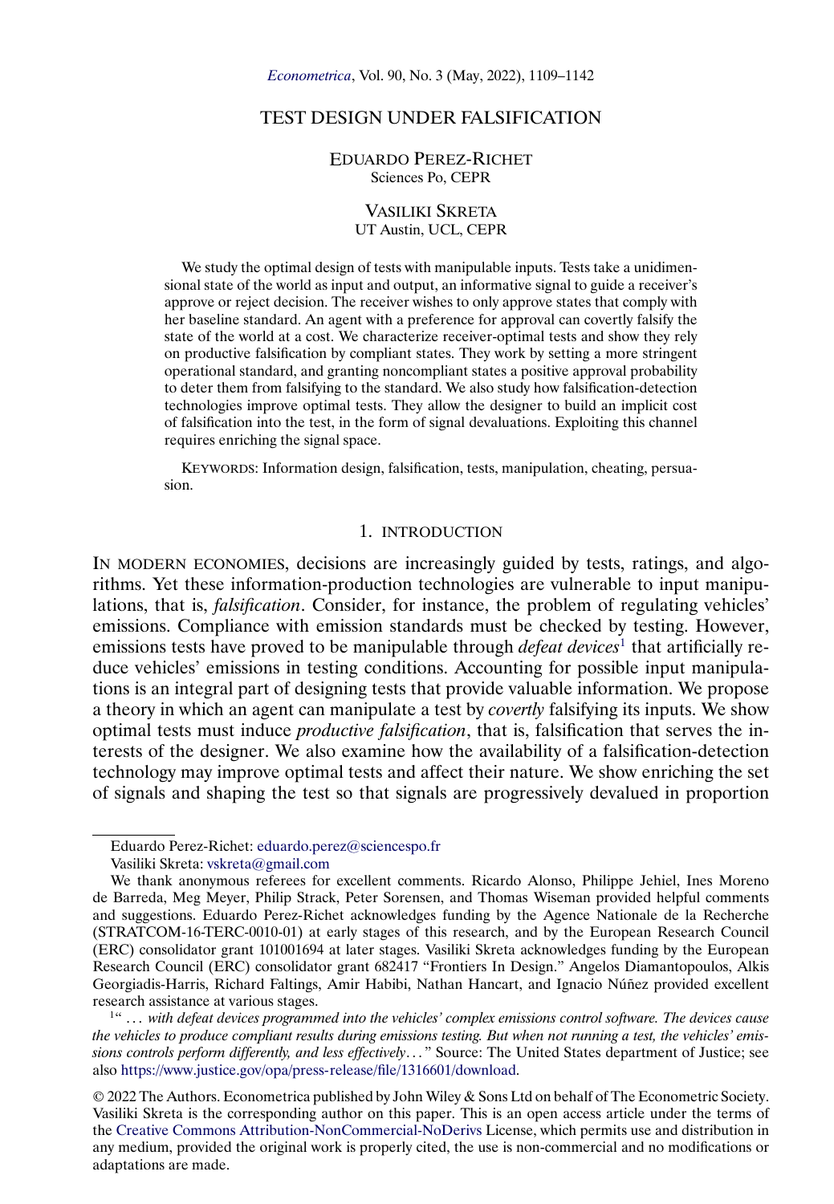# TEST DESIGN UNDER FALSIFICATION

EDUARDO PEREZ-RICHET
Sciences Po, CEPR

VASILIKI SKRETA
UT Austin, UCL, CEPR

We study the optimal design of tests with manipulable inputs. Tests take a unidimensional state of the world as input and output, an informative signal to guide a receiver's approve or reject decision. The receiver wishes to only approve states that comply with her baseline standard. An agent with a preference for approval can covertly falsify the state of the world at a cost. We characterize receiver-optimal tests and show they rely on productive falsification by compliant states. They work by setting a more stringent operational standard, and granting noncompliant states a positive approval probability to deter them from falsifying to the standard. We also study how falsification-detection technologies improve optimal tests. They allow the designer to build an implicit cost of falsification into the test, in the form of signal devaluations. Exploiting this channel requires enriching the signal space.

KEYWORDS: Information design, falsification, tests, manipulation, cheating, persuasion.

## 1. INTRODUCTION

IN MODERN ECONOMIES, decisions are increasingly guided by tests, ratings, and algorithms. Yet these information-production technologies are vulnerable to input manipulations, that is, *falsification*. Consider, for instance, the problem of regulating vehicles' emissions. Compliance with emission standards must be checked by testing. However, emissions tests have proved to be manipulable through *defeat devices*[1] that artificially reduce vehicles' emissions in testing conditions. Accounting for possible input manipulations is an integral part of designing tests that provide valuable information. We propose a theory in which an agent can manipulate a test by *covertly* falsifying its inputs. We show optimal tests must induce *productive falsification*, that is, falsification that serves the interests of the designer. We also examine how the availability of a falsification-detection technology may improve optimal tests and affect their nature. We show enriching the set of signals and shaping the test so that signals are progressively devalued in proportion

---

Eduardo Perez-Richet: eduardo.perez@sciencespo.fr
Vasiliki Skreta: vskreta@gmail.com

We thank anonymous referees for excellent comments. Ricardo Alonso, Philippe Jehiel, Ines Moreno de Barreda, Meg Meyer, Philip Strack, Peter Sorensen, and Thomas Wiseman provided helpful comments and suggestions. Eduardo Perez-Richet acknowledges funding by the Agence Nationale de la Recherche (STRATCOM-16-TERC-0010-01) at early stages of this research, and by the European Research Council (ERC) consolidator grant 101001694 at later stages. Vasiliki Skreta acknowledges funding by the European Research Council (ERC) consolidator grant 682417 "Frontiers In Design." Angelos Diamantopoulos, Alkis Georgiadis-Harris, Richard Faltings, Amir Habibi, Nathan Hancart, and Ignacio Núñez provided excellent research assistance at various stages.

[1]"*... with defeat devices programmed into the vehicles' complex emissions control software. The devices cause the vehicles to produce compliant results during emissions testing. But when not running a test, the vehicles' emissions controls perform differently, and less effectively...*" Source: The United States department of Justice; see also https://www.justice.gov/opa/press-release/file/1316601/download.

© 2022 The Authors. Econometrica published by John Wiley & Sons Ltd on behalf of The Econometric Society. Vasiliki Skreta is the corresponding author on this paper. This is an open access article under the terms of the Creative Commons Attribution-NonCommercial-NoDerivs License, which permits use and distribution in any medium, provided the original work is properly cited, the use is non-commercial and no modifications or adaptations are made.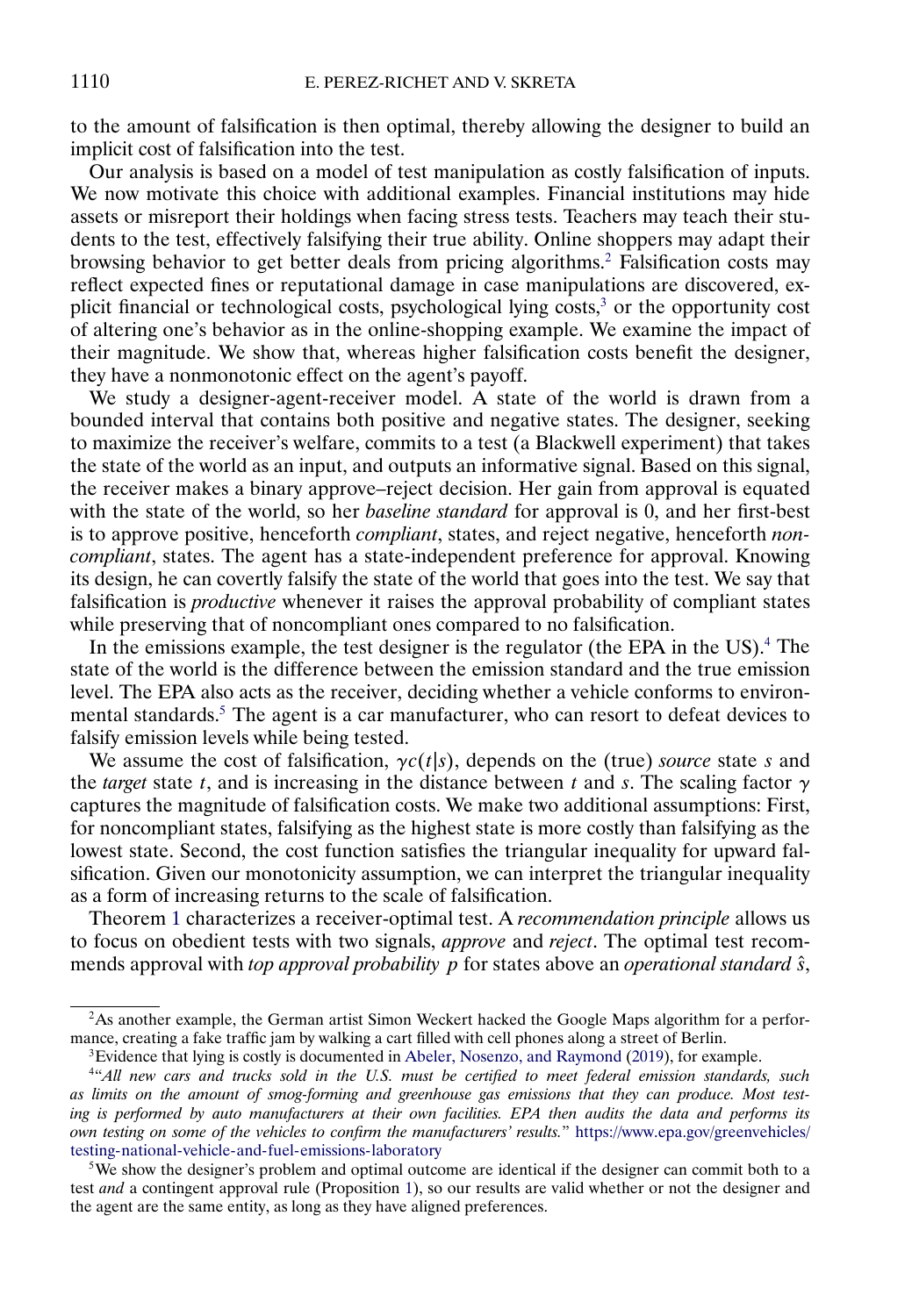to the amount of falsification is then optimal, thereby allowing the designer to build an implicit cost of falsification into the test.

Our analysis is based on a model of test manipulation as costly falsification of inputs. We now motivate this choice with additional examples. Financial institutions may hide assets or misreport their holdings when facing stress tests. Teachers may teach their students to the test, effectively falsifying their true ability. Online shoppers may adapt their browsing behavior to get better deals from pricing algorithms.[2] Falsification costs may reflect expected fines or reputational damage in case manipulations are discovered, explicit financial or technological costs, psychological lying costs,[3] or the opportunity cost of altering one's behavior as in the online-shopping example. We examine the impact of their magnitude. We show that, whereas higher falsification costs benefit the designer, they have a nonmonotonic effect on the agent's payoff.

We study a designer-agent-receiver model. A state of the world is drawn from a bounded interval that contains both positive and negative states. The designer, seeking to maximize the receiver's welfare, commits to a test (a Blackwell experiment) that takes the state of the world as an input, and outputs an informative signal. Based on this signal, the receiver makes a binary approve–reject decision. Her gain from approval is equated with the state of the world, so her *baseline standard* for approval is 0, and her first-best is to approve positive, henceforth *compliant*, states, and reject negative, henceforth *noncompliant*, states. The agent has a state-independent preference for approval. Knowing its design, he can covertly falsify the state of the world that goes into the test. We say that falsification is *productive* whenever it raises the approval probability of compliant states while preserving that of noncompliant ones compared to no falsification.

In the emissions example, the test designer is the regulator (the EPA in the US).[4] The state of the world is the difference between the emission standard and the true emission level. The EPA also acts as the receiver, deciding whether a vehicle conforms to environmental standards.[5] The agent is a car manufacturer, who can resort to defeat devices to falsify emission levels while being tested.

We assume the cost of falsification, $\gamma c(t|s)$, depends on the (true) *source* state $s$ and the *target* state $t$, and is increasing in the distance between $t$ and $s$. The scaling factor $\gamma$ captures the magnitude of falsification costs. We make two additional assumptions: First, for noncompliant states, falsifying as the highest state is more costly than falsifying as the lowest state. Second, the cost function satisfies the triangular inequality for upward falsification. Given our monotonicity assumption, we can interpret the triangular inequality as a form of increasing returns to the scale of falsification.

Theorem 1 characterizes a receiver-optimal test. A *recommendation principle* allows us to focus on obedient tests with two signals, *approve* and *reject*. The optimal test recommends approval with *top approval probability* $p$ for states above an *operational standard* $\hat{s}$,

---

[2] As another example, the German artist Simon Weckert hacked the Google Maps algorithm for a performance, creating a fake traffic jam by walking a cart filled with cell phones along a street of Berlin.

[3] Evidence that lying is costly is documented in Abeler, Nosenzo, and Raymond (2019), for example.

[4] "*All new cars and trucks sold in the U.S. must be certified to meet federal emission standards, such as limits on the amount of smog-forming and greenhouse gas emissions that they can produce. Most testing is performed by auto manufacturers at their own facilities. EPA then audits the data and performs its own testing on some of the vehicles to confirm the manufacturers' results.*" https://www.epa.gov/greenvehicles/testing-national-vehicle-and-fuel-emissions-laboratory

[5] We show the designer's problem and optimal outcome are identical if the designer can commit both to a test *and* a contingent approval rule (Proposition 1), so our results are valid whether or not the designer and the agent are the same entity, as long as they have aligned preferences.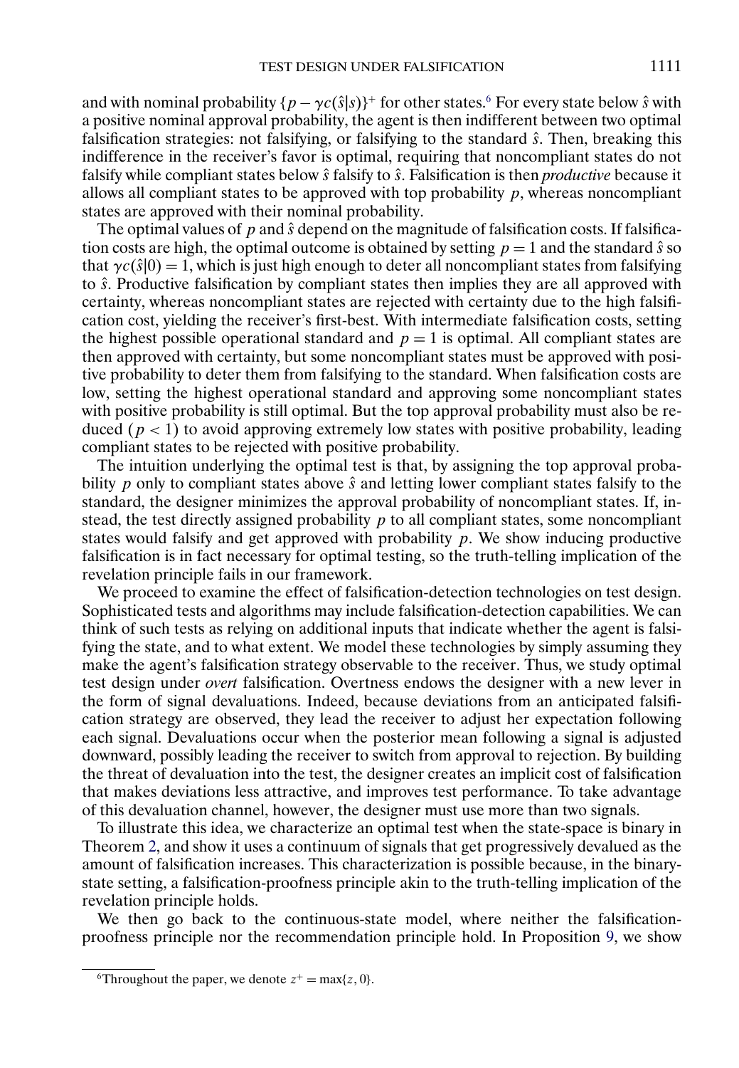and with nominal probability $\{p - \gamma c(\hat{s}|s)\}^+$ for other states.[6] For every state below $\hat{s}$ with a positive nominal approval probability, the agent is then indifferent between two optimal falsification strategies: not falsifying, or falsifying to the standard $\hat{s}$. Then, breaking this indifference in the receiver's favor is optimal, requiring that noncompliant states do not falsify while compliant states below $\hat{s}$ falsify to $\hat{s}$. Falsification is then *productive* because it allows all compliant states to be approved with top probability $p$, whereas noncompliant states are approved with their nominal probability.

The optimal values of $p$ and $\hat{s}$ depend on the magnitude of falsification costs. If falsification costs are high, the optimal outcome is obtained by setting $p = 1$ and the standard $\hat{s}$ so that $\gamma c(\hat{s}|0) = 1$, which is just high enough to deter all noncompliant states from falsifying to $\hat{s}$. Productive falsification by compliant states then implies they are all approved with certainty, whereas noncompliant states are rejected with certainty due to the high falsification cost, yielding the receiver's first-best. With intermediate falsification costs, setting the highest possible operational standard and $p = 1$ is optimal. All compliant states are then approved with certainty, but some noncompliant states must be approved with positive probability to deter them from falsifying to the standard. When falsification costs are low, setting the highest operational standard and approving some noncompliant states with positive probability is still optimal. But the top approval probability must also be reduced ($p < 1$) to avoid approving extremely low states with positive probability, leading compliant states to be rejected with positive probability.

The intuition underlying the optimal test is that, by assigning the top approval probability $p$ only to compliant states above $\hat{s}$ and letting lower compliant states falsify to the standard, the designer minimizes the approval probability of noncompliant states. If, instead, the test directly assigned probability $p$ to all compliant states, some noncompliant states would falsify and get approved with probability $p$. We show inducing productive falsification is in fact necessary for optimal testing, so the truth-telling implication of the revelation principle fails in our framework.

We proceed to examine the effect of falsification-detection technologies on test design. Sophisticated tests and algorithms may include falsification-detection capabilities. We can think of such tests as relying on additional inputs that indicate whether the agent is falsifying the state, and to what extent. We model these technologies by simply assuming they make the agent's falsification strategy observable to the receiver. Thus, we study optimal test design under *overt* falsification. Overtness endows the designer with a new lever in the form of signal devaluations. Indeed, because deviations from an anticipated falsification strategy are observed, they lead the receiver to adjust her expectation following each signal. Devaluations occur when the posterior mean following a signal is adjusted downward, possibly leading the receiver to switch from approval to rejection. By building the threat of devaluation into the test, the designer creates an implicit cost of falsification that makes deviations less attractive, and improves test performance. To take advantage of this devaluation channel, however, the designer must use more than two signals.

To illustrate this idea, we characterize an optimal test when the state-space is binary in Theorem 2, and show it uses a continuum of signals that get progressively devalued as the amount of falsification increases. This characterization is possible because, in the binary-state setting, a falsification-proofness principle akin to the truth-telling implication of the revelation principle holds.

We then go back to the continuous-state model, where neither the falsification-proofness principle nor the recommendation principle hold. In Proposition 9, we show

[6] Throughout the paper, we denote $z^+ = \max\{z, 0\}$.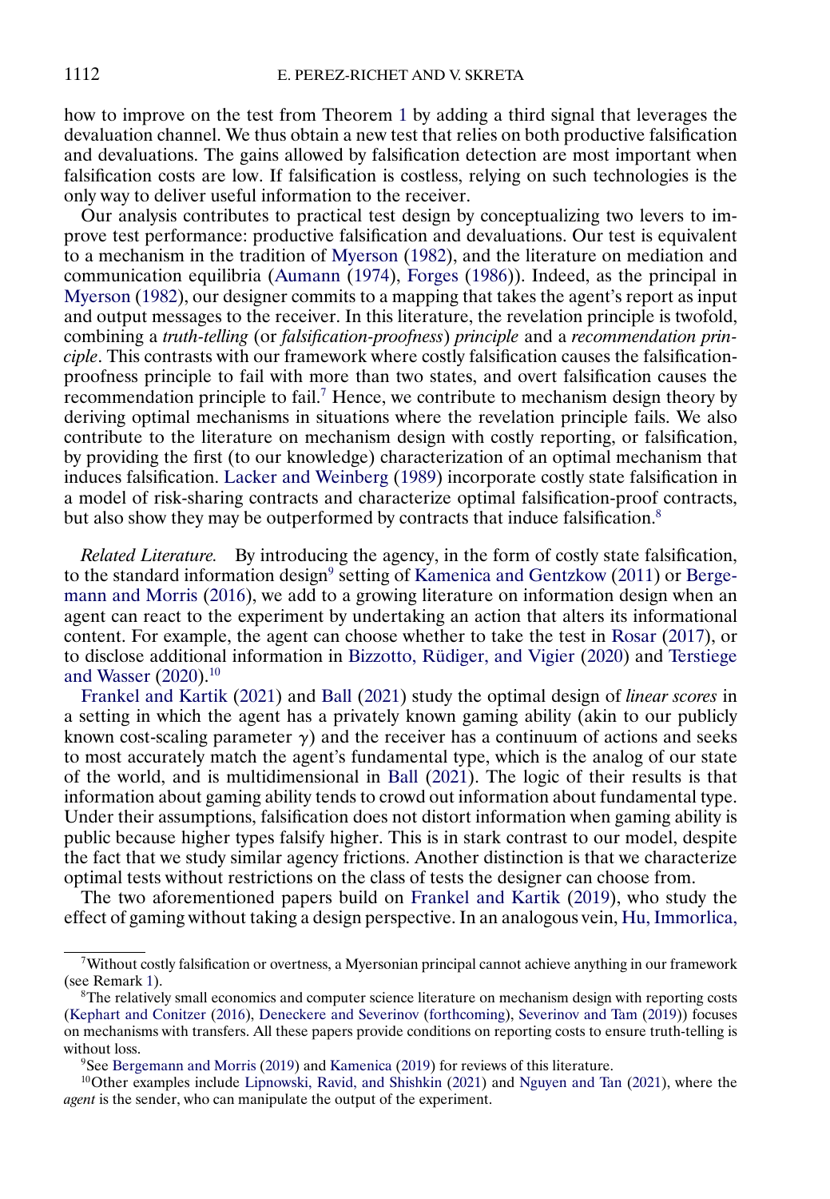how to improve on the test from Theorem 1 by adding a third signal that leverages the devaluation channel. We thus obtain a new test that relies on both productive falsification and devaluations. The gains allowed by falsification detection are most important when falsification costs are low. If falsification is costless, relying on such technologies is the only way to deliver useful information to the receiver.

Our analysis contributes to practical test design by conceptualizing two levers to improve test performance: productive falsification and devaluations. Our test is equivalent to a mechanism in the tradition of Myerson (1982), and the literature on mediation and communication equilibria (Aumann (1974), Forges (1986)). Indeed, as the principal in Myerson (1982), our designer commits to a mapping that takes the agent's report as input and output messages to the receiver. In this literature, the revelation principle is twofold, combining a *truth-telling* (or *falsification-proofness*) *principle* and a *recommendation principle*. This contrasts with our framework where costly falsification causes the falsification-proofness principle to fail with more than two states, and overt falsification causes the recommendation principle to fail.[7] Hence, we contribute to mechanism design theory by deriving optimal mechanisms in situations where the revelation principle fails. We also contribute to the literature on mechanism design with costly reporting, or falsification, by providing the first (to our knowledge) characterization of an optimal mechanism that induces falsification. Lacker and Weinberg (1989) incorporate costly state falsification in a model of risk-sharing contracts and characterize optimal falsification-proof contracts, but also show they may be outperformed by contracts that induce falsification.[8]

*Related Literature.* By introducing the agency, in the form of costly state falsification, to the standard information design[9] setting of Kamenica and Gentzkow (2011) or Bergemann and Morris (2016), we add to a growing literature on information design when an agent can react to the experiment by undertaking an action that alters its informational content. For example, the agent can choose whether to take the test in Rosar (2017), or to disclose additional information in Bizzotto, Rüdiger, and Vigier (2020) and Terstiege and Wasser (2020).[10]

Frankel and Kartik (2021) and Ball (2021) study the optimal design of *linear scores* in a setting in which the agent has a privately known gaming ability (akin to our publicly known cost-scaling parameter $\gamma$) and the receiver has a continuum of actions and seeks to most accurately match the agent's fundamental type, which is the analog of our state of the world, and is multidimensional in Ball (2021). The logic of their results is that information about gaming ability tends to crowd out information about fundamental type. Under their assumptions, falsification does not distort information when gaming ability is public because higher types falsify higher. This is in stark contrast to our model, despite the fact that we study similar agency frictions. Another distinction is that we characterize optimal tests without restrictions on the class of tests the designer can choose from.

The two aforementioned papers build on Frankel and Kartik (2019), who study the effect of gaming without taking a design perspective. In an analogous vein, Hu, Immorlica,

---

[7] Without costly falsification or overtness, a Myersonian principal cannot achieve anything in our framework (see Remark 1).

[8] The relatively small economics and computer science literature on mechanism design with reporting costs (Kephart and Conitzer (2016), Deneckere and Severinov (forthcoming), Severinov and Tam (2019)) focuses on mechanisms with transfers. All these papers provide conditions on reporting costs to ensure truth-telling is without loss.

[9] See Bergemann and Morris (2019) and Kamenica (2019) for reviews of this literature.

[10] Other examples include Lipnowski, Ravid, and Shishkin (2021) and Nguyen and Tan (2021), where the *agent* is the sender, who can manipulate the output of the experiment.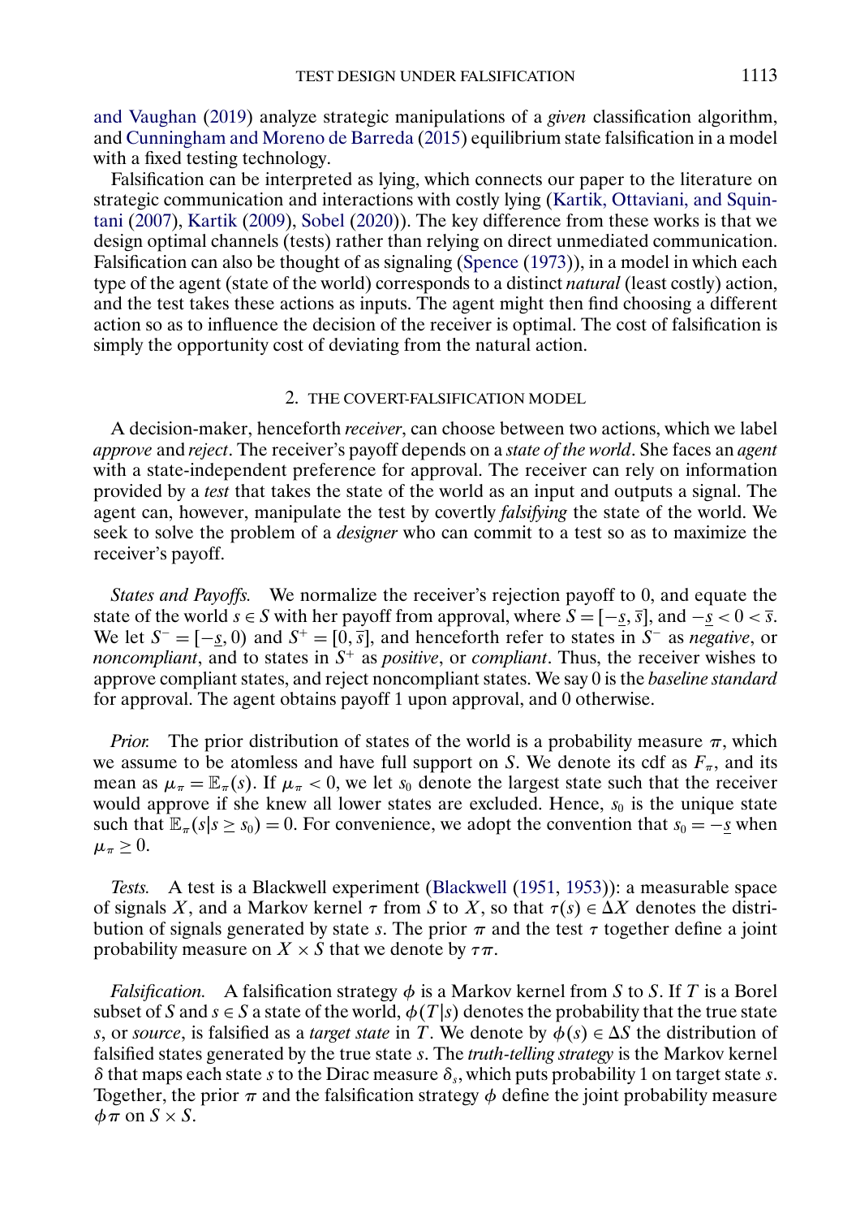and Vaughan (2019) analyze strategic manipulations of a *given* classification algorithm, and Cunningham and Moreno de Barreda (2015) equilibrium state falsification in a model with a fixed testing technology.

Falsification can be interpreted as lying, which connects our paper to the literature on strategic communication and interactions with costly lying (Kartik, Ottaviani, and Squintani (2007), Kartik (2009), Sobel (2020)). The key difference from these works is that we design optimal channels (tests) rather than relying on direct unmediated communication. Falsification can also be thought of as signaling (Spence (1973)), in a model in which each type of the agent (state of the world) corresponds to a distinct *natural* (least costly) action, and the test takes these actions as inputs. The agent might then find choosing a different action so as to influence the decision of the receiver is optimal. The cost of falsification is simply the opportunity cost of deviating from the natural action.

## 2. THE COVERT-FALSIFICATION MODEL

A decision-maker, henceforth *receiver*, can choose between two actions, which we label *approve* and *reject*. The receiver's payoff depends on a *state of the world*. She faces an *agent* with a state-independent preference for approval. The receiver can rely on information provided by a *test* that takes the state of the world as an input and outputs a signal. The agent can, however, manipulate the test by covertly *falsifying* the state of the world. We seek to solve the problem of a *designer* who can commit to a test so as to maximize the receiver's payoff.

*States and Payoffs.* We normalize the receiver's rejection payoff to 0, and equate the state of the world $s \in S$ with her payoff from approval, where $S = [-\underline{s}, \overline{s}]$, and $-\underline{s} < 0 < \overline{s}$. We let $S^- = [-\underline{s}, 0)$ and $S^+ = [0, \overline{s}]$, and henceforth refer to states in $S^-$ as *negative*, or *noncompliant*, and to states in $S^+$ as *positive*, or *compliant*. Thus, the receiver wishes to approve compliant states, and reject noncompliant states. We say 0 is the *baseline standard* for approval. The agent obtains payoff 1 upon approval, and 0 otherwise.

*Prior.* The prior distribution of states of the world is a probability measure $\pi$, which we assume to be atomless and have full support on $S$. We denote its cdf as $F_\pi$, and its mean as $\mu_\pi = \mathbb{E}_\pi(s)$. If $\mu_\pi < 0$, we let $s_0$ denote the largest state such that the receiver would approve if she knew all lower states are excluded. Hence, $s_0$ is the unique state such that $\mathbb{E}_\pi(s|s \geq s_0) = 0$. For convenience, we adopt the convention that $s_0 = -\underline{s}$ when $\mu_\pi \geq 0$.

*Tests.* A test is a Blackwell experiment (Blackwell (1951, 1953)): a measurable space of signals $X$, and a Markov kernel $\tau$ from $S$ to $X$, so that $\tau(s) \in \Delta X$ denotes the distribution of signals generated by state $s$. The prior $\pi$ and the test $\tau$ together define a joint probability measure on $X \times S$ that we denote by $\tau\pi$.

*Falsification.* A falsification strategy $\phi$ is a Markov kernel from $S$ to $S$. If $T$ is a Borel subset of $S$ and $s \in S$ a state of the world, $\phi(T|s)$ denotes the probability that the true state $s$, or *source*, is falsified as a *target state* in $T$. We denote by $\phi(s) \in \Delta S$ the distribution of falsified states generated by the true state $s$. The *truth-telling strategy* is the Markov kernel $\delta$ that maps each state $s$ to the Dirac measure $\delta_s$, which puts probability 1 on target state $s$. Together, the prior $\pi$ and the falsification strategy $\phi$ define the joint probability measure $\phi\pi$ on $S \times S$.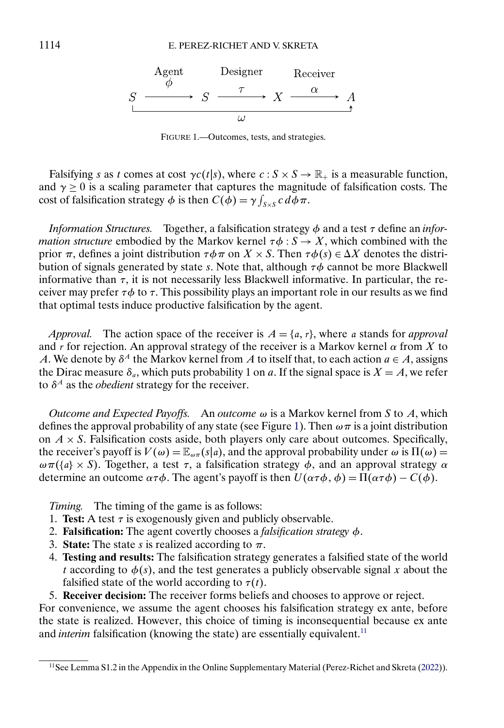$$S \xrightarrow[\phi]{\text{Agent}} S \xrightarrow[\tau]{\text{Designer}} X \xrightarrow[\alpha]{\text{Receiver}} A$$

$$\omega: S \to A$$

FIGURE 1.—Outcomes, tests, and strategies.

Falsifying $s$ as $t$ comes at cost $\gamma c(t|s)$, where $c : S \times S \to \mathbb{R}_+$ is a measurable function, and $\gamma \geq 0$ is a scaling parameter that captures the magnitude of falsification costs. The cost of falsification strategy $\phi$ is then $C(\phi) = \gamma \int_{S\times S} c \, d\phi\pi$.

*Information Structures.* Together, a falsification strategy $\phi$ and a test $\tau$ define an *information structure* embodied by the Markov kernel $\tau\phi : S \to X$, which combined with the prior $\pi$, defines a joint distribution $\tau\phi\pi$ on $X \times S$. Then $\tau\phi(s) \in \Delta X$ denotes the distribution of signals generated by state $s$. Note that, although $\tau\phi$ cannot be more Blackwell informative than $\tau$, it is not necessarily less Blackwell informative. In particular, the receiver may prefer $\tau\phi$ to $\tau$. This possibility plays an important role in our results as we find that optimal tests induce productive falsification by the agent.

*Approval.* The action space of the receiver is $A = \{a, r\}$, where $a$ stands for *approval* and $r$ for rejection. An approval strategy of the receiver is a Markov kernel $\alpha$ from $X$ to $A$. We denote by $\delta^A$ the Markov kernel from $A$ to itself that, to each action $a \in A$, assigns the Dirac measure $\delta_a$, which puts probability 1 on $a$. If the signal space is $X = A$, we refer to $\delta^A$ as the *obedient* strategy for the receiver.

*Outcome and Expected Payoffs.* An *outcome* $\omega$ is a Markov kernel from $S$ to $A$, which defines the approval probability of any state (see Figure 1). Then $\omega\pi$ is a joint distribution on $A \times S$. Falsification costs aside, both players only care about outcomes. Specifically, the receiver's payoff is $V(\omega) = \mathbb{E}_{\omega\pi}(s|a)$, and the approval probability under $\omega$ is $\Pi(\omega) = \omega\pi(\{a\} \times S)$. Together, a test $\tau$, a falsification strategy $\phi$, and an approval strategy $\alpha$ determine an outcome $\alpha\tau\phi$. The agent's payoff is then $U(\alpha\tau\phi, \phi) = \Pi(\alpha\tau\phi) - C(\phi)$.

*Timing.* The timing of the game is as follows:

1. **Test:** A test $\tau$ is exogenously given and publicly observable.
2. **Falsification:** The agent covertly chooses a *falsification strategy* $\phi$.
3. **State:** The state $s$ is realized according to $\pi$.
4. **Testing and results:** The falsification strategy generates a falsified state of the world $t$ according to $\phi(s)$, and the test generates a publicly observable signal $x$ about the falsified state of the world according to $\tau(t)$.
5. **Receiver decision:** The receiver forms beliefs and chooses to approve or reject.

For convenience, we assume the agent chooses his falsification strategy ex ante, before the state is realized. However, this choice of timing is inconsequential because ex ante and *interim* falsification (knowing the state) are essentially equivalent.[11]

[11] See Lemma S1.2 in the Appendix in the Online Supplementary Material (Perez-Richet and Skreta (2022)).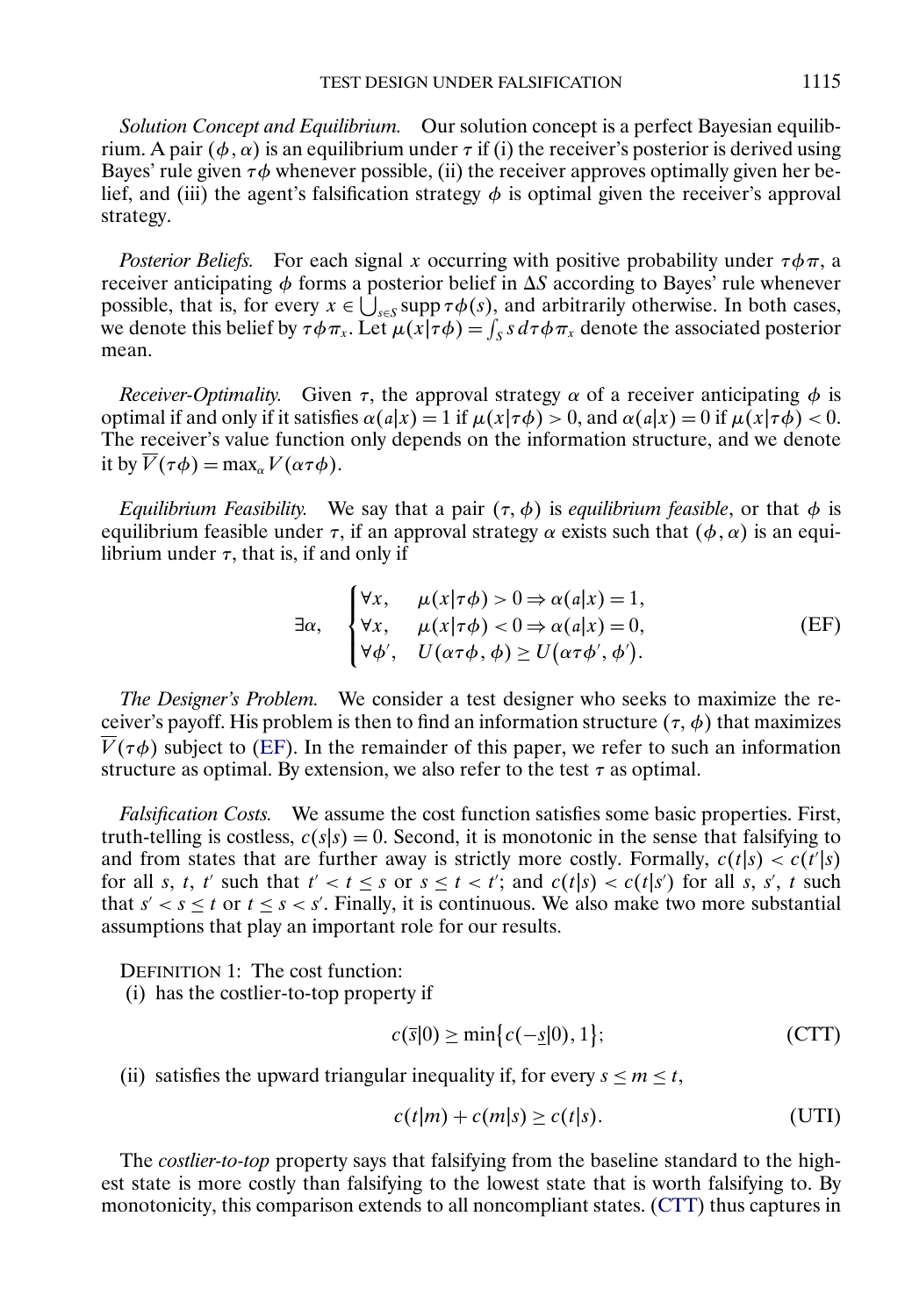*Solution Concept and Equilibrium.* Our solution concept is a perfect Bayesian equilibrium. A pair $(\phi, \alpha)$ is an equilibrium under $\tau$ if (i) the receiver's posterior is derived using Bayes' rule given $\tau\phi$ whenever possible, (ii) the receiver approves optimally given her belief, and (iii) the agent's falsification strategy $\phi$ is optimal given the receiver's approval strategy.

*Posterior Beliefs.* For each signal $x$ occurring with positive probability under $\tau\phi\pi$, a receiver anticipating $\phi$ forms a posterior belief in $\Delta S$ according to Bayes' rule whenever possible, that is, for every $x \in \bigcup_{s\in S} \operatorname{supp} \tau\phi(s)$, and arbitrarily otherwise. In both cases, we denote this belief by $\tau\phi\pi_x$. Let $\mu(x|\tau\phi) = \int_S s \, d\tau\phi\pi_x$ denote the associated posterior mean.

*Receiver-Optimality.* Given $\tau$, the approval strategy $\alpha$ of a receiver anticipating $\phi$ is optimal if and only if it satisfies $\alpha(a|x) = 1$ if $\mu(x|\tau\phi) > 0$, and $\alpha(a|x) = 0$ if $\mu(x|\tau\phi) < 0$. The receiver's value function only depends on the information structure, and we denote it by $\overline{V}(\tau\phi) = \max_\alpha V(\alpha\tau\phi)$.

*Equilibrium Feasibility.* We say that a pair $(\tau, \phi)$ is *equilibrium feasible*, or that $\phi$ is equilibrium feasible under $\tau$, if an approval strategy $\alpha$ exists such that $(\phi, \alpha)$ is an equilibrium under $\tau$, that is, if and only if

$$\exists\alpha, \quad \begin{cases} \forall x, & \mu(x|\tau\phi) > 0 \Rightarrow \alpha(a|x) = 1, \\ \forall x, & \mu(x|\tau\phi) < 0 \Rightarrow \alpha(a|x) = 0, \\ \forall \phi', & U(\alpha\tau\phi, \phi) \geq U(\alpha\tau\phi', \phi'). \end{cases} \tag{EF}$$

*The Designer's Problem.* We consider a test designer who seeks to maximize the receiver's payoff. His problem is then to find an information structure $(\tau, \phi)$ that maximizes $\overline{V}(\tau\phi)$ subject to (EF). In the remainder of this paper, we refer to such an information structure as optimal. By extension, we also refer to the test $\tau$ as optimal.

*Falsification Costs.* We assume the cost function satisfies some basic properties. First, truth-telling is costless, $c(s|s) = 0$. Second, it is monotonic in the sense that falsifying to and from states that are further away is strictly more costly. Formally, $c(t|s) < c(t'|s)$ for all $s$, $t$, $t'$ such that $t' < t \leq s$ or $s \leq t < t'$; and $c(t|s) < c(t|s')$ for all $s$, $s'$, $t$ such that $s' < s \leq t$ or $t \leq s < s'$. Finally, it is continuous. We also make two more substantial assumptions that play an important role for our results.

DEFINITION 1: The cost function:
(i) has the costlier-to-top property if

$$c(\overline{s}|0) \geq \min\{c(-\underline{s}|0), 1\}; \tag{CTT}$$

(ii) satisfies the upward triangular inequality if, for every $s \leq m \leq t$,

$$c(t|m) + c(m|s) \geq c(t|s). \tag{UTI}$$

The *costlier-to-top* property says that falsifying from the baseline standard to the highest state is more costly than falsifying to the lowest state that is worth falsifying to. By monotonicity, this comparison extends to all noncompliant states. (CTT) thus captures in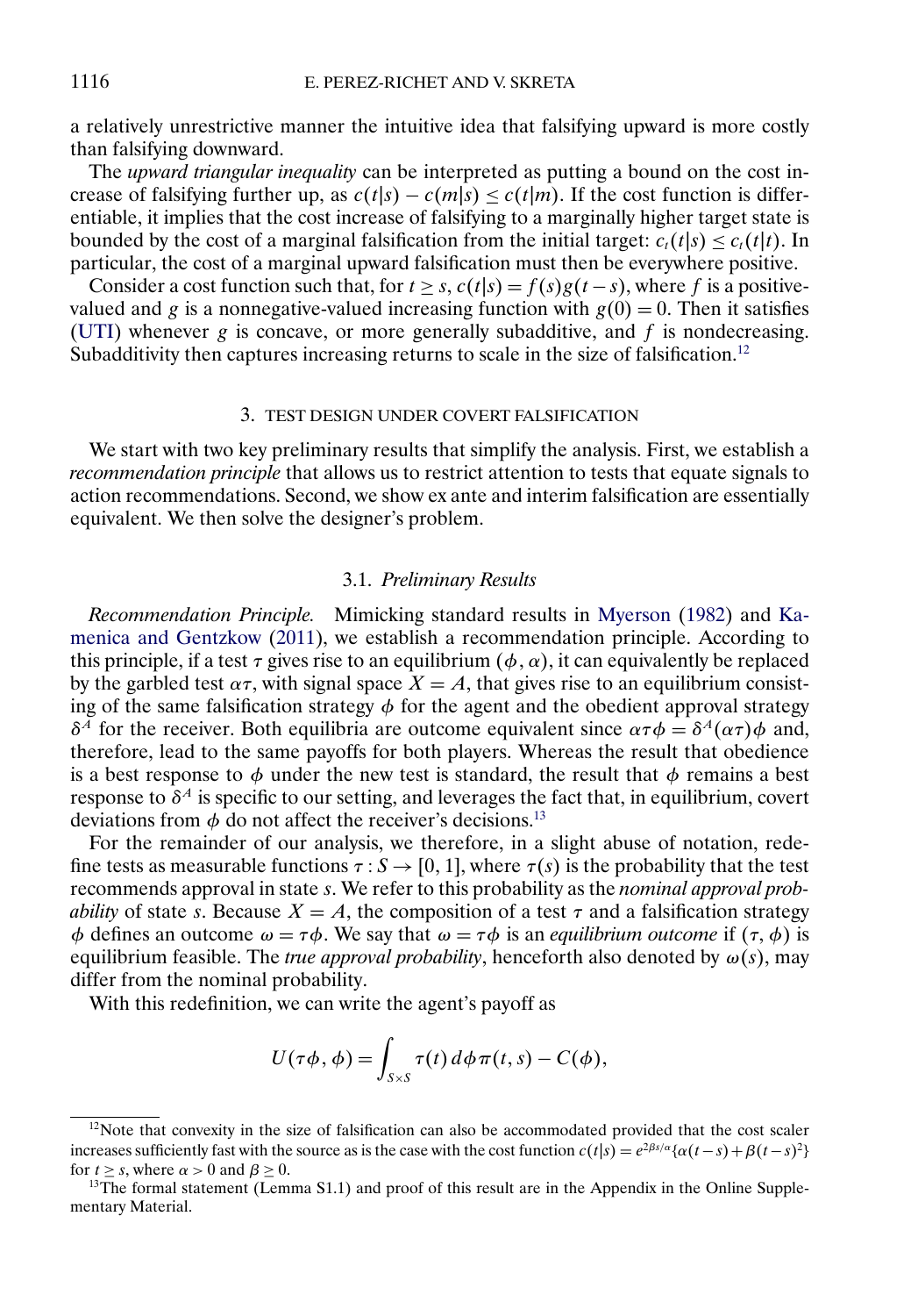a relatively unrestrictive manner the intuitive idea that falsifying upward is more costly than falsifying downward.

The *upward triangular inequality* can be interpreted as putting a bound on the cost increase of falsifying further up, as $c(t|s) - c(m|s) \leq c(t|m)$. If the cost function is differentiable, it implies that the cost increase of falsifying to a marginally higher target state is bounded by the cost of a marginal falsification from the initial target: $c_t(t|s) \leq c_t(t|t)$. In particular, the cost of a marginal upward falsification must then be everywhere positive.

Consider a cost function such that, for $t \geq s$, $c(t|s) = f(s)g(t - s)$, where $f$ is a positive-valued and $g$ is a nonnegative-valued increasing function with $g(0) = 0$. Then it satisfies (UTI) whenever $g$ is concave, or more generally subadditive, and $f$ is nondecreasing. Subadditivity then captures increasing returns to scale in the size of falsification.[12]

## 3. TEST DESIGN UNDER COVERT FALSIFICATION

We start with two key preliminary results that simplify the analysis. First, we establish a *recommendation principle* that allows us to restrict attention to tests that equate signals to action recommendations. Second, we show ex ante and interim falsification are essentially equivalent. We then solve the designer's problem.

### 3.1. *Preliminary Results*

*Recommendation Principle.* Mimicking standard results in Myerson (1982) and Kamenica and Gentzkow (2011), we establish a recommendation principle. According to this principle, if a test $\tau$ gives rise to an equilibrium $(\phi, \alpha)$, it can equivalently be replaced by the garbled test $\alpha\tau$, with signal space $X = A$, that gives rise to an equilibrium consisting of the same falsification strategy $\phi$ for the agent and the obedient approval strategy $\delta^A$ for the receiver. Both equilibria are outcome equivalent since $\alpha\tau\phi = \delta^A(\alpha\tau)\phi$ and, therefore, lead to the same payoffs for both players. Whereas the result that obedience is a best response to $\phi$ under the new test is standard, the result that $\phi$ remains a best response to $\delta^A$ is specific to our setting, and leverages the fact that, in equilibrium, covert deviations from $\phi$ do not affect the receiver's decisions.[13]

For the remainder of our analysis, we therefore, in a slight abuse of notation, redefine tests as measurable functions $\tau : S \to [0, 1]$, where $\tau(s)$ is the probability that the test recommends approval in state $s$. We refer to this probability as the *nominal approval probability* of state $s$. Because $X = A$, the composition of a test $\tau$ and a falsification strategy $\phi$ defines an outcome $\omega = \tau\phi$. We say that $\omega = \tau\phi$ is an *equilibrium outcome* if $(\tau, \phi)$ is equilibrium feasible. The *true approval probability*, henceforth also denoted by $\omega(s)$, may differ from the nominal probability.

With this redefinition, we can write the agent's payoff as

$$U(\tau\phi, \phi) = \int_{S\times S} \tau(t)\, d\phi\pi(t, s) - C(\phi),$$

---

[12]Note that convexity in the size of falsification can also be accommodated provided that the cost scaler increases sufficiently fast with the source as is the case with the cost function $c(t|s) = e^{2\beta s/\alpha}\{\alpha(t - s) + \beta(t - s)^2\}$ for $t \geq s$, where $\alpha > 0$ and $\beta \geq 0$.

[13]The formal statement (Lemma S1.1) and proof of this result are in the Appendix in the Online Supplementary Material.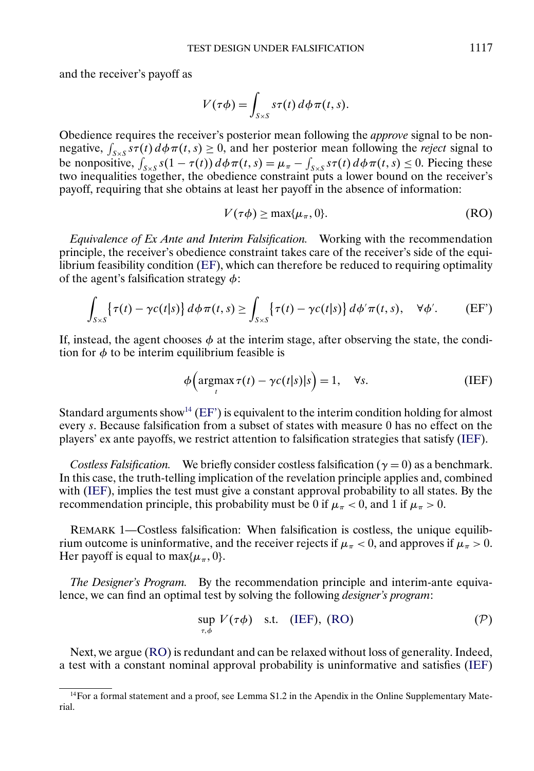and the receiver's payoff as

$$V(\tau\phi) = \int_{S\times S} s\tau(t)\, d\phi\pi(t,s).$$

Obedience requires the receiver's posterior mean following the *approve* signal to be nonnegative, $\int_{S\times S} s\tau(t)\, d\phi\pi(t,s) \geq 0$, and her posterior mean following the *reject* signal to be nonpositive, $\int_{S\times S} s(1-\tau(t))\, d\phi\pi(t,s) = \mu_\pi - \int_{S\times S} s\tau(t)\, d\phi\pi(t,s) \leq 0$. Piecing these two inequalities together, the obedience constraint puts a lower bound on the receiver's payoff, requiring that she obtains at least her payoff in the absence of information:

$$V(\tau\phi) \geq \max\{\mu_\pi, 0\}. \tag{RO}$$

*Equivalence of Ex Ante and Interim Falsification.* Working with the recommendation principle, the receiver's obedience constraint takes care of the receiver's side of the equilibrium feasibility condition (EF), which can therefore be reduced to requiring optimality of the agent's falsification strategy $\phi$:

$$\int_{S\times S} \{\tau(t) - \gamma c(t|s)\}\, d\phi\pi(t,s) \geq \int_{S\times S} \{\tau(t) - \gamma c(t|s)\}\, d\phi'\pi(t,s), \quad \forall \phi'. \tag{EF'}$$

If, instead, the agent chooses $\phi$ at the interim stage, after observing the state, the condition for $\phi$ to be interim equilibrium feasible is

$$\phi\Big(\operatorname*{argmax}_t \tau(t) - \gamma c(t|s)|s\Big) = 1, \quad \forall s. \tag{IEF}$$

Standard arguments show[14] (EF') is equivalent to the interim condition holding for almost every $s$. Because falsification from a subset of states with measure 0 has no effect on the players' ex ante payoffs, we restrict attention to falsification strategies that satisfy (IEF).

*Costless Falsification.* We briefly consider costless falsification ($\gamma = 0$) as a benchmark. In this case, the truth-telling implication of the revelation principle applies and, combined with (IEF), implies the test must give a constant approval probability to all states. By the recommendation principle, this probability must be 0 if $\mu_\pi < 0$, and 1 if $\mu_\pi > 0$.

REMARK 1—Costless falsification: When falsification is costless, the unique equilibrium outcome is uninformative, and the receiver rejects if $\mu_\pi < 0$, and approves if $\mu_\pi > 0$. Her payoff is equal to $\max\{\mu_\pi, 0\}$.

*The Designer's Program.* By the recommendation principle and interim-ante equivalence, we can find an optimal test by solving the following *designer's program*:

$$\sup_{\tau,\phi} V(\tau\phi) \quad \text{s.t.} \quad \text{(IEF), (RO)} \tag{$\mathcal{P}$}$$

Next, we argue (RO) is redundant and can be relaxed without loss of generality. Indeed, a test with a constant nominal approval probability is uninformative and satisfies (IEF)

[14]For a formal statement and a proof, see Lemma S1.2 in the Apendix in the Online Supplementary Material.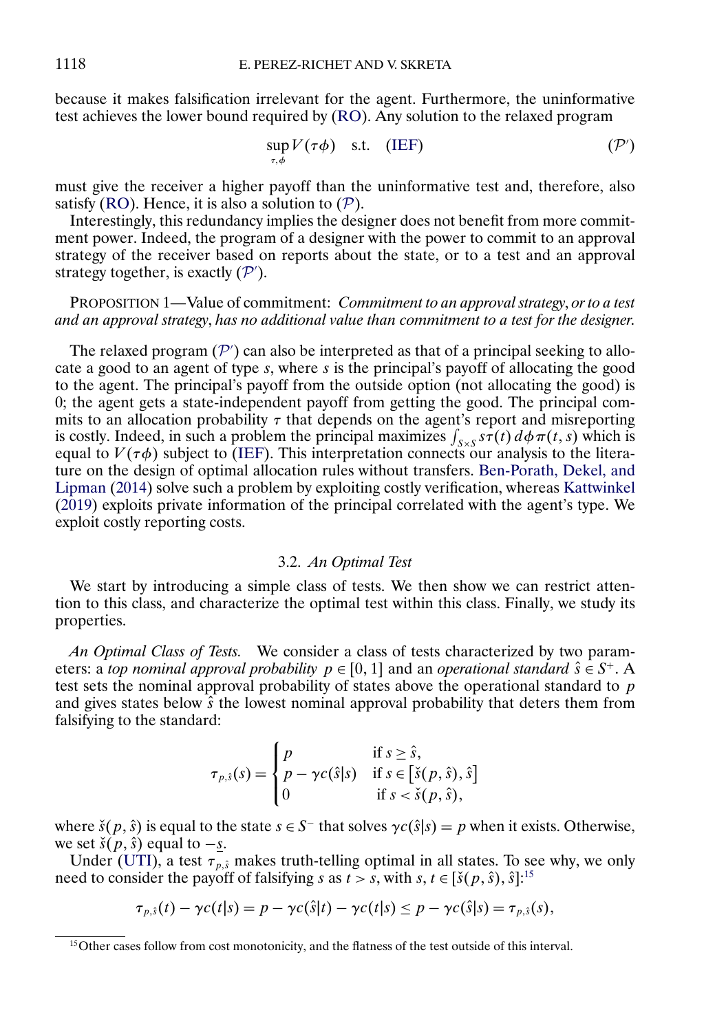because it makes falsification irrelevant for the agent. Furthermore, the uninformative test achieves the lower bound required by (RO). Any solution to the relaxed program

$$\sup_{\tau,\phi} V(\tau\phi) \quad \text{s.t.} \quad \text{(IEF)} \tag{$\mathcal{P}'$}$$

must give the receiver a higher payoff than the uninformative test and, therefore, also satisfy (RO). Hence, it is also a solution to ($\mathcal{P}$).

Interestingly, this redundancy implies the designer does not benefit from more commitment power. Indeed, the program of a designer with the power to commit to an approval strategy of the receiver based on reports about the state, or to a test and an approval strategy together, is exactly ($\mathcal{P}'$).

PROPOSITION 1—Value of commitment: *Commitment to an approval strategy, or to a test and an approval strategy, has no additional value than commitment to a test for the designer.*

The relaxed program ($\mathcal{P}'$) can also be interpreted as that of a principal seeking to allocate a good to an agent of type $s$, where $s$ is the principal's payoff of allocating the good to the agent. The principal's payoff from the outside option (not allocating the good) is 0; the agent gets a state-independent payoff from getting the good. The principal commits to an allocation probability $\tau$ that depends on the agent's report and misreporting is costly. Indeed, in such a problem the principal maximizes $\int_{S\times S} s\tau(t)\, d\phi\pi(t,s)$ which is equal to $V(\tau\phi)$ subject to (IEF). This interpretation connects our analysis to the literature on the design of optimal allocation rules without transfers. Ben-Porath, Dekel, and Lipman (2014) solve such a problem by exploiting costly verification, whereas Kattwinkel (2019) exploits private information of the principal correlated with the agent's type. We exploit costly reporting costs.

### 3.2. *An Optimal Test*

We start by introducing a simple class of tests. We then show we can restrict attention to this class, and characterize the optimal test within this class. Finally, we study its properties.

*An Optimal Class of Tests.* We consider a class of tests characterized by two parameters: a *top nominal approval probability* $p \in [0,1]$ and an *operational standard* $\hat{s} \in S^+$. A test sets the nominal approval probability of states above the operational standard to $p$ and gives states below $\hat{s}$ the lowest nominal approval probability that deters them from falsifying to the standard:

$$\tau_{p,\hat{s}}(s) = \begin{cases} p & \text{if } s \geq \hat{s}, \\ p - \gamma c(\hat{s}|s) & \text{if } s \in [\check{s}(p,\hat{s}), \hat{s}] \\ 0 & \text{if } s < \check{s}(p,\hat{s}), \end{cases}$$

where $\check{s}(p,\hat{s})$ is equal to the state $s \in S^-$ that solves $\gamma c(\hat{s}|s) = p$ when it exists. Otherwise, we set $\check{s}(p,\hat{s})$ equal to $-\underline{s}$.

Under (UTI), a test $\tau_{p,\hat{s}}$ makes truth-telling optimal in all states. To see why, we only need to consider the payoff of falsifying $s$ as $t > s$, with $s, t \in [\check{s}(p,\hat{s}), \hat{s}]$:[15]

$$\tau_{p,\hat{s}}(t) - \gamma c(t|s) = p - \gamma c(\hat{s}|t) - \gamma c(t|s) \leq p - \gamma c(\hat{s}|s) = \tau_{p,\hat{s}}(s),$$

[15] Other cases follow from cost monotonicity, and the flatness of the test outside of this interval.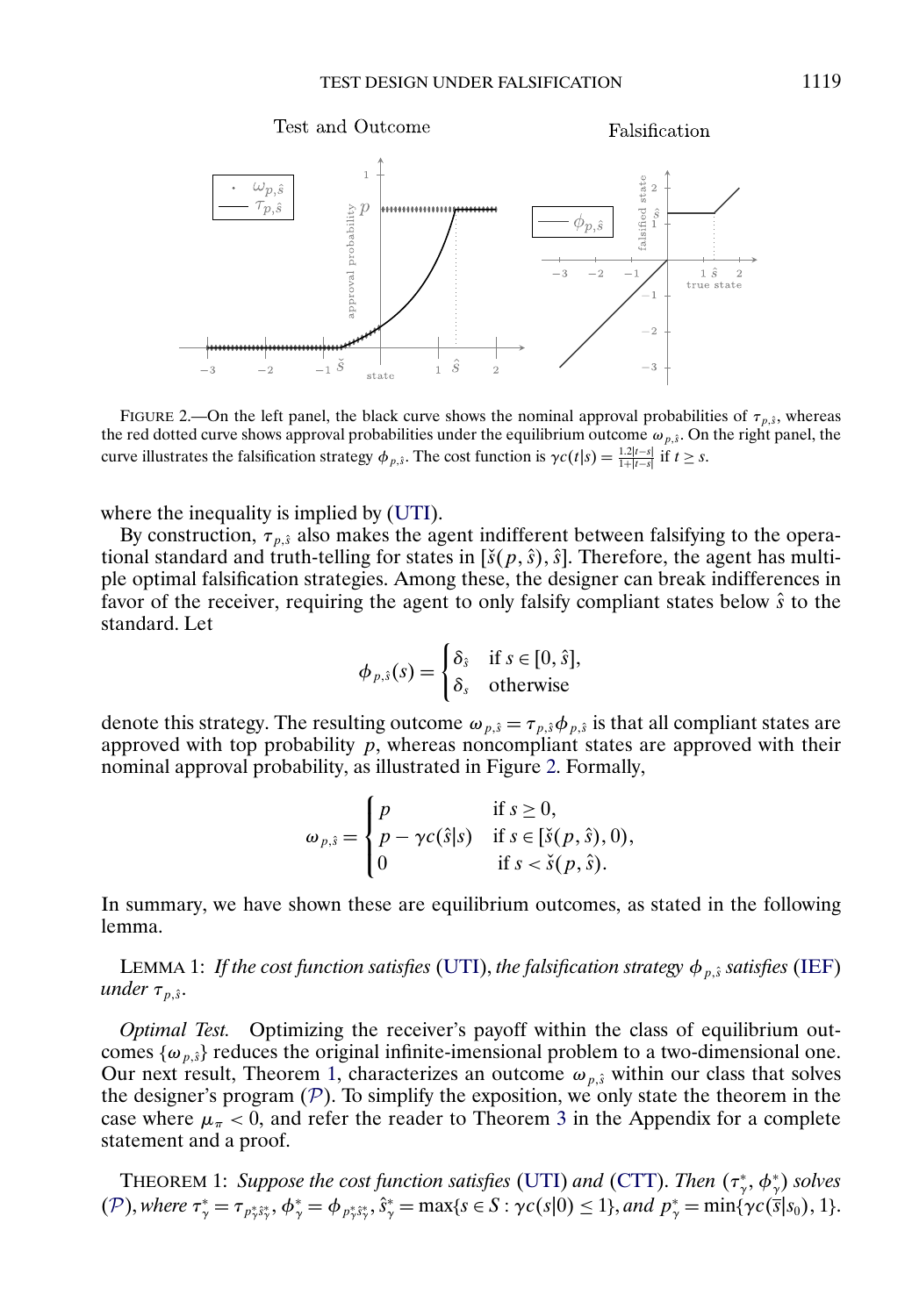FIGURE 2.—On the left panel, the black curve shows the nominal approval probabilities of $\tau_{p,\hat{s}}$, whereas the red dotted curve shows approval probabilities under the equilibrium outcome $\omega_{p,\hat{s}}$. On the right panel, the curve illustrates the falsification strategy $\phi_{p,\hat{s}}$. The cost function is $\gamma c(t|s) = \frac{1.2|t-s|}{1+|t-s|}$ if $t \geq s$.

where the inequality is implied by (UTI).

By construction, $\tau_{p,\hat{s}}$ also makes the agent indifferent between falsifying to the operational standard and truth-telling for states in $[\check{s}(p,\hat{s}), \hat{s}]$. Therefore, the agent has multiple optimal falsification strategies. Among these, the designer can break indifferences in favor of the receiver, requiring the agent to only falsify compliant states below $\hat{s}$ to the standard. Let

$$\phi_{p,\hat{s}}(s) = \begin{cases} \delta_{\hat{s}} & \text{if } s \in [0, \hat{s}], \\ \delta_s & \text{otherwise} \end{cases}$$

denote this strategy. The resulting outcome $\omega_{p,\hat{s}} = \tau_{p,\hat{s}}\phi_{p,\hat{s}}$ is that all compliant states are approved with top probability $p$, whereas noncompliant states are approved with their nominal approval probability, as illustrated in Figure 2. Formally,

$$\omega_{p,\hat{s}} = \begin{cases} p & \text{if } s \geq 0, \\ p - \gamma c(\hat{s}|s) & \text{if } s \in [\check{s}(p,\hat{s}), 0), \\ 0 & \text{if } s < \check{s}(p,\hat{s}). \end{cases}$$

In summary, we have shown these are equilibrium outcomes, as stated in the following lemma.

LEMMA 1: *If the cost function satisfies* (UTI), *the falsification strategy* $\phi_{p,\hat{s}}$ *satisfies* (IEF) *under* $\tau_{p,\hat{s}}$.

*Optimal Test.* Optimizing the receiver's payoff within the class of equilibrium outcomes $\{\omega_{p,\hat{s}}\}$ reduces the original infinite-imensional problem to a two-dimensional one. Our next result, Theorem 1, characterizes an outcome $\omega_{p,\hat{s}}$ within our class that solves the designer's program ($\mathcal{P}$). To simplify the exposition, we only state the theorem in the case where $\mu_\pi < 0$, and refer the reader to Theorem 3 in the Appendix for a complete statement and a proof.

THEOREM 1: *Suppose the cost function satisfies* (UTI) *and* (CTT). *Then* $(\tau^*_\gamma, \phi^*_\gamma)$ *solves* ($\mathcal{P}$), *where* $\tau^*_\gamma = \tau_{p^*_\gamma \hat{s}^*_\gamma}$, $\phi^*_\gamma = \phi_{p^*_\gamma \hat{s}^*_\gamma}$, $\hat{s}^*_\gamma = \max\{s \in S : \gamma c(s|0) \leq 1\}$, *and* $p^*_\gamma = \min\{\gamma c(\overline{s}|s_0), 1\}$.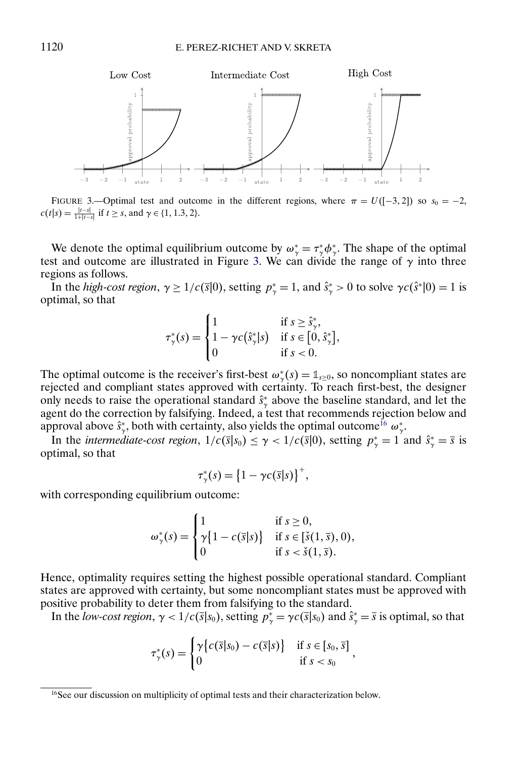FIGURE 3.—Optimal test and outcome in the different regions, where $\pi = U([-3, 2])$ so $s_0 = -2$, $c(t|s) = \frac{|t-s|}{1+|t-s|}$ if $t \geq s$, and $\gamma \in \{1, 1.3, 2\}$.

We denote the optimal equilibrium outcome by $\omega^*_\gamma = \tau^*_\gamma \phi^*_\gamma$. The shape of the optimal test and outcome are illustrated in Figure 3. We can divide the range of $\gamma$ into three regions as follows.

In the *high-cost region*, $\gamma \geq 1/c(\bar{s}|0)$, setting $p^*_\gamma = 1$, and $\hat{s}^*_\gamma > 0$ to solve $\gamma c(\hat{s}^*|0) = 1$ is optimal, so that

$$\tau^*_\gamma(s) = \begin{cases} 1 & \text{if } s \geq \hat{s}^*_\gamma, \\ 1 - \gamma c(\hat{s}^*_\gamma|s) & \text{if } s \in [0, \hat{s}^*_\gamma], \\ 0 & \text{if } s < 0. \end{cases}$$

The optimal outcome is the receiver's first-best $\omega^*_\gamma(s) = \mathbb{1}_{s \geq 0}$, so noncompliant states are rejected and compliant states approved with certainty. To reach first-best, the designer only needs to raise the operational standard $\hat{s}^*_\gamma$ above the baseline standard, and let the agent do the correction by falsifying. Indeed, a test that recommends rejection below and approval above $\hat{s}^*_\gamma$, both with certainty, also yields the optimal outcome[16] $\omega^*_\gamma$.

In the *intermediate-cost region*, $1/c(\bar{s}|s_0) \leq \gamma < 1/c(\bar{s}|0)$, setting $p^*_\gamma = 1$ and $\hat{s}^*_\gamma = \bar{s}$ is optimal, so that

$$\tau^*_\gamma(s) = \{1 - \gamma c(\bar{s}|s)\}^+,$$

with corresponding equilibrium outcome:

$$\omega^*_\gamma(s) = \begin{cases} 1 & \text{if } s \geq 0, \\ \gamma\{1 - c(\bar{s}|s)\} & \text{if } s \in [\check{s}(1, \bar{s}), 0), \\ 0 & \text{if } s < \check{s}(1, \bar{s}). \end{cases}$$

Hence, optimality requires setting the highest possible operational standard. Compliant states are approved with certainty, but some noncompliant states must be approved with positive probability to deter them from falsifying to the standard.

In the *low-cost region*, $\gamma < 1/c(\bar{s}|s_0)$, setting $p^*_\gamma = \gamma c(\bar{s}|s_0)$ and $\hat{s}^*_\gamma = \bar{s}$ is optimal, so that

$$\tau^*_\gamma(s) = \begin{cases} \gamma\{c(\bar{s}|s_0) - c(\bar{s}|s)\} & \text{if } s \in [s_0, \bar{s}] \\ 0 & \text{if } s < s_0 \end{cases},$$

[16] See our discussion on multiplicity of optimal tests and their characterization below.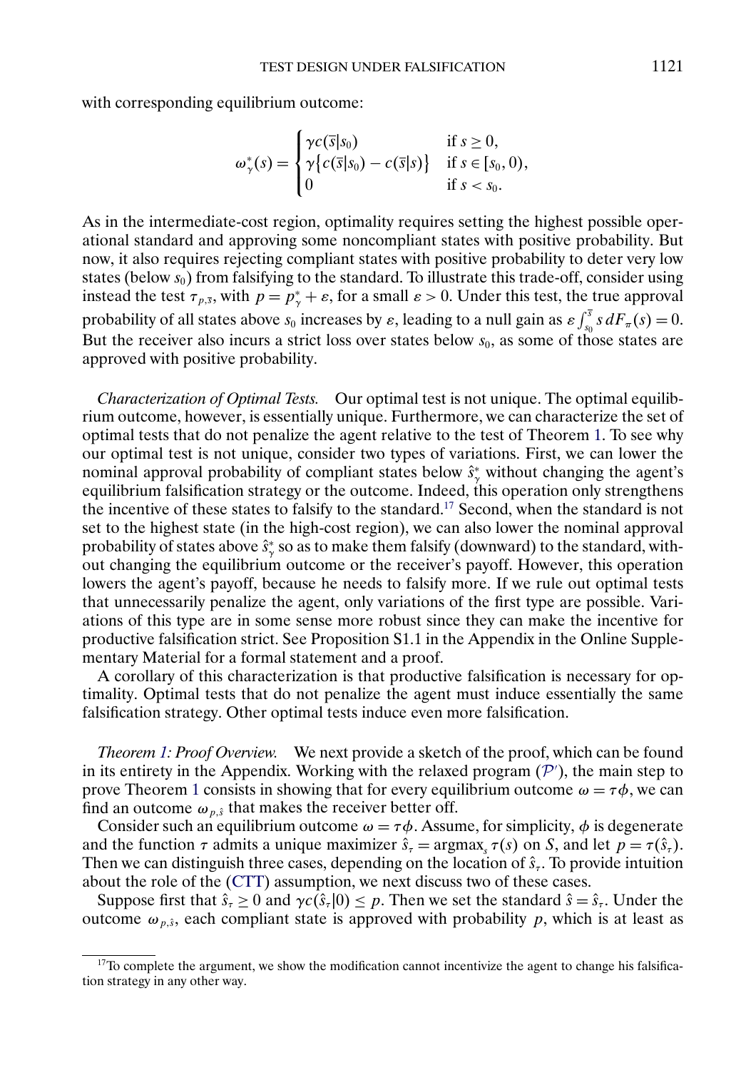with corresponding equilibrium outcome:

$$\omega^*_\gamma(s) = \begin{cases} \gamma c(\bar{s}|s_0) & \text{if } s \geq 0, \\ \gamma\{c(\bar{s}|s_0) - c(\bar{s}|s)\} & \text{if } s \in [s_0, 0), \\ 0 & \text{if } s < s_0. \end{cases}$$

As in the intermediate-cost region, optimality requires setting the highest possible operational standard and approving some noncompliant states with positive probability. But now, it also requires rejecting compliant states with positive probability to deter very low states (below $s_0$) from falsifying to the standard. To illustrate this trade-off, consider using instead the test $\tau_{p,\bar{s}}$, with $p = p^*_\gamma + \varepsilon$, for a small $\varepsilon > 0$. Under this test, the true approval probability of all states above $s_0$ increases by $\varepsilon$, leading to a null gain as $\varepsilon \int_{s_0}^{\bar{s}} s\, dF_\pi(s) = 0$. But the receiver also incurs a strict loss over states below $s_0$, as some of those states are approved with positive probability.

*Characterization of Optimal Tests.* Our optimal test is not unique. The optimal equilibrium outcome, however, is essentially unique. Furthermore, we can characterize the set of optimal tests that do not penalize the agent relative to the test of Theorem 1. To see why our optimal test is not unique, consider two types of variations. First, we can lower the nominal approval probability of compliant states below $\hat{s}^*_\gamma$ without changing the agent's equilibrium falsification strategy or the outcome. Indeed, this operation only strengthens the incentive of these states to falsify to the standard.[17] Second, when the standard is not set to the highest state (in the high-cost region), we can also lower the nominal approval probability of states above $\hat{s}^*_\gamma$ so as to make them falsify (downward) to the standard, without changing the equilibrium outcome or the receiver's payoff. However, this operation lowers the agent's payoff, because he needs to falsify more. If we rule out optimal tests that unnecessarily penalize the agent, only variations of the first type are possible. Variations of this type are in some sense more robust since they can make the incentive for productive falsification strict. See Proposition S1.1 in the Appendix in the Online Supplementary Material for a formal statement and a proof.

A corollary of this characterization is that productive falsification is necessary for optimality. Optimal tests that do not penalize the agent must induce essentially the same falsification strategy. Other optimal tests induce even more falsification.

*Theorem 1: Proof Overview.* We next provide a sketch of the proof, which can be found in its entirety in the Appendix. Working with the relaxed program ($\mathcal{P}'$), the main step to prove Theorem 1 consists in showing that for every equilibrium outcome $\omega = \tau\phi$, we can find an outcome $\omega_{p,\hat{s}}$ that makes the receiver better off.

Consider such an equilibrium outcome $\omega = \tau\phi$. Assume, for simplicity, $\phi$ is degenerate and the function $\tau$ admits a unique maximizer $\hat{s}_\tau = \text{argmax}_s\, \tau(s)$ on $S$, and let $p = \tau(\hat{s}_\tau)$. Then we can distinguish three cases, depending on the location of $\hat{s}_\tau$. To provide intuition about the role of the (CTT) assumption, we next discuss two of these cases.

Suppose first that $\hat{s}_\tau \geq 0$ and $\gamma c(\hat{s}_\tau|0) \leq p$. Then we set the standard $\hat{s} = \hat{s}_\tau$. Under the outcome $\omega_{p,\hat{s}}$, each compliant state is approved with probability $p$, which is at least as

[17]To complete the argument, we show the modification cannot incentivize the agent to change his falsification strategy in any other way.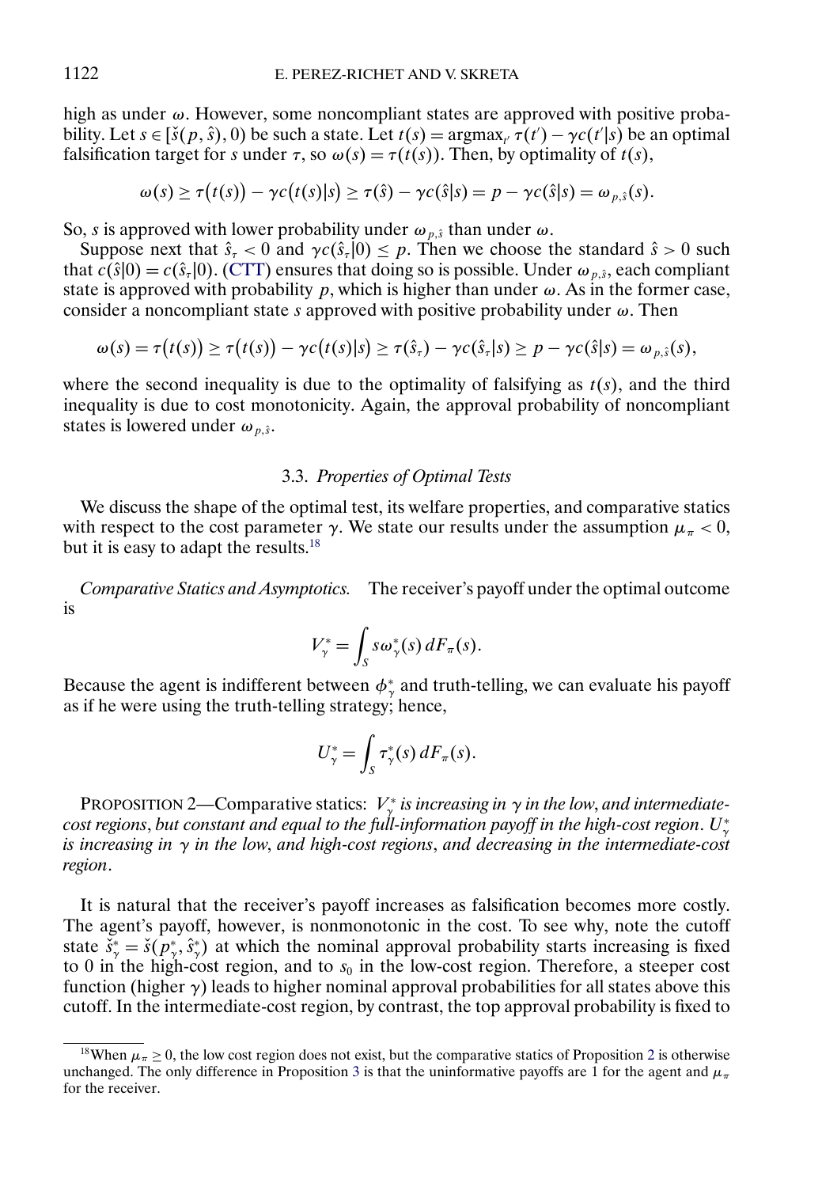high as under $\omega$. However, some noncompliant states are approved with positive probability. Let $s \in [\check{s}(p, \hat{s}), 0)$ be such a state. Let $t(s) = \text{argmax}_{t'} \tau(t') - \gamma c(t'|s)$ be an optimal falsification target for $s$ under $\tau$, so $\omega(s) = \tau(t(s))$. Then, by optimality of $t(s)$,

$$\omega(s) \geq \tau\big(t(s)\big) - \gamma c\big(t(s)|s\big) \geq \tau(\hat{s}) - \gamma c(\hat{s}|s) = p - \gamma c(\hat{s}|s) = \omega_{p,\hat{s}}(s).$$

So, $s$ is approved with lower probability under $\omega_{p,\hat{s}}$ than under $\omega$.

Suppose next that $\hat{s}_\tau < 0$ and $\gamma c(\hat{s}_\tau|0) \leq p$. Then we choose the standard $\hat{s} > 0$ such that $c(\hat{s}|0) = c(\hat{s}_\tau|0)$. (CTT) ensures that doing so is possible. Under $\omega_{p,\hat{s}}$, each compliant state is approved with probability $p$, which is higher than under $\omega$. As in the former case, consider a noncompliant state $s$ approved with positive probability under $\omega$. Then

$$\omega(s) = \tau\big(t(s)\big) \geq \tau\big(t(s)\big) - \gamma c\big(t(s)|s\big) \geq \tau(\hat{s}_\tau) - \gamma c(\hat{s}_\tau|s) \geq p - \gamma c(\hat{s}|s) = \omega_{p,\hat{s}}(s),$$

where the second inequality is due to the optimality of falsifying as $t(s)$, and the third inequality is due to cost monotonicity. Again, the approval probability of noncompliant states is lowered under $\omega_{p,\hat{s}}$.

### 3.3. *Properties of Optimal Tests*

We discuss the shape of the optimal test, its welfare properties, and comparative statics with respect to the cost parameter $\gamma$. We state our results under the assumption $\mu_\pi < 0$, but it is easy to adapt the results.[18]

*Comparative Statics and Asymptotics.* The receiver's payoff under the optimal outcome is

$$V^*_\gamma = \int_S s\omega^*_\gamma(s)\, dF_\pi(s).$$

Because the agent is indifferent between $\phi^*_\gamma$ and truth-telling, we can evaluate his payoff as if he were using the truth-telling strategy; hence,

$$U^*_\gamma = \int_S \tau^*_\gamma(s)\, dF_\pi(s).$$

PROPOSITION 2—Comparative statics: *$V^*_\gamma$ is increasing in $\gamma$ in the low, and intermediate-cost regions, but constant and equal to the full-information payoff in the high-cost region. $U^*_\gamma$ is increasing in $\gamma$ in the low, and high-cost regions, and decreasing in the intermediate-cost region.*

It is natural that the receiver's payoff increases as falsification becomes more costly. The agent's payoff, however, is nonmonotonic in the cost. To see why, note the cutoff state $\check{s}^*_\gamma = \check{s}(p^*_\gamma, \hat{s}^*_\gamma)$ at which the nominal approval probability starts increasing is fixed to 0 in the high-cost region, and to $s_0$ in the low-cost region. Therefore, a steeper cost function (higher $\gamma$) leads to higher nominal approval probabilities for all states above this cutoff. In the intermediate-cost region, by contrast, the top approval probability is fixed to

[18] When $\mu_\pi \geq 0$, the low cost region does not exist, but the comparative statics of Proposition 2 is otherwise unchanged. The only difference in Proposition 3 is that the uninformative payoffs are 1 for the agent and $\mu_\pi$ for the receiver.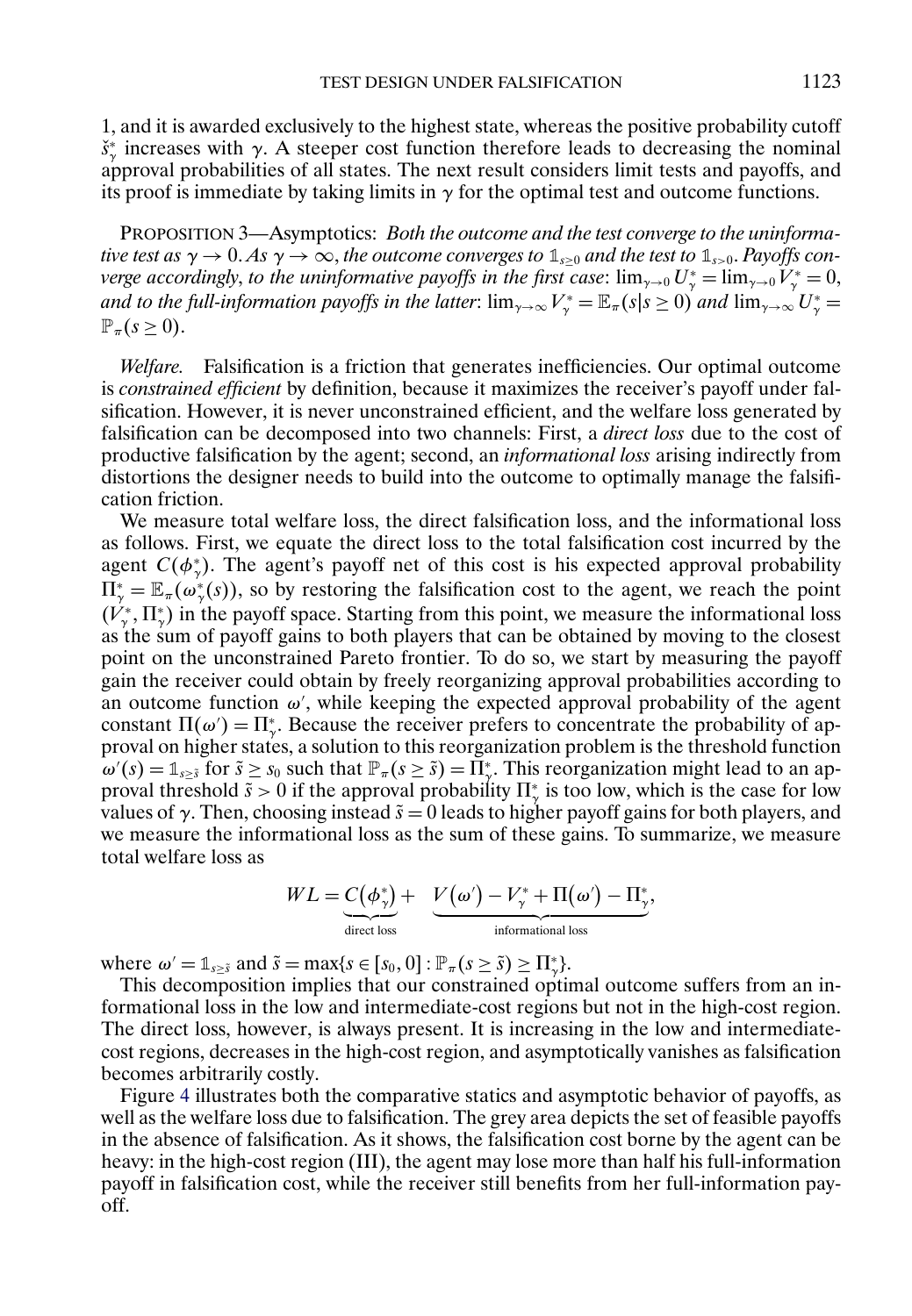1, and it is awarded exclusively to the highest state, whereas the positive probability cutoff $\check{s}^*_\gamma$ increases with $\gamma$. A steeper cost function therefore leads to decreasing the nominal approval probabilities of all states. The next result considers limit tests and payoffs, and its proof is immediate by taking limits in $\gamma$ for the optimal test and outcome functions.

PROPOSITION 3—Asymptotics: *Both the outcome and the test converge to the uninformative test as $\gamma \to 0$. As $\gamma \to \infty$, the outcome converges to $\mathbb{1}_{s\geq 0}$ and the test to $\mathbb{1}_{s>0}$. Payoffs converge accordingly, to the uninformative payoffs in the first case*: $\lim_{\gamma\to 0} U^*_\gamma = \lim_{\gamma\to 0} V^*_\gamma = 0$, *and to the full-information payoffs in the latter*: $\lim_{\gamma\to\infty} V^*_\gamma = \mathbb{E}_\pi(s|s \geq 0)$ *and* $\lim_{\gamma\to\infty} U^*_\gamma = \mathbb{P}_\pi(s \geq 0)$.

*Welfare.* Falsification is a friction that generates inefficiencies. Our optimal outcome is *constrained efficient* by definition, because it maximizes the receiver's payoff under falsification. However, it is never unconstrained efficient, and the welfare loss generated by falsification can be decomposed into two channels: First, a *direct loss* due to the cost of productive falsification by the agent; second, an *informational loss* arising indirectly from distortions the designer needs to build into the outcome to optimally manage the falsification friction.

We measure total welfare loss, the direct falsification loss, and the informational loss as follows. First, we equate the direct loss to the total falsification cost incurred by the agent $C(\phi^*_\gamma)$. The agent's payoff net of this cost is his expected approval probability $\Pi^*_\gamma = \mathbb{E}_\pi(\omega^*_\gamma(s))$, so by restoring the falsification cost to the agent, we reach the point $(V^*_\gamma, \Pi^*_\gamma)$ in the payoff space. Starting from this point, we measure the informational loss as the sum of payoff gains to both players that can be obtained by moving to the closest point on the unconstrained Pareto frontier. To do so, we start by measuring the payoff gain the receiver could obtain by freely reorganizing approval probabilities according to an outcome function $\omega'$, while keeping the expected approval probability of the agent constant $\Pi(\omega') = \Pi^*_\gamma$. Because the receiver prefers to concentrate the probability of approval on higher states, a solution to this reorganization problem is the threshold function $\omega'(s) = \mathbb{1}_{s\geq\tilde{s}}$ for $\tilde{s} \geq s_0$ such that $\mathbb{P}_\pi(s \geq \tilde{s}) = \Pi^*_\gamma$. This reorganization might lead to an approval threshold $\tilde{s} > 0$ if the approval probability $\Pi^*_\gamma$ is too low, which is the case for low values of $\gamma$. Then, choosing instead $\tilde{s} = 0$ leads to higher payoff gains for both players, and we measure the informational loss as the sum of these gains. To summarize, we measure total welfare loss as

$$WL = \underbrace{C(\phi^*_\gamma)}_{\text{direct loss}} + \underbrace{V(\omega') - V^*_\gamma + \Pi(\omega') - \Pi^*_\gamma}_{\text{informational loss}},$$

where $\omega' = \mathbb{1}_{s\geq\tilde{s}}$ and $\tilde{s} = \max\{s \in [s_0, 0] : \mathbb{P}_\pi(s \geq \tilde{s}) \geq \Pi^*_\gamma\}$.

This decomposition implies that our constrained optimal outcome suffers from an informational loss in the low and intermediate-cost regions but not in the high-cost region. The direct loss, however, is always present. It is increasing in the low and intermediate-cost regions, decreases in the high-cost region, and asymptotically vanishes as falsification becomes arbitrarily costly.

Figure 4 illustrates both the comparative statics and asymptotic behavior of payoffs, as well as the welfare loss due to falsification. The grey area depicts the set of feasible payoffs in the absence of falsification. As it shows, the falsification cost borne by the agent can be heavy: in the high-cost region (III), the agent may lose more than half his full-information payoff in falsification cost, while the receiver still benefits from her full-information payoff.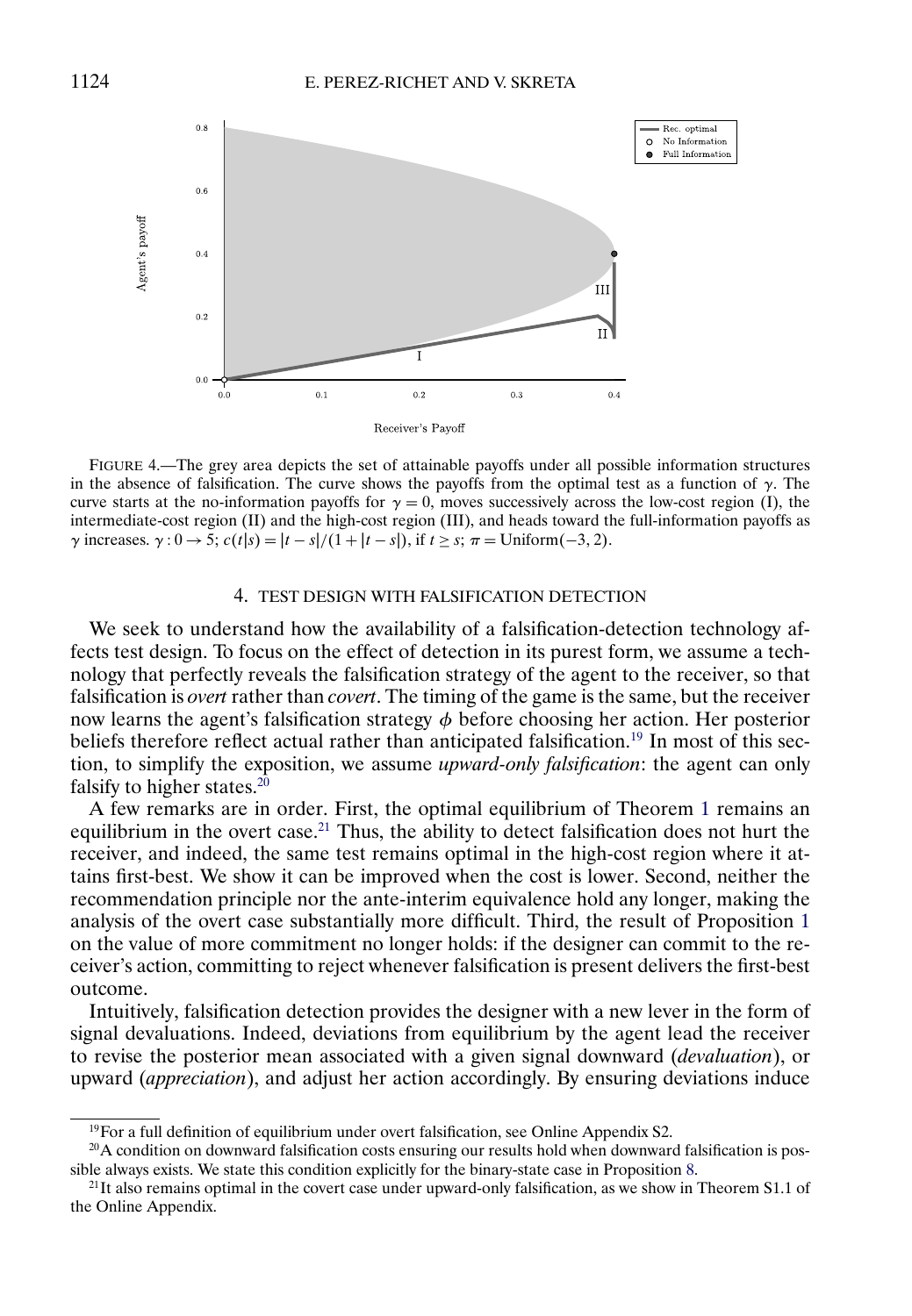FIGURE 4.—The grey area depicts the set of attainable payoffs under all possible information structures in the absence of falsification. The curve shows the payoffs from the optimal test as a function of $\gamma$. The curve starts at the no-information payoffs for $\gamma = 0$, moves successively across the low-cost region (I), the intermediate-cost region (II) and the high-cost region (III), and heads toward the full-information payoffs as $\gamma$ increases. $\gamma : 0 \to 5$; $c(t|s) = |t - s|/(1 + |t - s|)$, if $t \geq s$; $\pi = \text{Uniform}(-3, 2)$.

## 4. TEST DESIGN WITH FALSIFICATION DETECTION

We seek to understand how the availability of a falsification-detection technology affects test design. To focus on the effect of detection in its purest form, we assume a technology that perfectly reveals the falsification strategy of the agent to the receiver, so that falsification is *overt* rather than *covert*. The timing of the game is the same, but the receiver now learns the agent's falsification strategy $\phi$ before choosing her action. Her posterior beliefs therefore reflect actual rather than anticipated falsification.[19] In most of this section, to simplify the exposition, we assume *upward-only falsification*: the agent can only falsify to higher states.[20]

A few remarks are in order. First, the optimal equilibrium of Theorem 1 remains an equilibrium in the overt case.[21] Thus, the ability to detect falsification does not hurt the receiver, and indeed, the same test remains optimal in the high-cost region where it attains first-best. We show it can be improved when the cost is lower. Second, neither the recommendation principle nor the ante-interim equivalence hold any longer, making the analysis of the overt case substantially more difficult. Third, the result of Proposition 1 on the value of more commitment no longer holds: if the designer can commit to the receiver's action, committing to reject whenever falsification is present delivers the first-best outcome.

Intuitively, falsification detection provides the designer with a new lever in the form of signal devaluations. Indeed, deviations from equilibrium by the agent lead the receiver to revise the posterior mean associated with a given signal downward (*devaluation*), or upward (*appreciation*), and adjust her action accordingly. By ensuring deviations induce

[19]For a full definition of equilibrium under overt falsification, see Online Appendix S2.

[20]A condition on downward falsification costs ensuring our results hold when downward falsification is possible always exists. We state this condition explicitly for the binary-state case in Proposition 8.

[21]It also remains optimal in the covert case under upward-only falsification, as we show in Theorem S1.1 of the Online Appendix.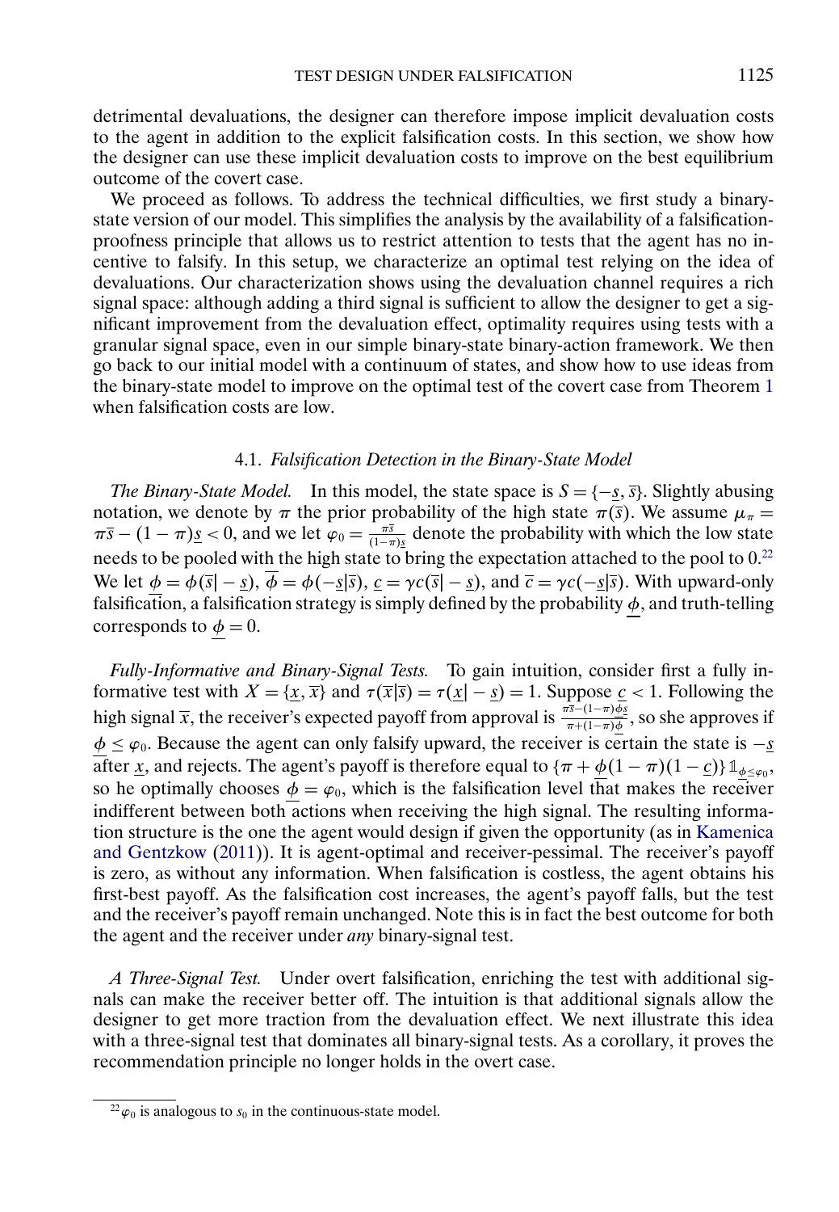detrimental devaluations, the designer can therefore impose implicit devaluation costs to the agent in addition to the explicit falsification costs. In this section, we show how the designer can use these implicit devaluation costs to improve on the best equilibrium outcome of the covert case.

We proceed as follows. To address the technical difficulties, we first study a binary-state version of our model. This simplifies the analysis by the availability of a falsification-proofness principle that allows us to restrict attention to tests that the agent has no incentive to falsify. In this setup, we characterize an optimal test relying on the idea of devaluations. Our characterization shows using the devaluation channel requires a rich signal space: although adding a third signal is sufficient to allow the designer to get a significant improvement from the devaluation effect, optimality requires using tests with a granular signal space, even in our simple binary-state binary-action framework. We then go back to our initial model with a continuum of states, and show how to use ideas from the binary-state model to improve on the optimal test of the covert case from Theorem 1 when falsification costs are low.

### 4.1. *Falsification Detection in the Binary-State Model*

*The Binary-State Model.* In this model, the state space is $S = \{-\underline{s}, \overline{s}\}$. Slightly abusing notation, we denote by $\pi$ the prior probability of the high state $\pi(\overline{s})$. We assume $\mu_\pi = \pi\overline{s} - (1-\pi)\underline{s} < 0$, and we let $\varphi_0 = \frac{\pi\overline{s}}{(1-\pi)\underline{s}}$ denote the probability with which the low state needs to be pooled with the high state to bring the expectation attached to the pool to 0.[22] We let $\underline{\phi} = \phi(\overline{s}| - \underline{s})$, $\overline{\phi} = \phi(-\underline{s}|\overline{s})$, $\underline{c} = \gamma c(\overline{s}| - \underline{s})$, and $\overline{c} = \gamma c(-\underline{s}|\overline{s})$. With upward-only falsification, a falsification strategy is simply defined by the probability $\underline{\phi}$, and truth-telling corresponds to $\underline{\phi} = 0$.

*Fully-Informative and Binary-Signal Tests.* To gain intuition, consider first a fully informative test with $X = \{\underline{x}, \overline{x}\}$ and $\tau(\overline{x}|\overline{s}) = \tau(\underline{x}| - \underline{s}) = 1$. Suppose $\underline{c} < 1$. Following the high signal $\overline{x}$, the receiver's expected payoff from approval is $\frac{\pi\overline{s} - (1-\pi)\underline{\phi}\underline{s}}{\pi + (1-\pi)\underline{\phi}}$, so she approves if $\underline{\phi} \leq \varphi_0$. Because the agent can only falsify upward, the receiver is certain the state is $-\underline{s}$ after $\underline{x}$, and rejects. The agent's payoff is therefore equal to $\{\pi + \underline{\phi}(1-\pi)(1-\underline{c})\}\mathbb{1}_{\underline{\phi} \leq \varphi_0}$, so he optimally chooses $\underline{\phi} = \varphi_0$, which is the falsification level that makes the receiver indifferent between both actions when receiving the high signal. The resulting information structure is the one the agent would design if given the opportunity (as in Kamenica and Gentzkow (2011)). It is agent-optimal and receiver-pessimal. The receiver's payoff is zero, as without any information. When falsification is costless, the agent obtains his first-best payoff. As the falsification cost increases, the agent's payoff falls, but the test and the receiver's payoff remain unchanged. Note this is in fact the best outcome for both the agent and the receiver under *any* binary-signal test.

*A Three-Signal Test.* Under overt falsification, enriching the test with additional signals can make the receiver better off. The intuition is that additional signals allow the designer to get more traction from the devaluation effect. We next illustrate this idea with a three-signal test that dominates all binary-signal tests. As a corollary, it proves the recommendation principle no longer holds in the overt case.

---

[22] $\varphi_0$ is analogous to $s_0$ in the continuous-state model.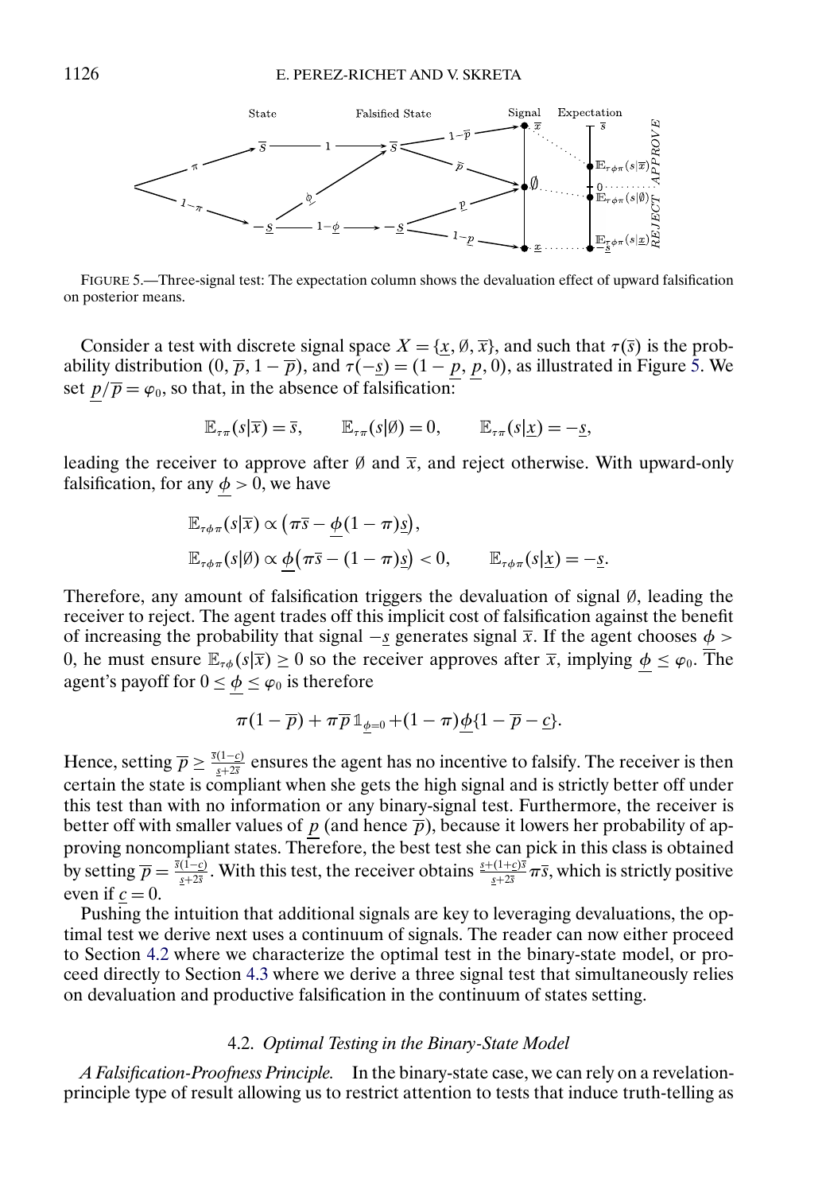FIGURE 5.—Three-signal test: The expectation column shows the devaluation effect of upward falsification on posterior means.

Consider a test with discrete signal space $X = \{\underline{x}, \emptyset, \overline{x}\}$, and such that $\tau(\overline{s})$ is the probability distribution $(0, \overline{p}, 1-\overline{p})$, and $\tau(-\underline{s}) = (1-\underline{p}, \underline{p}, 0)$, as illustrated in Figure 5. We set $\underline{p}/\overline{p} = \varphi_0$, so that, in the absence of falsification:

$$\mathbb{E}_{\tau\pi}(s|\overline{x}) = \overline{s}, \qquad \mathbb{E}_{\tau\pi}(s|\emptyset) = 0, \qquad \mathbb{E}_{\tau\pi}(s|\underline{x}) = -\underline{s},$$

leading the receiver to approve after $\emptyset$ and $\overline{x}$, and reject otherwise. With upward-only falsification, for any $\underline{\phi} > 0$, we have

$$\mathbb{E}_{\tau\phi\pi}(s|\overline{x}) \propto \big(\pi\overline{s} - \underline{\phi}(1-\pi)\underline{s}\big),$$

$$\mathbb{E}_{\tau\phi\pi}(s|\emptyset) \propto \underline{\phi}\big(\pi\overline{s} - (1-\pi)\underline{s}\big) < 0, \qquad \mathbb{E}_{\tau\phi\pi}(s|\underline{x}) = -\underline{s}.$$

Therefore, any amount of falsification triggers the devaluation of signal $\emptyset$, leading the receiver to reject. The agent trades off this implicit cost of falsification against the benefit of increasing the probability that signal $-\underline{s}$ generates signal $\overline{x}$. If the agent chooses $\underline{\phi} > 0$, he must ensure $\mathbb{E}_{\tau\phi}(s|\overline{x}) \geq 0$ so the receiver approves after $\overline{x}$, implying $\underline{\phi} \leq \varphi_0$. The agent's payoff for $0 \leq \underline{\phi} \leq \varphi_0$ is therefore

$$\pi(1-\overline{p}) + \pi\overline{p}\mathbb{1}_{\underline{\phi}=0} + (1-\pi)\underline{\phi}\{1-\overline{p}-\underline{c}\}.$$

Hence, setting $\overline{p} \geq \frac{\overline{s}(1-c)}{\underline{s}+2\overline{s}}$ ensures the agent has no incentive to falsify. The receiver is then certain the state is compliant when she gets the high signal and is strictly better off under this test than with no information or any binary-signal test. Furthermore, the receiver is better off with smaller values of $\underline{p}$ (and hence $\overline{p}$), because it lowers her probability of approving noncompliant states. Therefore, the best test she can pick in this class is obtained by setting $\overline{p} = \frac{\overline{s}(1-c)}{\underline{s}+2\overline{s}}$. With this test, the receiver obtains $\frac{\underline{s}+(1+c)\overline{s}}{\underline{s}+2\overline{s}}\pi\overline{s}$, which is strictly positive even if $\underline{c} = 0$.

Pushing the intuition that additional signals are key to leveraging devaluations, the optimal test we derive next uses a continuum of signals. The reader can now either proceed to Section 4.2 where we characterize the optimal test in the binary-state model, or proceed directly to Section 4.3 where we derive a three signal test that simultaneously relies on devaluation and productive falsification in the continuum of states setting.

### 4.2. *Optimal Testing in the Binary-State Model*

*A Falsification-Proofness Principle.* In the binary-state case, we can rely on a revelation-principle type of result allowing us to restrict attention to tests that induce truth-telling as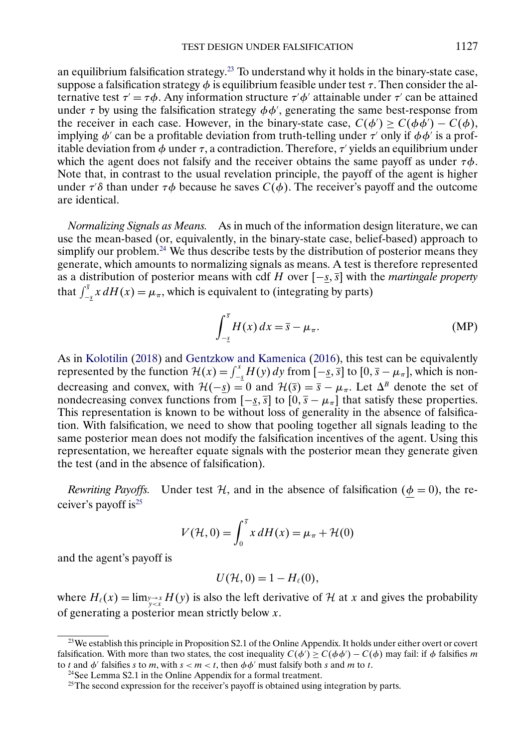an equilibrium falsification strategy.[23] To understand why it holds in the binary-state case, suppose a falsification strategy $\phi$ is equilibrium feasible under test $\tau$. Then consider the alternative test $\tau' = \tau\phi$. Any information structure $\tau'\phi'$ attainable under $\tau'$ can be attained under $\tau$ by using the falsification strategy $\phi\phi'$, generating the same best-response from the receiver in each case. However, in the binary-state case, $C(\phi') \geq C(\phi\phi') - C(\phi)$, implying $\phi'$ can be a profitable deviation from truth-telling under $\tau'$ only if $\phi\phi'$ is a profitable deviation from $\phi$ under $\tau$, a contradiction. Therefore, $\tau'$ yields an equilibrium under which the agent does not falsify and the receiver obtains the same payoff as under $\tau\phi$. Note that, in contrast to the usual revelation principle, the payoff of the agent is higher under $\tau'\delta$ than under $\tau\phi$ because he saves $C(\phi)$. The receiver's payoff and the outcome are identical.

*Normalizing Signals as Means.* As in much of the information design literature, we can use the mean-based (or, equivalently, in the binary-state case, belief-based) approach to simplify our problem.[24] We thus describe tests by the distribution of posterior means they generate, which amounts to normalizing signals as means. A test is therefore represented as a distribution of posterior means with cdf $H$ over $[-\underline{s}, \overline{s}]$ with the *martingale property* that $\int_{-\underline{s}}^{\overline{s}} x\, dH(x) = \mu_\pi$, which is equivalent to (integrating by parts)

$$\int_{-\underline{s}}^{\overline{s}} H(x)\, dx = \overline{s} - \mu_\pi. \tag{MP}$$

As in Kolotilin (2018) and Gentzkow and Kamenica (2016), this test can be equivalently represented by the function $\mathcal{H}(x) = \int_{-\underline{s}}^{x} H(y)\, dy$ from $[-\underline{s}, \overline{s}]$ to $[0, \overline{s} - \mu_\pi]$, which is nondecreasing and convex, with $\mathcal{H}(-\underline{s}) = 0$ and $\mathcal{H}(\overline{s}) = \overline{s} - \mu_\pi$. Let $\Delta^B$ denote the set of nondecreasing convex functions from $[-\underline{s}, \overline{s}]$ to $[0, \overline{s} - \mu_\pi]$ that satisfy these properties. This representation is known to be without loss of generality in the absence of falsification. With falsification, we need to show that pooling together all signals leading to the same posterior mean does not modify the falsification incentives of the agent. Using this representation, we hereafter equate signals with the posterior mean they generate given the test (and in the absence of falsification).

*Rewriting Payoffs.* Under test $\mathcal{H}$, and in the absence of falsification ($\underline{\phi} = 0$), the receiver's payoff is[25]

$$V(\mathcal{H}, 0) = \int_0^{\overline{s}} x\, dH(x) = \mu_\pi + \mathcal{H}(0)$$

and the agent's payoff is

$$U(\mathcal{H}, 0) = 1 - H_\ell(0),$$

where $H_\ell(x) = \lim_{\substack{y \to x \\ y < x}} H(y)$ is also the left derivative of $\mathcal{H}$ at $x$ and gives the probability of generating a posterior mean strictly below $x$.

---

[23] We establish this principle in Proposition S2.1 of the Online Appendix. It holds under either overt or covert falsification. With more than two states, the cost inequality $C(\phi') \geq C(\phi\phi') - C(\phi)$ may fail: if $\phi$ falsifies $m$ to $t$ and $\phi'$ falsifies $s$ to $m$, with $s < m < t$, then $\phi\phi'$ must falsify both $s$ and $m$ to $t$.

[24] See Lemma S2.1 in the Online Appendix for a formal treatment.

[25] The second expression for the receiver's payoff is obtained using integration by parts.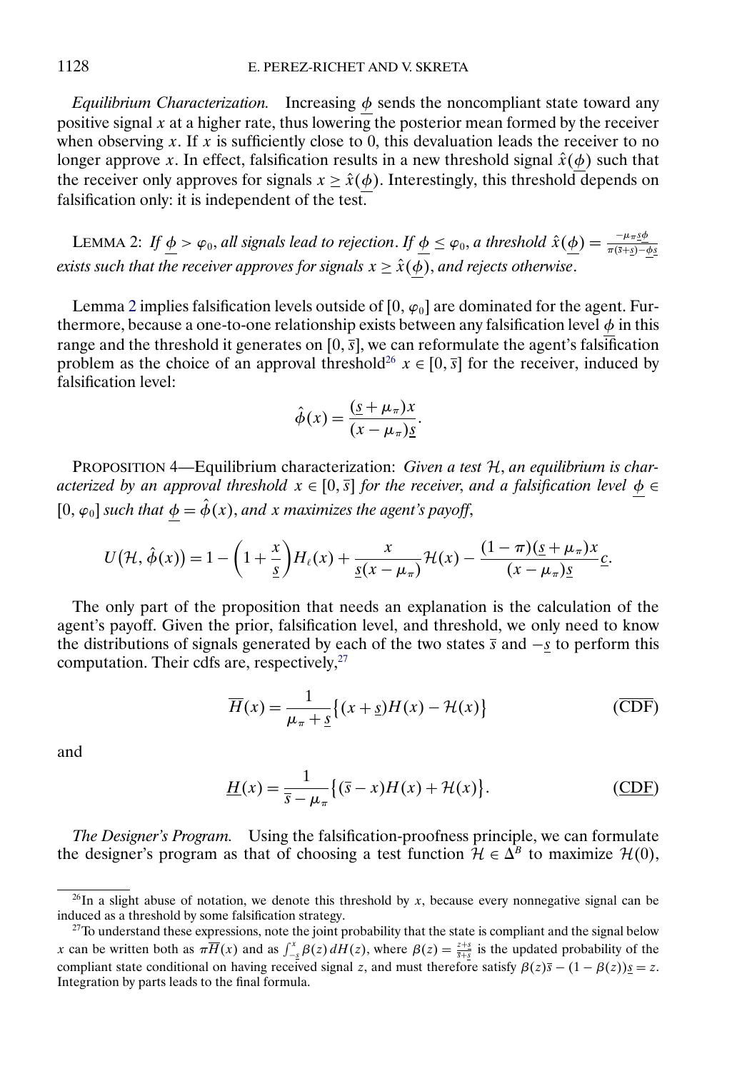*Equilibrium Characterization.* Increasing $\underline{\phi}$ sends the noncompliant state toward any positive signal $x$ at a higher rate, thus lowering the posterior mean formed by the receiver when observing $x$. If $x$ is sufficiently close to 0, this devaluation leads the receiver to no longer approve $x$. In effect, falsification results in a new threshold signal $\hat{x}(\underline{\phi})$ such that the receiver only approves for signals $x \geq \hat{x}(\underline{\phi})$. Interestingly, this threshold depends on falsification only: it is independent of the test.

LEMMA 2: *If $\underline{\phi} > \varphi_0$, all signals lead to rejection. If $\underline{\phi} \leq \varphi_0$, a threshold $\hat{x}(\underline{\phi}) = \frac{-\mu_\pi \underline{s}\underline{\phi}}{\pi(\overline{s}+\underline{s}) - \underline{\phi}\underline{s}}$ exists such that the receiver approves for signals $x \geq \hat{x}(\underline{\phi})$, and rejects otherwise.*

Lemma 2 implies falsification levels outside of $[0, \varphi_0]$ are dominated for the agent. Furthermore, because a one-to-one relationship exists between any falsification level $\underline{\phi}$ in this range and the threshold it generates on $[0, \overline{s}]$, we can reformulate the agent's falsification problem as the choice of an approval threshold[26] $x \in [0, \overline{s}]$ for the receiver, induced by falsification level:

$$\hat{\phi}(x) = \frac{(\underline{s} + \mu_\pi)x}{(x - \mu_\pi)\underline{s}}.$$

PROPOSITION 4—Equilibrium characterization: *Given a test $\mathcal{H}$, an equilibrium is characterized by an approval threshold $x \in [0, \overline{s}]$ for the receiver, and a falsification level $\underline{\phi} \in [0, \varphi_0]$ such that $\underline{\phi} = \hat{\phi}(x)$, and $x$ maximizes the agent's payoff,*

$$U(\mathcal{H}, \hat{\phi}(x)) = 1 - \left(1 + \frac{x}{\underline{s}}\right) H_\ell(x) + \frac{x}{\underline{s}(x - \mu_\pi)} \mathcal{H}(x) - \frac{(1-\pi)(\underline{s} + \mu_\pi)x}{(x - \mu_\pi)\underline{s}} \underline{c}.$$

The only part of the proposition that needs an explanation is the calculation of the agent's payoff. Given the prior, falsification level, and threshold, we only need to know the distributions of signals generated by each of the two states $\overline{s}$ and $-\underline{s}$ to perform this computation. Their cdfs are, respectively,[27]

$$\overline{H}(x) = \frac{1}{\mu_\pi + \underline{s}} \{(x + \underline{s})H(x) - \mathcal{H}(x)\} \qquad (\overline{\text{CDF}})$$

and

$$\underline{H}(x) = \frac{1}{\overline{s} - \mu_\pi} \{(\overline{s} - x)H(x) + \mathcal{H}(x)\}. \qquad (\underline{\text{CDF}})$$

*The Designer's Program.* Using the falsification-proofness principle, we can formulate the designer's program as that of choosing a test function $\mathcal{H} \in \Delta^B$ to maximize $\mathcal{H}(0)$,

---

[26] In a slight abuse of notation, we denote this threshold by $x$, because every nonnegative signal can be induced as a threshold by some falsification strategy.

[27] To understand these expressions, note the joint probability that the state is compliant and the signal below $x$ can be written both as $\pi\overline{H}(x)$ and as $\int_{-\underline{s}}^{x} \beta(z)\, dH(z)$, where $\beta(z) = \frac{z+\underline{s}}{\overline{s}+\underline{s}}$ is the updated probability of the compliant state conditional on having received signal $z$, and must therefore satisfy $\beta(z)\overline{s} - (1 - \beta(z))\underline{s} = z$. Integration by parts leads to the final formula.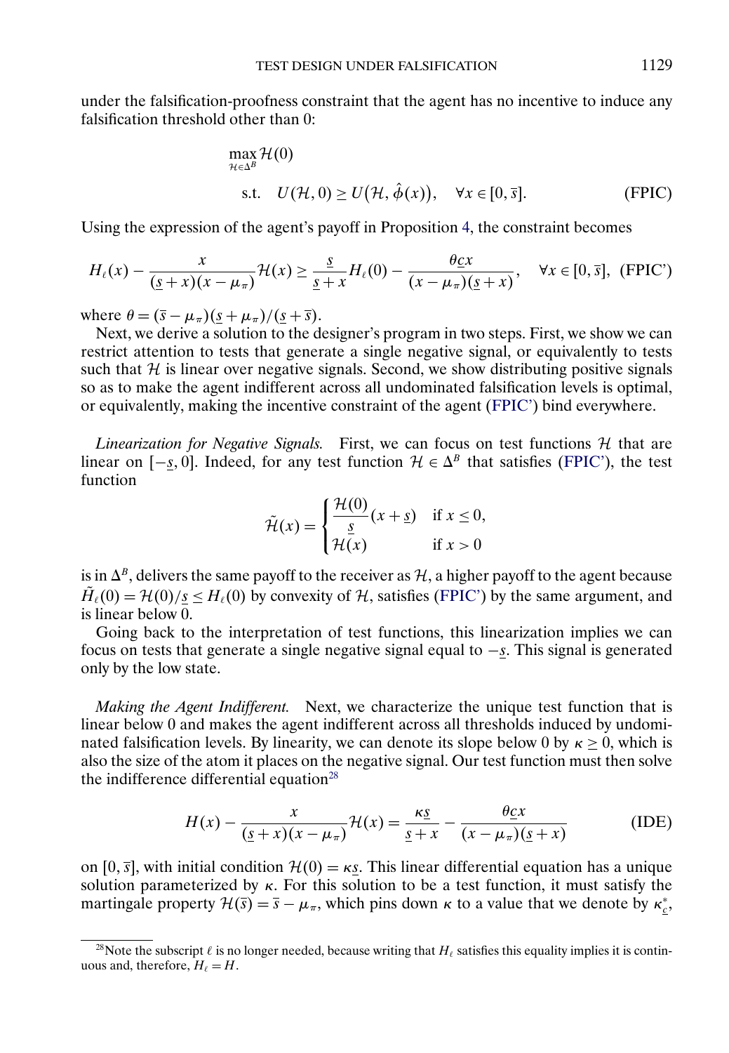under the falsification-proofness constraint that the agent has no incentive to induce any falsification threshold other than 0:

$$\max_{\mathcal{H}\in\Delta^B} \mathcal{H}(0)$$
$$\text{s.t.} \quad U(\mathcal{H}, 0) \geq U(\mathcal{H}, \hat{\phi}(x)), \quad \forall x \in [0, \bar{s}]. \tag{FPIC}$$

Using the expression of the agent's payoff in Proposition 4, the constraint becomes

$$H_\ell(x) - \frac{x}{(\underline{s}+x)(x-\mu_\pi)}\mathcal{H}(x) \geq \frac{\underline{s}}{\underline{s}+x}H_\ell(0) - \frac{\theta \underline{c} x}{(x-\mu_\pi)(\underline{s}+x)}, \quad \forall x \in [0, \bar{s}], \tag{FPIC'}$$

where $\theta = (\bar{s}-\mu_\pi)(\underline{s}+\mu_\pi)/(\underline{s}+\bar{s})$.

Next, we derive a solution to the designer's program in two steps. First, we show we can restrict attention to tests that generate a single negative signal, or equivalently to tests such that $\mathcal{H}$ is linear over negative signals. Second, we show distributing positive signals so as to make the agent indifferent across all undominated falsification levels is optimal, or equivalently, making the incentive constraint of the agent (FPIC') bind everywhere.

*Linearization for Negative Signals.* First, we can focus on test functions $\mathcal{H}$ that are linear on $[-\underline{s}, 0]$. Indeed, for any test function $\mathcal{H} \in \Delta^B$ that satisfies (FPIC'), the test function

$$\tilde{\mathcal{H}}(x) = \begin{cases} \dfrac{\mathcal{H}(0)}{\underline{s}}(x+\underline{s}) & \text{if } x \leq 0, \\ \mathcal{H}(x) & \text{if } x > 0 \end{cases}$$

is in $\Delta^B$, delivers the same payoff to the receiver as $\mathcal{H}$, a higher payoff to the agent because $\tilde{H}_\ell(0) = \mathcal{H}(0)/\underline{s} \leq H_\ell(0)$ by convexity of $\mathcal{H}$, satisfies (FPIC') by the same argument, and is linear below 0.

Going back to the interpretation of test functions, this linearization implies we can focus on tests that generate a single negative signal equal to $-\underline{s}$. This signal is generated only by the low state.

*Making the Agent Indifferent.* Next, we characterize the unique test function that is linear below 0 and makes the agent indifferent across all thresholds induced by undominated falsification levels. By linearity, we can denote its slope below 0 by $\kappa \geq 0$, which is also the size of the atom it places on the negative signal. Our test function must then solve the indifference differential equation[28]

$$H(x) - \frac{x}{(\underline{s}+x)(x-\mu_\pi)}\mathcal{H}(x) = \frac{\kappa\underline{s}}{\underline{s}+x} - \frac{\theta\underline{c}x}{(x-\mu_\pi)(\underline{s}+x)} \tag{IDE}$$

on $[0, \bar{s}]$, with initial condition $\mathcal{H}(0) = \kappa\underline{s}$. This linear differential equation has a unique solution parameterized by $\kappa$. For this solution to be a test function, it must satisfy the martingale property $\mathcal{H}(\bar{s}) = \bar{s} - \mu_\pi$, which pins down $\kappa$ to a value that we denote by $\kappa^*_{\underline{c}}$,

[28]Note the subscript $\ell$ is no longer needed, because writing that $H_\ell$ satisfies this equality implies it is continuous and, therefore, $H_\ell = H$.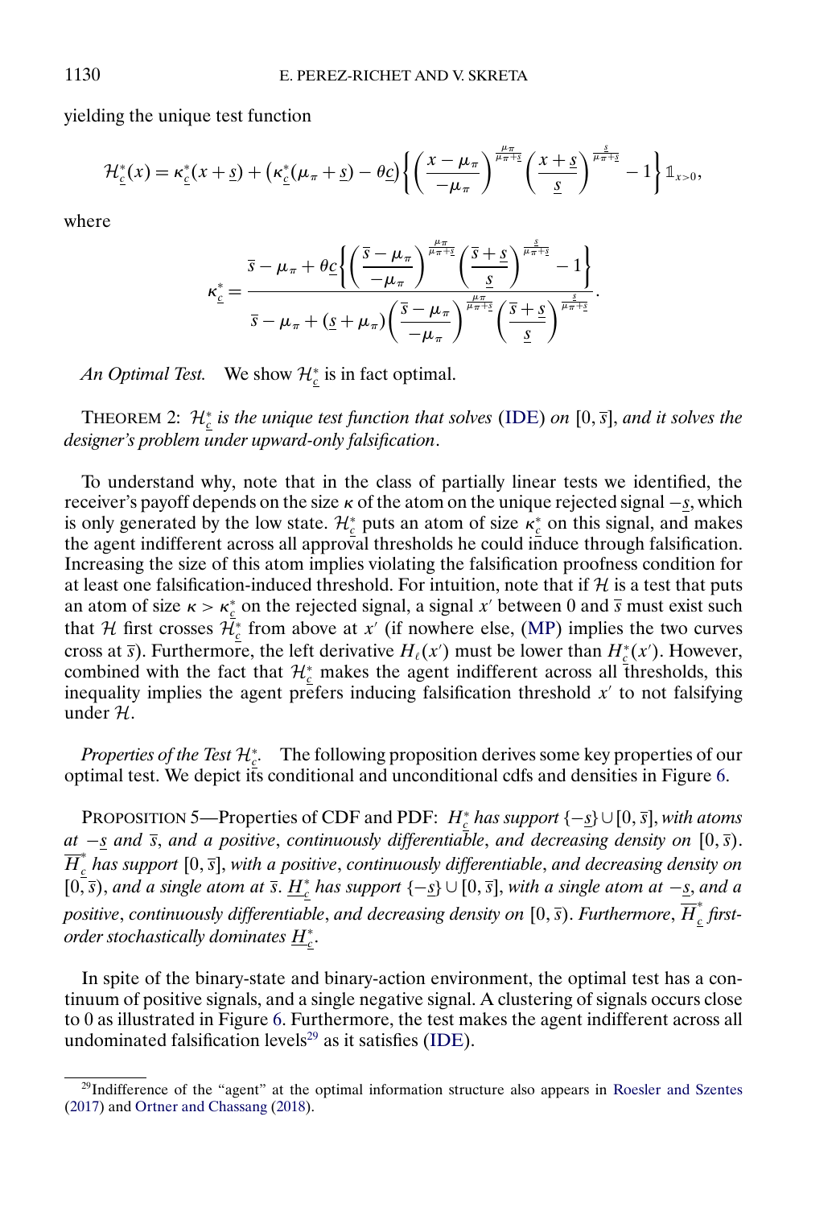yielding the unique test function

$$\mathcal{H}^*_{\underline{c}}(x) = \kappa^*_{\underline{c}}(x+\underline{s}) + \big(\kappa^*_{\underline{c}}(\mu_\pi+\underline{s}) - \theta\underline{c}\big)\left\{\left(\frac{x-\mu_\pi}{-\mu_\pi}\right)^{\frac{\mu_\pi}{\mu_\pi+\underline{s}}}\left(\frac{x+\underline{s}}{\underline{s}}\right)^{\frac{\underline{s}}{\mu_\pi+\underline{s}}} - 1\right\}\mathbb{1}_{x>0},$$

where

$$\kappa^*_{\underline{c}} = \frac{\overline{s} - \mu_\pi + \theta\underline{c}\left\{\left(\dfrac{\overline{s}-\mu_\pi}{-\mu_\pi}\right)^{\frac{\mu_\pi}{\mu_\pi+\underline{s}}}\left(\dfrac{\overline{s}+\underline{s}}{\underline{s}}\right)^{\frac{\underline{s}}{\mu_\pi+\underline{s}}} - 1\right\}}{\overline{s} - \mu_\pi + (\underline{s}+\mu_\pi)\left(\dfrac{\overline{s}-\mu_\pi}{-\mu_\pi}\right)^{\frac{\mu_\pi}{\mu_\pi+\underline{s}}}\left(\dfrac{\overline{s}+\underline{s}}{\underline{s}}\right)^{\frac{\underline{s}}{\mu_\pi+\underline{s}}}}.$$

*An Optimal Test.* We show $\mathcal{H}^*_{\underline{c}}$ is in fact optimal.

THEOREM 2: *$\mathcal{H}^*_{\underline{c}}$ is the unique test function that solves* (IDE) *on* $[0,\overline{s}]$, *and it solves the designer's problem under upward-only falsification*.

To understand why, note that in the class of partially linear tests we identified, the receiver's payoff depends on the size $\kappa$ of the atom on the unique rejected signal $-\underline{s}$, which is only generated by the low state. $\mathcal{H}^*_{\underline{c}}$ puts an atom of size $\kappa^*_{\underline{c}}$ on this signal, and makes the agent indifferent across all approval thresholds he could induce through falsification. Increasing the size of this atom implies violating the falsification proofness condition for at least one falsification-induced threshold. For intuition, note that if $\mathcal{H}$ is a test that puts an atom of size $\kappa > \kappa^*_{\underline{c}}$ on the rejected signal, a signal $x'$ between 0 and $\overline{s}$ must exist such that $\mathcal{H}$ first crosses $\mathcal{H}^*_{\underline{c}}$ from above at $x'$ (if nowhere else, (MP) implies the two curves cross at $\overline{s}$). Furthermore, the left derivative $H_\ell(x')$ must be lower than $H^*_{\underline{c}}(x')$. However, combined with the fact that $\mathcal{H}^*_{\underline{c}}$ makes the agent indifferent across all thresholds, this inequality implies the agent prefers inducing falsification threshold $x'$ to not falsifying under $\mathcal{H}$.

*Properties of the Test $\mathcal{H}^*_{\underline{c}}$.* The following proposition derives some key properties of our optimal test. We depict its conditional and unconditional cdfs and densities in Figure 6.

PROPOSITION 5—Properties of CDF and PDF: *$H^*_{\underline{c}}$ has support $\{-\underline{s}\}\cup[0,\overline{s}]$, with atoms at $-\underline{s}$ and $\overline{s}$, and a positive, continuously differentiable, and decreasing density on $[0,\overline{s})$. $\overline{H}^*_{\underline{c}}$ has support $[0,\overline{s}]$, with a positive, continuously differentiable, and decreasing density on $[0,\overline{s})$, and a single atom at $\overline{s}$. $\underline{H}^*_{\underline{c}}$ has support $\{-\underline{s}\}\cup[0,\overline{s}]$, with a single atom at $-\underline{s}$, and a positive, continuously differentiable, and decreasing density on $[0,\overline{s})$. Furthermore, $\overline{H}^*_{\underline{c}}$ first-order stochastically dominates $\underline{H}^*_{\underline{c}}$.*

In spite of the binary-state and binary-action environment, the optimal test has a continuum of positive signals, and a single negative signal. A clustering of signals occurs close to 0 as illustrated in Figure 6. Furthermore, the test makes the agent indifferent across all undominated falsification levels[29] as it satisfies (IDE).

[29]Indifference of the "agent" at the optimal information structure also appears in Roesler and Szentes (2017) and Ortner and Chassang (2018).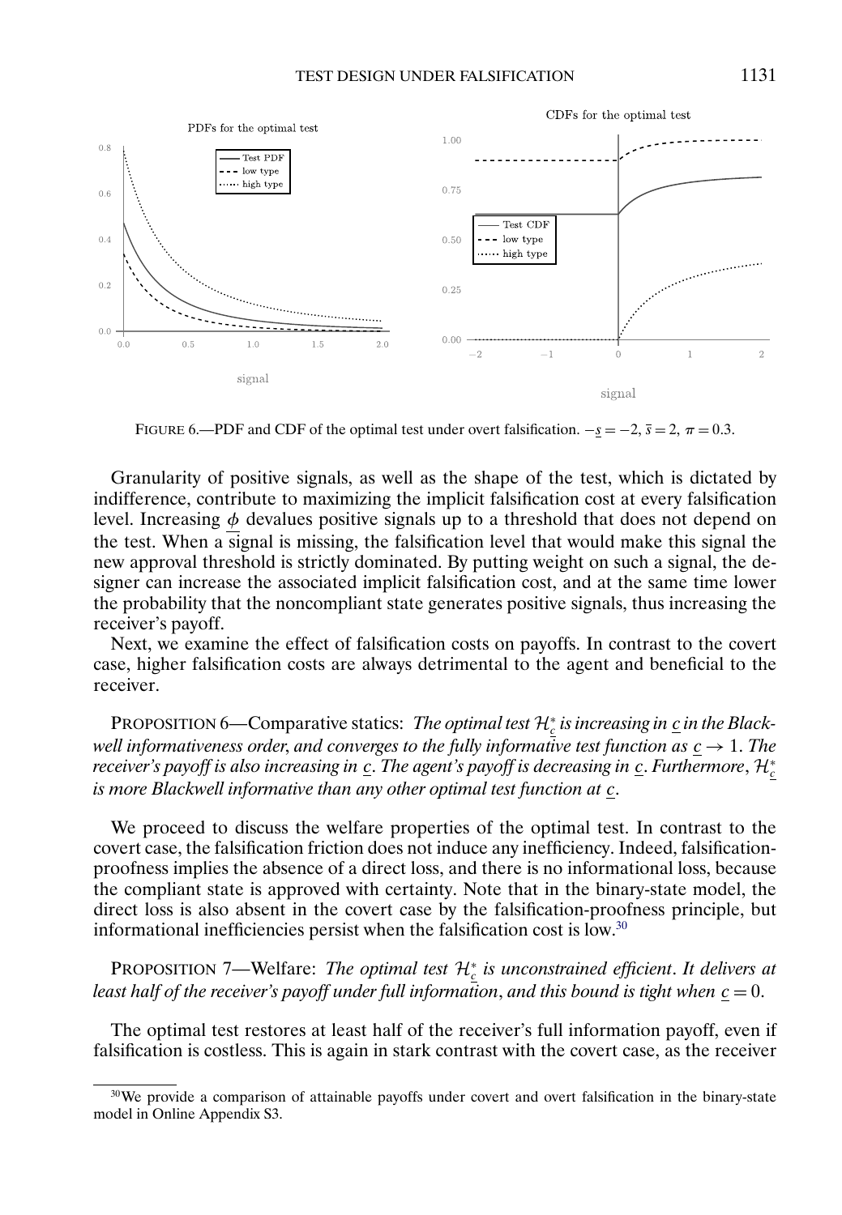FIGURE 6.—PDF and CDF of the optimal test under overt falsification. $-\underline{s} = -2$, $\overline{s} = 2$, $\pi = 0.3$.

Granularity of positive signals, as well as the shape of the test, which is dictated by indifference, contribute to maximizing the implicit falsification cost at every falsification level. Increasing $\underline{\phi}$ devalues positive signals up to a threshold that does not depend on the test. When a signal is missing, the falsification level that would make this signal the new approval threshold is strictly dominated. By putting weight on such a signal, the designer can increase the associated implicit falsification cost, and at the same time lower the probability that the noncompliant state generates positive signals, thus increasing the receiver's payoff.

Next, we examine the effect of falsification costs on payoffs. In contrast to the covert case, higher falsification costs are always detrimental to the agent and beneficial to the receiver.

PROPOSITION 6—Comparative statics: *The optimal test $\mathcal{H}^*_{\underline{c}}$ is increasing in $\underline{c}$ in the Blackwell informativeness order, and converges to the fully informative test function as $\underline{c} \to 1$. The receiver's payoff is also increasing in $\underline{c}$. The agent's payoff is decreasing in $\underline{c}$. Furthermore, $\mathcal{H}^*_{\underline{c}}$ is more Blackwell informative than any other optimal test function at $\underline{c}$.*

We proceed to discuss the welfare properties of the optimal test. In contrast to the covert case, the falsification friction does not induce any inefficiency. Indeed, falsification-proofness implies the absence of a direct loss, and there is no informational loss, because the compliant state is approved with certainty. Note that in the binary-state model, the direct loss is also absent in the covert case by the falsification-proofness principle, but informational inefficiencies persist when the falsification cost is low.[30]

PROPOSITION 7—Welfare: *The optimal test $\mathcal{H}^*_{\underline{c}}$ is unconstrained efficient. It delivers at least half of the receiver's payoff under full information, and this bound is tight when $\underline{c} = 0$.*

The optimal test restores at least half of the receiver's full information payoff, even if falsification is costless. This is again in stark contrast with the covert case, as the receiver

[30]We provide a comparison of attainable payoffs under covert and overt falsification in the binary-state model in Online Appendix S3.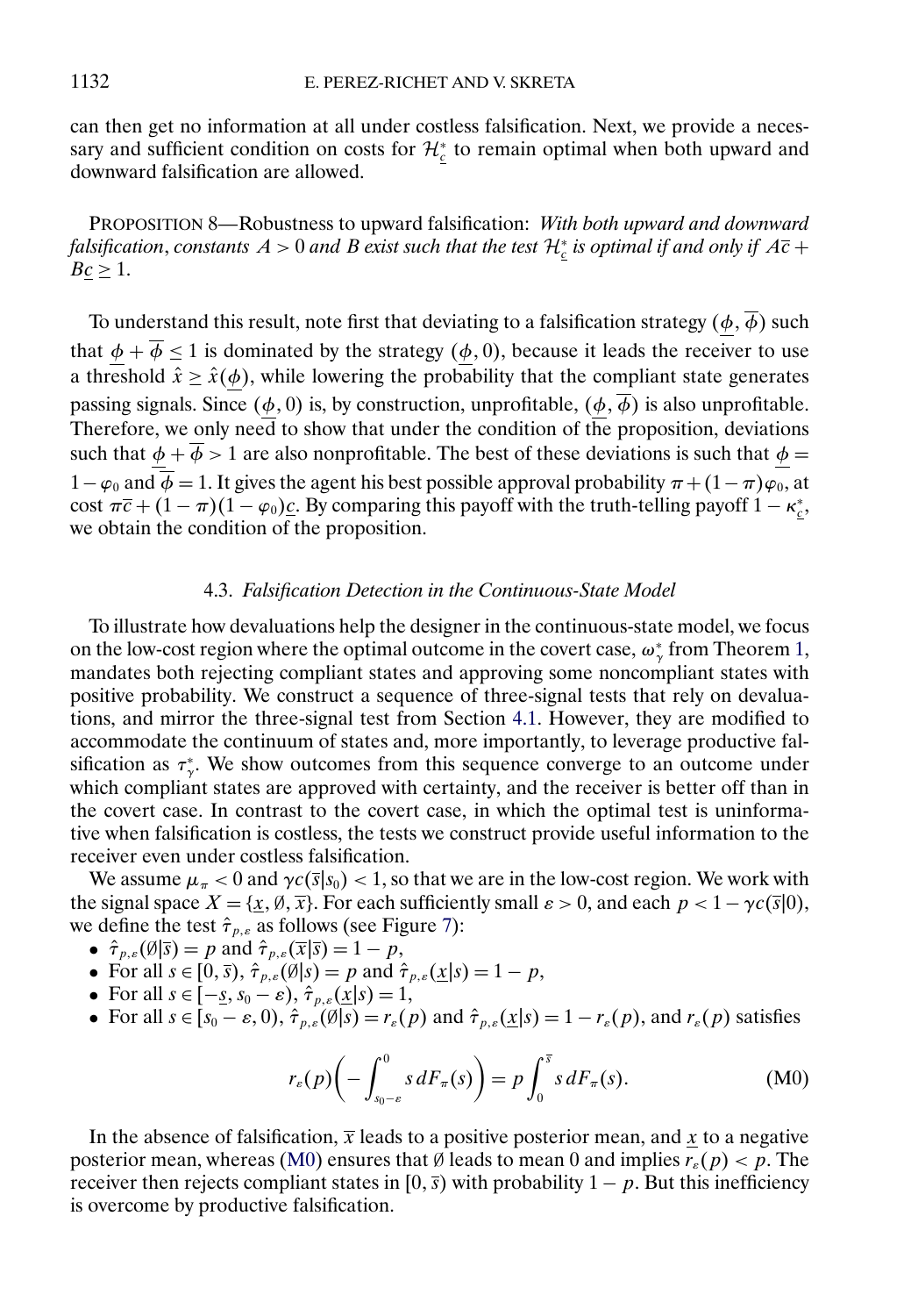can then get no information at all under costless falsification. Next, we provide a necessary and sufficient condition on costs for $\mathcal{H}^*_{\underline{c}}$ to remain optimal when both upward and downward falsification are allowed.

PROPOSITION 8—Robustness to upward falsification: *With both upward and downward falsification, constants $A > 0$ and $B$ exist such that the test $\mathcal{H}^*_{\underline{c}}$ is optimal if and only if $A\overline{c} + B\underline{c} \geq 1$.*

To understand this result, note first that deviating to a falsification strategy $(\underline{\phi}, \overline{\phi})$ such that $\underline{\phi} + \overline{\phi} \leq 1$ is dominated by the strategy $(\underline{\phi}, 0)$, because it leads the receiver to use a threshold $\hat{x} \geq \hat{x}(\underline{\phi})$, while lowering the probability that the compliant state generates passing signals. Since $(\underline{\phi}, 0)$ is, by construction, unprofitable, $(\underline{\phi}, \overline{\phi})$ is also unprofitable. Therefore, we only need to show that under the condition of the proposition, deviations such that $\underline{\phi} + \overline{\phi} > 1$ are also nonprofitable. The best of these deviations is such that $\underline{\phi} = 1 - \varphi_0$ and $\overline{\phi} = 1$. It gives the agent his best possible approval probability $\pi + (1-\pi)\varphi_0$, at cost $\pi\overline{c} + (1-\pi)(1-\varphi_0)\underline{c}$. By comparing this payoff with the truth-telling payoff $1 - \kappa^*_{\underline{c}}$, we obtain the condition of the proposition.

### 4.3. *Falsification Detection in the Continuous-State Model*

To illustrate how devaluations help the designer in the continuous-state model, we focus on the low-cost region where the optimal outcome in the covert case, $\omega^*_\gamma$ from Theorem 1, mandates both rejecting compliant states and approving some noncompliant states with positive probability. We construct a sequence of three-signal tests that rely on devaluations, and mirror the three-signal test from Section 4.1. However, they are modified to accommodate the continuum of states and, more importantly, to leverage productive falsification as $\tau^*_\gamma$. We show outcomes from this sequence converge to an outcome under which compliant states are approved with certainty, and the receiver is better off than in the covert case. In contrast to the covert case, in which the optimal test is uninformative when falsification is costless, the tests we construct provide useful information to the receiver even under costless falsification.

We assume $\mu_\pi < 0$ and $\gamma c(\overline{s}|s_0) < 1$, so that we are in the low-cost region. We work with the signal space $X = \{\underline{x}, \emptyset, \overline{x}\}$. For each sufficiently small $\varepsilon > 0$, and each $p < 1 - \gamma c(\overline{s}|0)$, we define the test $\hat{\tau}_{p,\varepsilon}$ as follows (see Figure 7):

- $\hat{\tau}_{p,\varepsilon}(\emptyset|\overline{s}) = p$ and $\hat{\tau}_{p,\varepsilon}(\overline{x}|\overline{s}) = 1 - p$,
- For all $s \in [0, \overline{s})$, $\hat{\tau}_{p,\varepsilon}(\emptyset|s) = p$ and $\hat{\tau}_{p,\varepsilon}(\underline{x}|s) = 1 - p$,
- For all $s \in [-\underline{s}, s_0 - \varepsilon)$, $\hat{\tau}_{p,\varepsilon}(\underline{x}|s) = 1$,
- For all $s \in [s_0 - \varepsilon, 0)$, $\hat{\tau}_{p,\varepsilon}(\emptyset|s) = r_\varepsilon(p)$ and $\hat{\tau}_{p,\varepsilon}(\underline{x}|s) = 1 - r_\varepsilon(p)$, and $r_\varepsilon(p)$ satisfies

$$r_\varepsilon(p)\left(-\int_{s_0-\varepsilon}^{0} s\, dF_\pi(s)\right) = p\int_0^{\overline{s}} s\, dF_\pi(s). \tag{M0}$$

In the absence of falsification, $\overline{x}$ leads to a positive posterior mean, and $\underline{x}$ to a negative posterior mean, whereas (M0) ensures that $\emptyset$ leads to mean 0 and implies $r_\varepsilon(p) < p$. The receiver then rejects compliant states in $[0, \overline{s})$ with probability $1 - p$. But this inefficiency is overcome by productive falsification.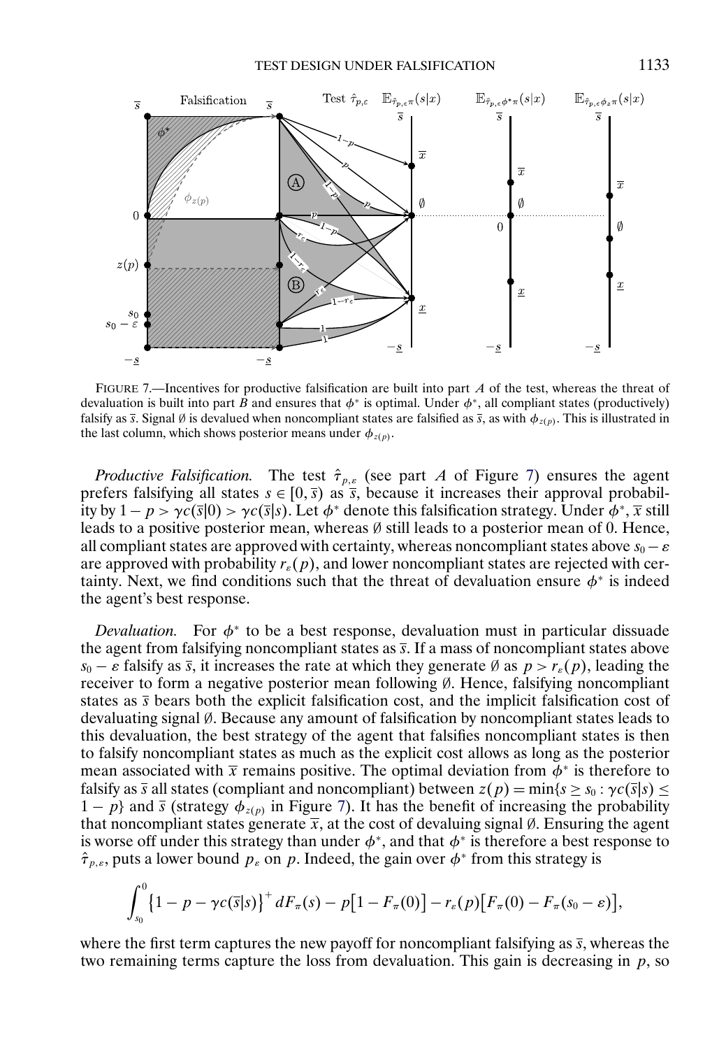FIGURE 7.—Incentives for productive falsification are built into part $A$ of the test, whereas the threat of devaluation is built into part $B$ and ensures that $\phi^*$ is optimal. Under $\phi^*$, all compliant states (productively) falsify as $\overline{s}$. Signal $\emptyset$ is devalued when noncompliant states are falsified as $\overline{s}$, as with $\phi_{z(p)}$. This is illustrated in the last column, which shows posterior means under $\phi_{z(p)}$.

*Productive Falsification.* The test $\hat{\tau}_{p,\varepsilon}$ (see part $A$ of Figure 7) ensures the agent prefers falsifying all states $s \in [0, \overline{s})$ as $\overline{s}$, because it increases their approval probability by $1 - p > \gamma c(\overline{s}|0) > \gamma c(\overline{s}|s)$. Let $\phi^*$ denote this falsification strategy. Under $\phi^*$, $\overline{x}$ still leads to a positive posterior mean, whereas $\emptyset$ still leads to a posterior mean of 0. Hence, all compliant states are approved with certainty, whereas noncompliant states above $s_0 - \varepsilon$ are approved with probability $r_\varepsilon(p)$, and lower noncompliant states are rejected with certainty. Next, we find conditions such that the threat of devaluation ensure $\phi^*$ is indeed the agent's best response.

*Devaluation.* For $\phi^*$ to be a best response, devaluation must in particular dissuade the agent from falsifying noncompliant states as $\overline{s}$. If a mass of noncompliant states above $s_0 - \varepsilon$ falsify as $\overline{s}$, it increases the rate at which they generate $\emptyset$ as $p > r_\varepsilon(p)$, leading the receiver to form a negative posterior mean following $\emptyset$. Hence, falsifying noncompliant states as $\overline{s}$ bears both the explicit falsification cost, and the implicit falsification cost of devaluating signal $\emptyset$. Because any amount of falsification by noncompliant states leads to this devaluation, the best strategy of the agent that falsifies noncompliant states is then to falsify noncompliant states as much as the explicit cost allows as long as the posterior mean associated with $\overline{x}$ remains positive. The optimal deviation from $\phi^*$ is therefore to falsify as $\overline{s}$ all states (compliant and noncompliant) between $z(p) = \min\{s \geq s_0 : \gamma c(\overline{s}|s) \leq 1 - p\}$ and $\overline{s}$ (strategy $\phi_{z(p)}$ in Figure 7). It has the benefit of increasing the probability that noncompliant states generate $\overline{x}$, at the cost of devaluing signal $\emptyset$. Ensuring the agent is worse off under this strategy than under $\phi^*$, and that $\phi^*$ is therefore a best response to $\hat{\tau}_{p,\varepsilon}$, puts a lower bound $p_\varepsilon$ on $p$. Indeed, the gain over $\phi^*$ from this strategy is

$$\int_{s_0}^{0} \{1 - p - \gamma c(\overline{s}|s)\}^+ \, dF_\pi(s) - p[1 - F_\pi(0)] - r_\varepsilon(p)[F_\pi(0) - F_\pi(s_0 - \varepsilon)],$$

where the first term captures the new payoff for noncompliant falsifying as $\overline{s}$, whereas the two remaining terms capture the loss from devaluation. This gain is decreasing in $p$, so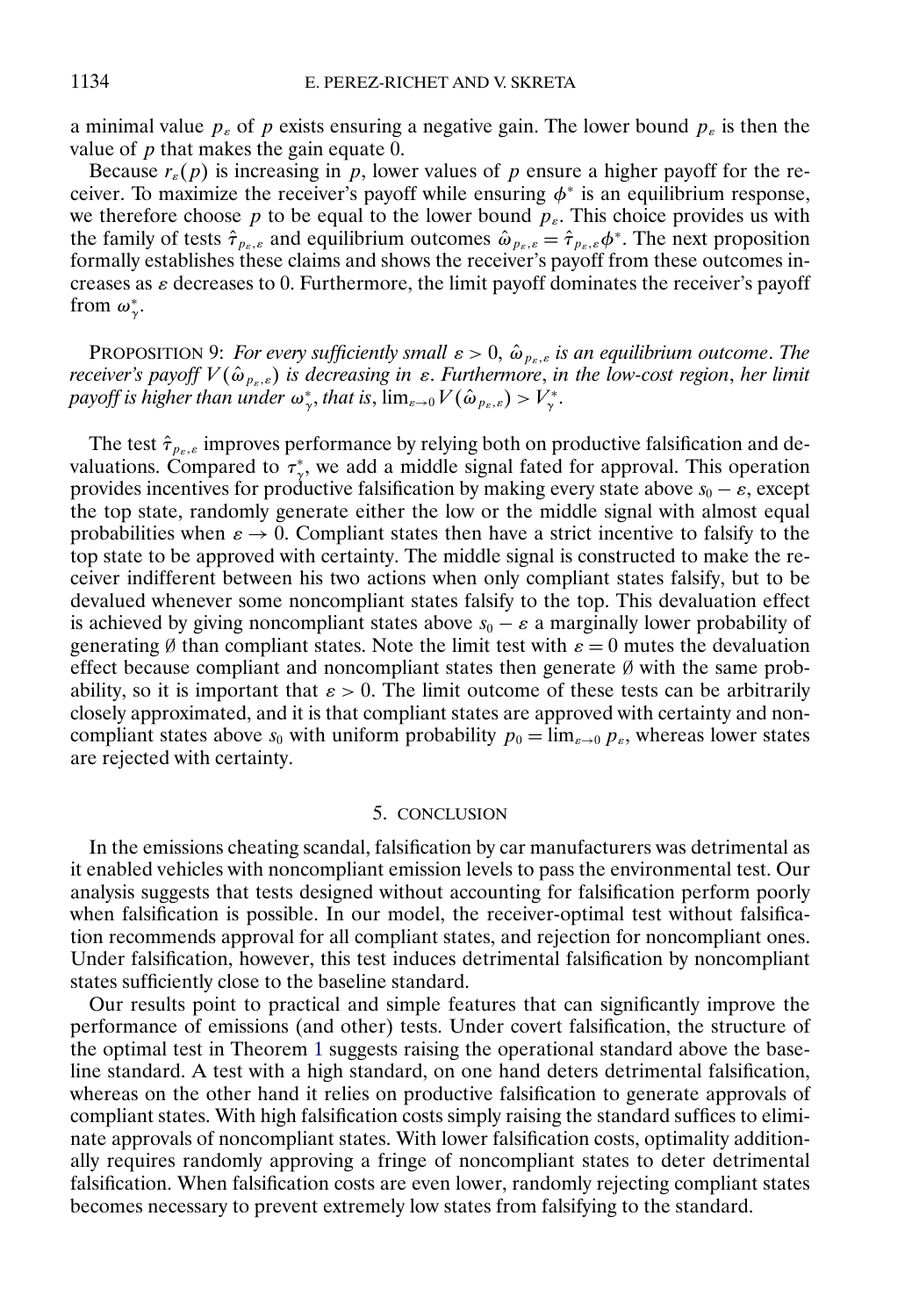a minimal value $p_\varepsilon$ of $p$ exists ensuring a negative gain. The lower bound $p_\varepsilon$ is then the value of $p$ that makes the gain equate 0.

Because $r_\varepsilon(p)$ is increasing in $p$, lower values of $p$ ensure a higher payoff for the receiver. To maximize the receiver's payoff while ensuring $\phi^*$ is an equilibrium response, we therefore choose $p$ to be equal to the lower bound $p_\varepsilon$. This choice provides us with the family of tests $\hat{\tau}_{p_\varepsilon,\varepsilon}$ and equilibrium outcomes $\hat{\omega}_{p_\varepsilon,\varepsilon} = \hat{\tau}_{p_\varepsilon,\varepsilon}\phi^*$. The next proposition formally establishes these claims and shows the receiver's payoff from these outcomes increases as $\varepsilon$ decreases to 0. Furthermore, the limit payoff dominates the receiver's payoff from $\omega^*_\gamma$.

PROPOSITION 9: *For every sufficiently small* $\varepsilon > 0$, $\hat{\omega}_{p_\varepsilon,\varepsilon}$ *is an equilibrium outcome. The receiver's payoff* $V(\hat{\omega}_{p_\varepsilon,\varepsilon})$ *is decreasing in* $\varepsilon$. *Furthermore, in the low-cost region, her limit payoff is higher than under* $\omega^*_\gamma$, *that is*, $\lim_{\varepsilon\to 0} V(\hat{\omega}_{p_\varepsilon,\varepsilon}) > V^*_\gamma$.

The test $\hat{\tau}_{p_\varepsilon,\varepsilon}$ improves performance by relying both on productive falsification and devaluations. Compared to $\tau^*_\gamma$, we add a middle signal fated for approval. This operation provides incentives for productive falsification by making every state above $s_0 - \varepsilon$, except the top state, randomly generate either the low or the middle signal with almost equal probabilities when $\varepsilon \to 0$. Compliant states then have a strict incentive to falsify to the top state to be approved with certainty. The middle signal is constructed to make the receiver indifferent between his two actions when only compliant states falsify, but to be devalued whenever some noncompliant states falsify to the top. This devaluation effect is achieved by giving noncompliant states above $s_0 - \varepsilon$ a marginally lower probability of generating $\emptyset$ than compliant states. Note the limit test with $\varepsilon = 0$ mutes the devaluation effect because compliant and noncompliant states then generate $\emptyset$ with the same probability, so it is important that $\varepsilon > 0$. The limit outcome of these tests can be arbitrarily closely approximated, and it is that compliant states are approved with certainty and noncompliant states above $s_0$ with uniform probability $p_0 = \lim_{\varepsilon\to 0} p_\varepsilon$, whereas lower states are rejected with certainty.

## 5. CONCLUSION

In the emissions cheating scandal, falsification by car manufacturers was detrimental as it enabled vehicles with noncompliant emission levels to pass the environmental test. Our analysis suggests that tests designed without accounting for falsification perform poorly when falsification is possible. In our model, the receiver-optimal test without falsification recommends approval for all compliant states, and rejection for noncompliant ones. Under falsification, however, this test induces detrimental falsification by noncompliant states sufficiently close to the baseline standard.

Our results point to practical and simple features that can significantly improve the performance of emissions (and other) tests. Under covert falsification, the structure of the optimal test in Theorem 1 suggests raising the operational standard above the baseline standard. A test with a high standard, on one hand deters detrimental falsification, whereas on the other hand it relies on productive falsification to generate approvals of compliant states. With high falsification costs simply raising the standard suffices to eliminate approvals of noncompliant states. With lower falsification costs, optimality additionally requires randomly approving a fringe of noncompliant states to deter detrimental falsification. When falsification costs are even lower, randomly rejecting compliant states becomes necessary to prevent extremely low states from falsifying to the standard.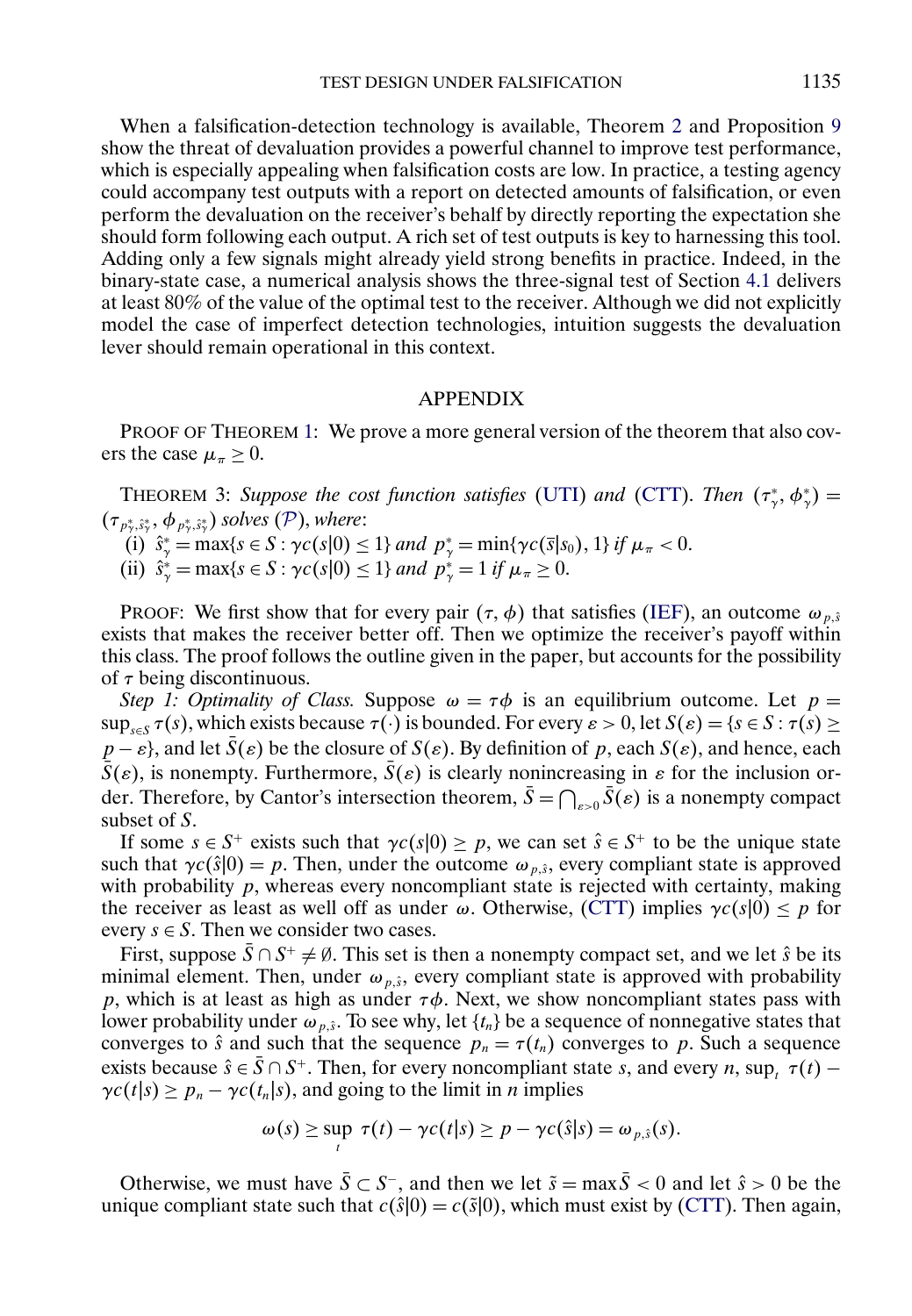When a falsification-detection technology is available, Theorem 2 and Proposition 9 show the threat of devaluation provides a powerful channel to improve test performance, which is especially appealing when falsification costs are low. In practice, a testing agency could accompany test outputs with a report on detected amounts of falsification, or even perform the devaluation on the receiver's behalf by directly reporting the expectation she should form following each output. A rich set of test outputs is key to harnessing this tool. Adding only a few signals might already yield strong benefits in practice. Indeed, in the binary-state case, a numerical analysis shows the three-signal test of Section 4.1 delivers at least 80% of the value of the optimal test to the receiver. Although we did not explicitly model the case of imperfect detection technologies, intuition suggests the devaluation lever should remain operational in this context.

## APPENDIX

PROOF OF THEOREM 1: We prove a more general version of the theorem that also covers the case $\mu_\pi \geq 0$.

THEOREM 3: *Suppose the cost function satisfies* (UTI) *and* (CTT). *Then* $(\tau^*_\gamma, \phi^*_\gamma) = (\tau_{p^*_\gamma, \hat{s}^*_\gamma}, \phi_{p^*_\gamma, \hat{s}^*_\gamma})$ *solves* ($\mathcal{P}$), *where*:

(i) $\hat{s}^*_\gamma = \max\{s \in S : \gamma c(s|0) \leq 1\}$ *and* $p^*_\gamma = \min\{\gamma c(\bar{s}|s_0), 1\}$ *if* $\mu_\pi < 0$.

(ii) $\hat{s}^*_\gamma = \max\{s \in S : \gamma c(s|0) \leq 1\}$ *and* $p^*_\gamma = 1$ *if* $\mu_\pi \geq 0$.

PROOF: We first show that for every pair $(\tau, \phi)$ that satisfies (IEF), an outcome $\omega_{p,\hat{s}}$ exists that makes the receiver better off. Then we optimize the receiver's payoff within this class. The proof follows the outline given in the paper, but accounts for the possibility of $\tau$ being discontinuous.

*Step 1: Optimality of Class.* Suppose $\omega = \tau\phi$ is an equilibrium outcome. Let $p = \sup_{s\in S} \tau(s)$, which exists because $\tau(\cdot)$ is bounded. For every $\varepsilon > 0$, let $S(\varepsilon) = \{s \in S : \tau(s) \geq p - \varepsilon\}$, and let $\bar{S}(\varepsilon)$ be the closure of $S(\varepsilon)$. By definition of $p$, each $S(\varepsilon)$, and hence, each $\bar{S}(\varepsilon)$, is nonempty. Furthermore, $\bar{S}(\varepsilon)$ is clearly nonincreasing in $\varepsilon$ for the inclusion order. Therefore, by Cantor's intersection theorem, $\bar{S} = \bigcap_{\varepsilon>0} \bar{S}(\varepsilon)$ is a nonempty compact subset of $S$.

If some $s \in S^+$ exists such that $\gamma c(s|0) \geq p$, we can set $\hat{s} \in S^+$ to be the unique state such that $\gamma c(\hat{s}|0) = p$. Then, under the outcome $\omega_{p,\hat{s}}$, every compliant state is approved with probability $p$, whereas every noncompliant state is rejected with certainty, making the receiver as least as well off as under $\omega$. Otherwise, (CTT) implies $\gamma c(s|0) \leq p$ for every $s \in S$. Then we consider two cases.

First, suppose $\bar{S} \cap S^+ \neq \emptyset$. This set is then a nonempty compact set, and we let $\hat{s}$ be its minimal element. Then, under $\omega_{p,\hat{s}}$, every compliant state is approved with probability $p$, which is at least as high as under $\tau\phi$. Next, we show noncompliant states pass with lower probability under $\omega_{p,\hat{s}}$. To see why, let $\{t_n\}$ be a sequence of nonnegative states that converges to $\hat{s}$ and such that the sequence $p_n = \tau(t_n)$ converges to $p$. Such a sequence exists because $\hat{s} \in \bar{S} \cap S^+$. Then, for every noncompliant state $s$, and every $n$, $\sup_t \tau(t) - \gamma c(t|s) \geq p_n - \gamma c(t_n|s)$, and going to the limit in $n$ implies

$$\omega(s) \geq \sup_t \tau(t) - \gamma c(t|s) \geq p - \gamma c(\hat{s}|s) = \omega_{p,\hat{s}}(s).$$

Otherwise, we must have $\bar{S} \subset S^-$, and then we let $\tilde{s} = \max \bar{S} < 0$ and let $\hat{s} > 0$ be the unique compliant state such that $c(\hat{s}|0) = c(\tilde{s}|0)$, which must exist by (CTT). Then again,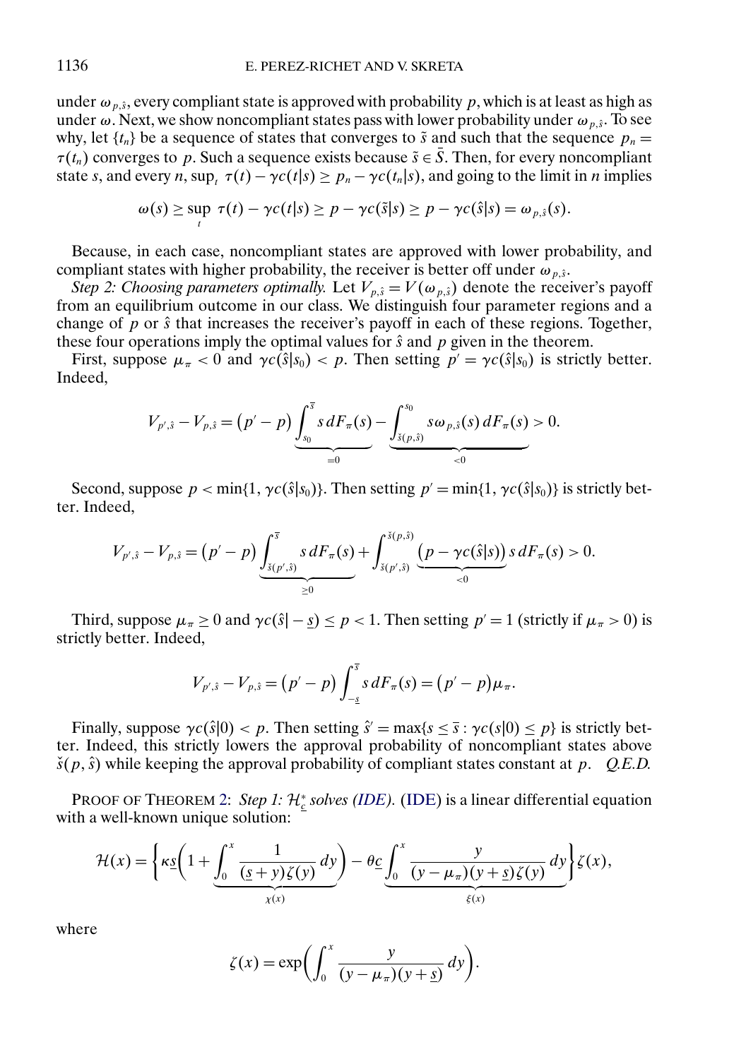under $\omega_{p,\hat{s}}$, every compliant state is approved with probability $p$, which is at least as high as under $\omega$. Next, we show noncompliant states pass with lower probability under $\omega_{p,\hat{s}}$. To see why, let $\{t_n\}$ be a sequence of states that converges to $\tilde{s}$ and such that the sequence $p_n = \tau(t_n)$ converges to $p$. Such a sequence exists because $\tilde{s} \in \bar{S}$. Then, for every noncompliant state $s$, and every $n$, $\sup_t \tau(t) - \gamma c(t|s) \geq p_n - \gamma c(t_n|s)$, and going to the limit in $n$ implies

$$\omega(s) \geq \sup_t \tau(t) - \gamma c(t|s) \geq p - \gamma c(\tilde{s}|s) \geq p - \gamma c(\hat{s}|s) = \omega_{p,\hat{s}}(s).$$

Because, in each case, noncompliant states are approved with lower probability, and compliant states with higher probability, the receiver is better off under $\omega_{p,\hat{s}}$.

*Step 2: Choosing parameters optimally.* Let $V_{p,\hat{s}} = V(\omega_{p,\hat{s}})$ denote the receiver's payoff from an equilibrium outcome in our class. We distinguish four parameter regions and a change of $p$ or $\hat{s}$ that increases the receiver's payoff in each of these regions. Together, these four operations imply the optimal values for $\hat{s}$ and $p$ given in the theorem.

First, suppose $\mu_\pi < 0$ and $\gamma c(\hat{s}|s_0) < p$. Then setting $p' = \gamma c(\hat{s}|s_0)$ is strictly better. Indeed,

$$V_{p',\hat{s}} - V_{p,\hat{s}} = (p' - p) \underbrace{\int_{s_0}^{\bar{s}} s \, dF_\pi(s)}_{=0} - \underbrace{\int_{\check{s}(p,\hat{s})}^{s_0} s \omega_{p,\hat{s}}(s) \, dF_\pi(s)}_{<0} > 0.$$

Second, suppose $p < \min\{1, \gamma c(\hat{s}|s_0)\}$. Then setting $p' = \min\{1, \gamma c(\hat{s}|s_0)\}$ is strictly better. Indeed,

$$V_{p',\hat{s}} - V_{p,\hat{s}} = (p' - p) \underbrace{\int_{\check{s}(p',\hat{s})}^{\bar{s}} s \, dF_\pi(s)}_{\geq 0} + \int_{\check{s}(p',\hat{s})}^{\check{s}(p,\hat{s})} \underbrace{\big(p - \gamma c(\hat{s}|s)\big)}_{<0} s \, dF_\pi(s) > 0.$$

Third, suppose $\mu_\pi \geq 0$ and $\gamma c(\hat{s}| - \underline{s}) \leq p < 1$. Then setting $p' = 1$ (strictly if $\mu_\pi > 0$) is strictly better. Indeed,

$$V_{p',\hat{s}} - V_{p,\hat{s}} = (p' - p) \int_{-\underline{s}}^{\bar{s}} s \, dF_\pi(s) = (p' - p)\mu_\pi.$$

Finally, suppose $\gamma c(\hat{s}|0) < p$. Then setting $\hat{s}' = \max\{s \leq \bar{s} : \gamma c(s|0) \leq p\}$ is strictly better. Indeed, this strictly lowers the approval probability of noncompliant states above $\check{s}(p, \hat{s})$ while keeping the approval probability of compliant states constant at $p$. *Q.E.D.*

PROOF OF THEOREM 2: *Step 1: $\mathcal{H}^*_{\underline{c}}$ solves (IDE).* (IDE) is a linear differential equation with a well-known unique solution:

$$\mathcal{H}(x) = \Bigg\{ \kappa \underline{s} \bigg( 1 + \underbrace{\int_0^x \frac{1}{(\underline{s} + y)\zeta(y)} \, dy}_{\chi(x)} \bigg) - \theta \underline{c} \underbrace{\int_0^x \frac{y}{(y - \mu_\pi)(y + \underline{s})\zeta(y)} \, dy}_{\xi(x)} \Bigg\} \zeta(x),$$

where

$$\zeta(x) = \exp\bigg( \int_0^x \frac{y}{(y - \mu_\pi)(y + \underline{s})} \, dy \bigg).$$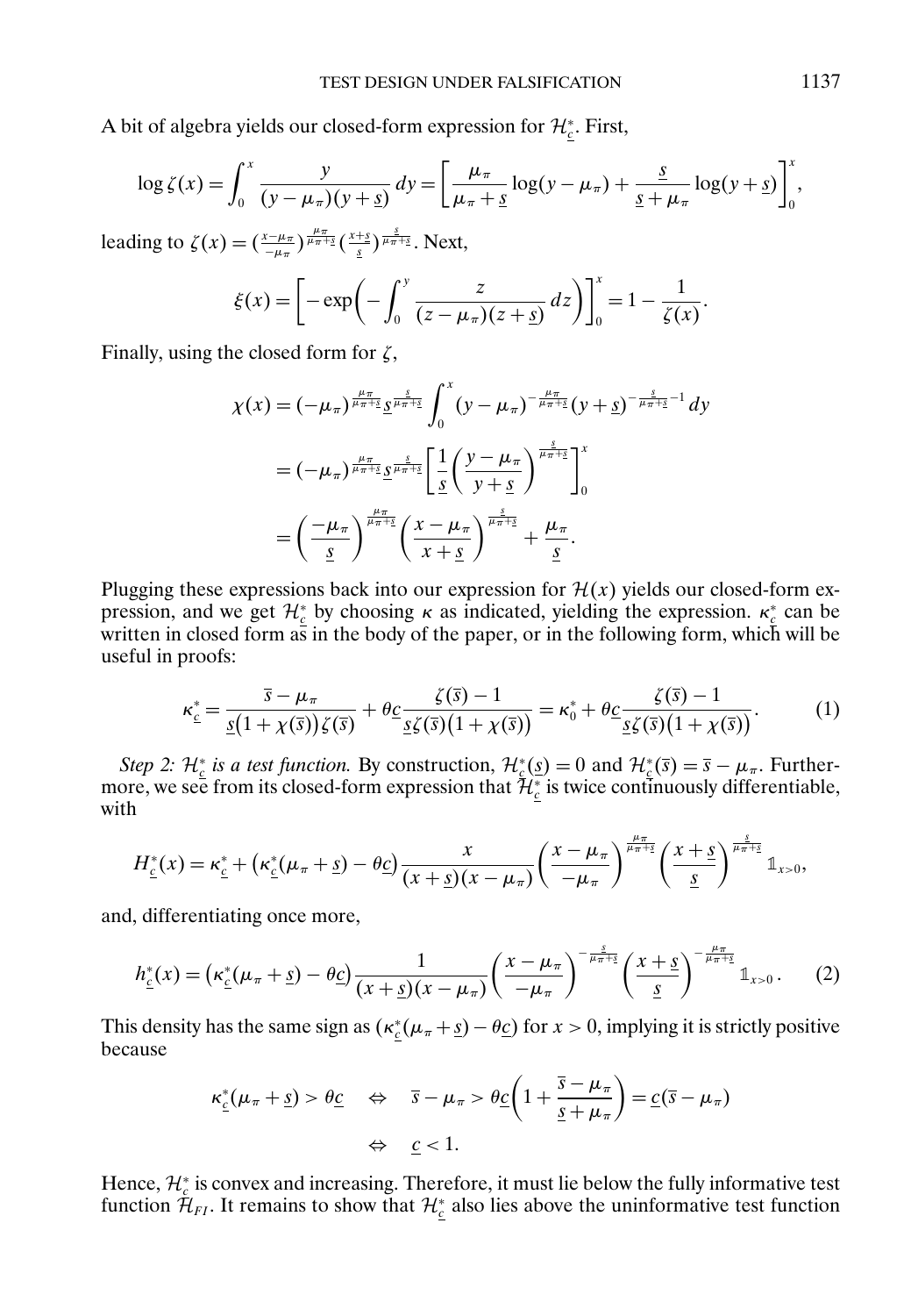A bit of algebra yields our closed-form expression for $\mathcal{H}^*_{\underline{c}}$. First,

$$\log \zeta(x) = \int_0^x \frac{y}{(y-\mu_\pi)(y+\underline{s})}\,dy = \left[\frac{\mu_\pi}{\mu_\pi+\underline{s}}\log(y-\mu_\pi) + \frac{\underline{s}}{\underline{s}+\mu_\pi}\log(y+\underline{s})\right]_0^x,$$

leading to $\zeta(x) = (\frac{x-\mu_\pi}{-\mu_\pi})^{\frac{\mu_\pi}{\mu_\pi+\underline{s}}}(\frac{x+\underline{s}}{\underline{s}})^{\frac{\underline{s}}{\mu_\pi+\underline{s}}}$. Next,

$$\xi(x) = \left[-\exp\left(-\int_0^y \frac{z}{(z-\mu_\pi)(z+\underline{s})}\,dz\right)\right]_0^x = 1 - \frac{1}{\zeta(x)}.$$

Finally, using the closed form for $\zeta$,

$$\begin{aligned}
\chi(x) &= (-\mu_\pi)^{\frac{\mu_\pi}{\mu_\pi+\underline{s}}}\underline{s}^{\frac{\underline{s}}{\mu_\pi+\underline{s}}}\int_0^x (y-\mu_\pi)^{-\frac{\mu_\pi}{\mu_\pi+\underline{s}}}(y+\underline{s})^{-\frac{\underline{s}}{\mu_\pi+\underline{s}}-1}\,dy \\
&= (-\mu_\pi)^{\frac{\mu_\pi}{\mu_\pi+\underline{s}}}\underline{s}^{\frac{\underline{s}}{\mu_\pi+\underline{s}}}\left[\frac{1}{\underline{s}}\left(\frac{y-\mu_\pi}{y+\underline{s}}\right)^{\frac{\underline{s}}{\mu_\pi+\underline{s}}}\right]_0^x \\
&= \left(\frac{-\mu_\pi}{\underline{s}}\right)^{\frac{\mu_\pi}{\mu_\pi+\underline{s}}}\left(\frac{x-\mu_\pi}{x+\underline{s}}\right)^{\frac{\underline{s}}{\mu_\pi+\underline{s}}} + \frac{\mu_\pi}{\underline{s}}.
\end{aligned}$$

Plugging these expressions back into our expression for $\mathcal{H}(x)$ yields our closed-form expression, and we get $\mathcal{H}^*_{\underline{c}}$ by choosing $\kappa$ as indicated, yielding the expression. $\kappa^*_{\underline{c}}$ can be written in closed form as in the body of the paper, or in the following form, which will be useful in proofs:

$$\kappa^*_{\underline{c}} = \frac{\overline{s}-\mu_\pi}{\underline{s}\big(1+\chi(\overline{s})\big)\zeta(\overline{s})} + \theta\underline{c}\frac{\zeta(\overline{s})-1}{\underline{s}\zeta(\overline{s})\big(1+\chi(\overline{s})\big)} = \kappa^*_0 + \theta\underline{c}\frac{\zeta(\overline{s})-1}{\underline{s}\zeta(\overline{s})\big(1+\chi(\overline{s})\big)}. \tag{1}$$

*Step 2: $\mathcal{H}^*_{\underline{c}}$ is a test function.* By construction, $\mathcal{H}^*_{\underline{c}}(\underline{s}) = 0$ and $\mathcal{H}^*_{\underline{c}}(\overline{s}) = \overline{s}-\mu_\pi$. Furthermore, we see from its closed-form expression that $\mathcal{H}^*_{\underline{c}}$ is twice continuously differentiable, with

$$H^*_{\underline{c}}(x) = \kappa^*_{\underline{c}} + \big(\kappa^*_{\underline{c}}(\mu_\pi+\underline{s}) - \theta\underline{c}\big)\frac{x}{(x+\underline{s})(x-\mu_\pi)}\left(\frac{x-\mu_\pi}{-\mu_\pi}\right)^{\frac{\mu_\pi}{\mu_\pi+\underline{s}}}\left(\frac{x+\underline{s}}{\underline{s}}\right)^{\frac{\underline{s}}{\mu_\pi+\underline{s}}}\mathbb{1}_{x>0},$$

and, differentiating once more,

$$h^*_{\underline{c}}(x) = \big(\kappa^*_{\underline{c}}(\mu_\pi+\underline{s}) - \theta\underline{c}\big)\frac{1}{(x+\underline{s})(x-\mu_\pi)}\left(\frac{x-\mu_\pi}{-\mu_\pi}\right)^{-\frac{\underline{s}}{\mu_\pi+\underline{s}}}\left(\frac{x+\underline{s}}{\underline{s}}\right)^{-\frac{\mu_\pi}{\mu_\pi+\underline{s}}}\mathbb{1}_{x>0}. \tag{2}$$

This density has the same sign as $(\kappa^*_{\underline{c}}(\mu_\pi+\underline{s}) - \theta\underline{c})$ for $x > 0$, implying it is strictly positive because

$$\begin{aligned}
\kappa^*_{\underline{c}}(\mu_\pi+\underline{s}) > \theta\underline{c} \quad &\Leftrightarrow \quad \overline{s}-\mu_\pi > \theta\underline{c}\left(1+\frac{\overline{s}-\mu_\pi}{\underline{s}+\mu_\pi}\right) = \underline{c}(\overline{s}-\mu_\pi) \\
&\Leftrightarrow \quad \underline{c} < 1.
\end{aligned}$$

Hence, $\mathcal{H}^*_{\underline{c}}$ is convex and increasing. Therefore, it must lie below the fully informative test function $\mathcal{H}_{FI}$. It remains to show that $\mathcal{H}^*_{\underline{c}}$ also lies above the uninformative test function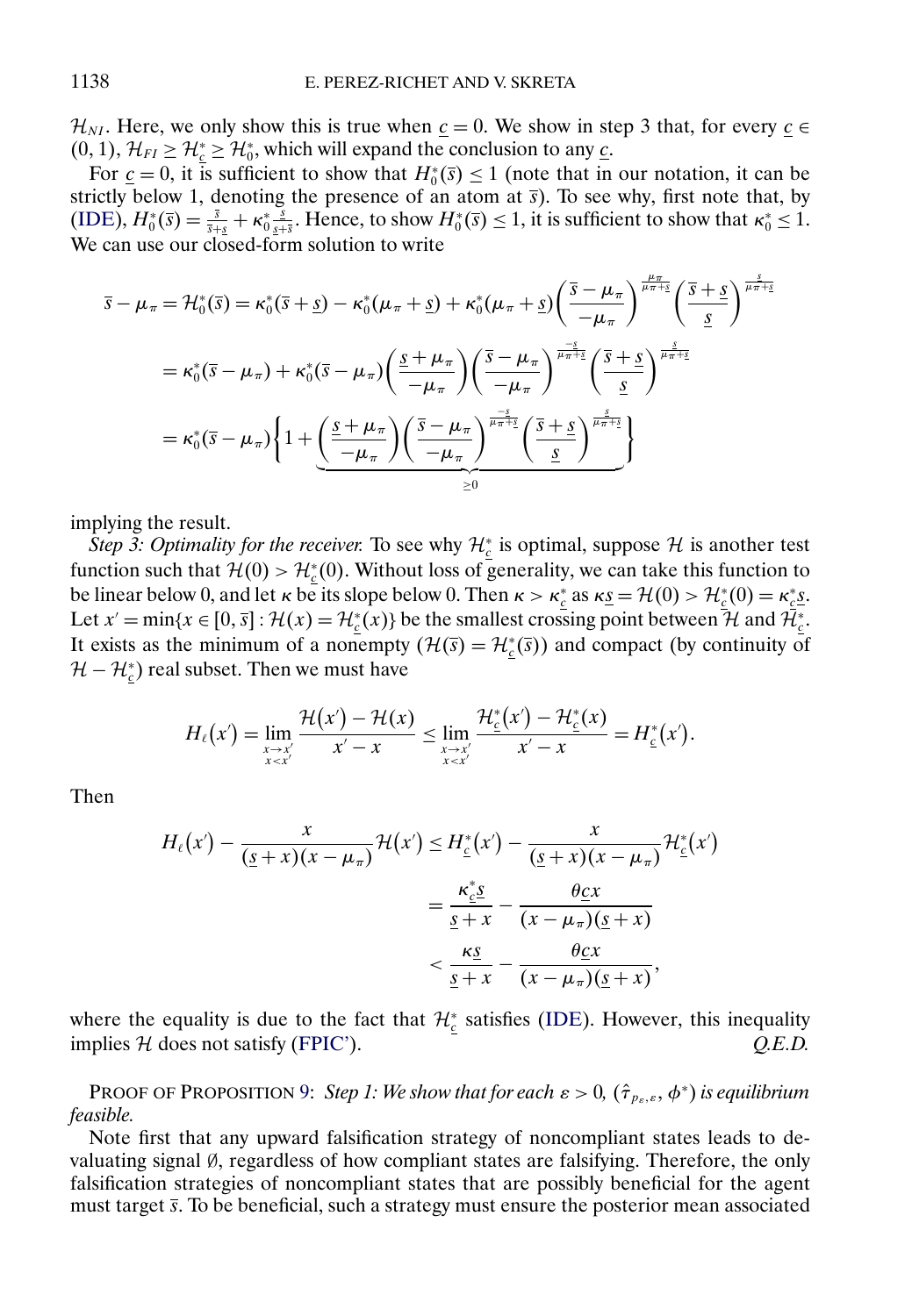$\mathcal{H}_{NI}$. Here, we only show this is true when $\underline{c} = 0$. We show in step 3 that, for every $\underline{c} \in (0, 1)$, $\mathcal{H}_{FI} \geq \mathcal{H}^*_{\underline{c}} \geq \mathcal{H}^*_0$, which will expand the conclusion to any $\underline{c}$.

For $\underline{c} = 0$, it is sufficient to show that $H^*_0(\bar{s}) \leq 1$ (note that in our notation, it can be strictly below 1, denoting the presence of an atom at $\bar{s}$). To see why, first note that, by (IDE), $H^*_0(\bar{s}) = \frac{\bar{s}}{\bar{s}+\underline{s}} + \kappa^*_0 \frac{\underline{s}}{\underline{s}+\bar{s}}$. Hence, to show $H^*_0(\bar{s}) \leq 1$, it is sufficient to show that $\kappa^*_0 \leq 1$. We can use our closed-form solution to write

$$
\begin{aligned}
\bar{s} - \mu_\pi = \mathcal{H}^*_0(\bar{s}) &= \kappa^*_0(\bar{s} + \underline{s}) - \kappa^*_0(\mu_\pi + \underline{s}) + \kappa^*_0(\mu_\pi + \underline{s}) \left( \frac{\bar{s} - \mu_\pi}{-\mu_\pi} \right)^{\frac{\mu_\pi}{\mu_\pi + \underline{s}}} \left( \frac{\bar{s} + \underline{s}}{\underline{s}} \right)^{\frac{\underline{s}}{\mu_\pi + \underline{s}}} \\
&= \kappa^*_0(\bar{s} - \mu_\pi) + \kappa^*_0(\bar{s} - \mu_\pi) \left( \frac{\underline{s} + \mu_\pi}{-\mu_\pi} \right) \left( \frac{\bar{s} - \mu_\pi}{-\mu_\pi} \right)^{\frac{-\underline{s}}{\mu_\pi + \underline{s}}} \left( \frac{\bar{s} + \underline{s}}{\underline{s}} \right)^{\frac{\underline{s}}{\mu_\pi + \underline{s}}} \\
&= \kappa^*_0(\bar{s} - \mu_\pi) \Bigg\{ 1 + \underbrace{\left( \frac{\underline{s} + \mu_\pi}{-\mu_\pi} \right) \left( \frac{\bar{s} - \mu_\pi}{-\mu_\pi} \right)^{\frac{-\underline{s}}{\mu_\pi + \underline{s}}} \left( \frac{\bar{s} + \underline{s}}{\underline{s}} \right)^{\frac{\underline{s}}{\mu_\pi + \underline{s}}}}_{\geq 0} \Bigg\}
\end{aligned}
$$

implying the result.

*Step 3: Optimality for the receiver.* To see why $\mathcal{H}^*_{\underline{c}}$ is optimal, suppose $\mathcal{H}$ is another test function such that $\mathcal{H}(0) > \mathcal{H}^*_{\underline{c}}(0)$. Without loss of generality, we can take this function to be linear below 0, and let $\kappa$ be its slope below 0. Then $\kappa > \kappa^*_{\underline{c}}$ as $\kappa \underline{s} = \mathcal{H}(0) > \mathcal{H}^*_{\underline{c}}(0) = \kappa^*_{\underline{c}} \underline{s}$. Let $x' = \min\{x \in [0, \bar{s}] : \mathcal{H}(x) = \mathcal{H}^*_{\underline{c}}(x)\}$ be the smallest crossing point between $\mathcal{H}$ and $\mathcal{H}^*_{\underline{c}}$. It exists as the minimum of a nonempty ($\mathcal{H}(\bar{s}) = \mathcal{H}^*_{\underline{c}}(\bar{s})$) and compact (by continuity of $\mathcal{H} - \mathcal{H}^*_{\underline{c}}$) real subset. Then we must have

$$
H_\ell(x') = \lim_{\substack{x \to x' \\ x < x'}} \frac{\mathcal{H}(x') - \mathcal{H}(x)}{x' - x} \leq \lim_{\substack{x \to x' \\ x < x'}} \frac{\mathcal{H}^*_{\underline{c}}(x') - \mathcal{H}^*_{\underline{c}}(x)}{x' - x} = H^*_{\underline{c}}(x').
$$

Then

$$
\begin{aligned}
H_\ell(x') - \frac{x}{(\underline{s} + x)(x - \mu_\pi)} \mathcal{H}(x') &\leq H^*_{\underline{c}}(x') - \frac{x}{(\underline{s} + x)(x - \mu_\pi)} \mathcal{H}^*_{\underline{c}}(x') \\
&= \frac{\kappa^*_{\underline{c}} \underline{s}}{\underline{s} + x} - \frac{\theta \underline{c} x}{(x - \mu_\pi)(\underline{s} + x)} \\
&< \frac{\kappa \underline{s}}{\underline{s} + x} - \frac{\theta \underline{c} x}{(x - \mu_\pi)(\underline{s} + x)},
\end{aligned}
$$

where the equality is due to the fact that $\mathcal{H}^*_{\underline{c}}$ satisfies (IDE). However, this inequality implies $\mathcal{H}$ does not satisfy (FPIC'). *Q.E.D.*

PROOF OF PROPOSITION 9: *Step 1: We show that for each $\varepsilon > 0$, $(\hat{\tau}_{p_\varepsilon, \varepsilon}, \phi^*)$ is equilibrium feasible.*

Note first that any upward falsification strategy of noncompliant states leads to devaluating signal $\emptyset$, regardless of how compliant states are falsifying. Therefore, the only falsification strategies of noncompliant states that are possibly beneficial for the agent must target $\bar{s}$. To be beneficial, such a strategy must ensure the posterior mean associated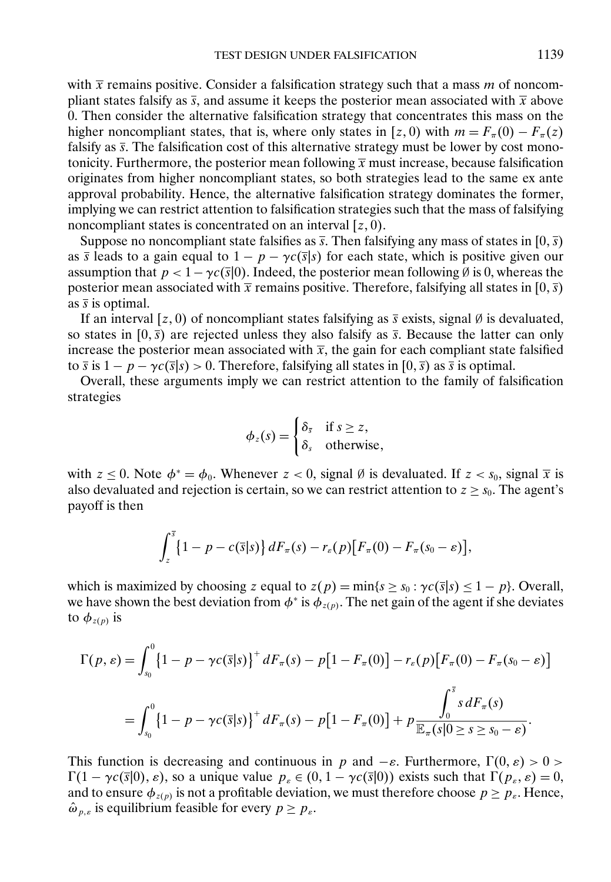with $\overline{x}$ remains positive. Consider a falsification strategy such that a mass $m$ of noncompliant states falsify as $\overline{s}$, and assume it keeps the posterior mean associated with $\overline{x}$ above 0. Then consider the alternative falsification strategy that concentrates this mass on the higher noncompliant states, that is, where only states in $[z, 0)$ with $m = F_\pi(0) - F_\pi(z)$ falsify as $\overline{s}$. The falsification cost of this alternative strategy must be lower by cost monotonicity. Furthermore, the posterior mean following $\overline{x}$ must increase, because falsification originates from higher noncompliant states, so both strategies lead to the same ex ante approval probability. Hence, the alternative falsification strategy dominates the former, implying we can restrict attention to falsification strategies such that the mass of falsifying noncompliant states is concentrated on an interval $[z, 0)$.

Suppose no noncompliant state falsifies as $\overline{s}$. Then falsifying any mass of states in $[0, \overline{s})$ as $\overline{s}$ leads to a gain equal to $1 - p - \gamma c(\overline{s}|s)$ for each state, which is positive given our assumption that $p < 1 - \gamma c(\overline{s}|0)$. Indeed, the posterior mean following $\emptyset$ is 0, whereas the posterior mean associated with $\overline{x}$ remains positive. Therefore, falsifying all states in $[0, \overline{s})$ as $\overline{s}$ is optimal.

If an interval $[z, 0)$ of noncompliant states falsifying as $\overline{s}$ exists, signal $\emptyset$ is devaluated, so states in $[0, \overline{s})$ are rejected unless they also falsify as $\overline{s}$. Because the latter can only increase the posterior mean associated with $\overline{x}$, the gain for each compliant state falsified to $\overline{s}$ is $1 - p - \gamma c(\overline{s}|s) > 0$. Therefore, falsifying all states in $[0, \overline{s})$ as $\overline{s}$ is optimal.

Overall, these arguments imply we can restrict attention to the family of falsification strategies

$$\phi_z(s) = \begin{cases} \delta_{\overline{s}} & \text{if } s \geq z, \\ \delta_s & \text{otherwise,} \end{cases}$$

with $z \leq 0$. Note $\phi^* = \phi_0$. Whenever $z < 0$, signal $\emptyset$ is devaluated. If $z < s_0$, signal $\overline{x}$ is also devaluated and rejection is certain, so we can restrict attention to $z \geq s_0$. The agent's payoff is then

$$\int_z^{\overline{s}} \{1 - p - c(\overline{s}|s)\} \, dF_\pi(s) - r_\varepsilon(p)\big[F_\pi(0) - F_\pi(s_0 - \varepsilon)\big],$$

which is maximized by choosing $z$ equal to $z(p) = \min\{s \geq s_0 : \gamma c(\overline{s}|s) \leq 1 - p\}$. Overall, we have shown the best deviation from $\phi^*$ is $\phi_{z(p)}$. The net gain of the agent if she deviates to $\phi_{z(p)}$ is

$$\begin{aligned}
\Gamma(p, \varepsilon) &= \int_{s_0}^{0} \{1 - p - \gamma c(\overline{s}|s)\}^+ \, dF_\pi(s) - p\big[1 - F_\pi(0)\big] - r_\varepsilon(p)\big[F_\pi(0) - F_\pi(s_0 - \varepsilon)\big] \\
&= \int_{s_0}^{0} \{1 - p - \gamma c(\overline{s}|s)\}^+ \, dF_\pi(s) - p\big[1 - F_\pi(0)\big] + p \frac{\displaystyle\int_0^{\overline{s}} s \, dF_\pi(s)}{\mathbb{E}_\pi(s|0 \geq s \geq s_0 - \varepsilon)}.
\end{aligned}$$

This function is decreasing and continuous in $p$ and $-\varepsilon$. Furthermore, $\Gamma(0, \varepsilon) > 0 > \Gamma(1 - \gamma c(\overline{s}|0), \varepsilon)$, so a unique value $p_\varepsilon \in (0, 1 - \gamma c(\overline{s}|0))$ exists such that $\Gamma(p_\varepsilon, \varepsilon) = 0$, and to ensure $\phi_{z(p)}$ is not a profitable deviation, we must therefore choose $p \geq p_\varepsilon$. Hence, $\hat{\omega}_{p,\varepsilon}$ is equilibrium feasible for every $p \geq p_\varepsilon$.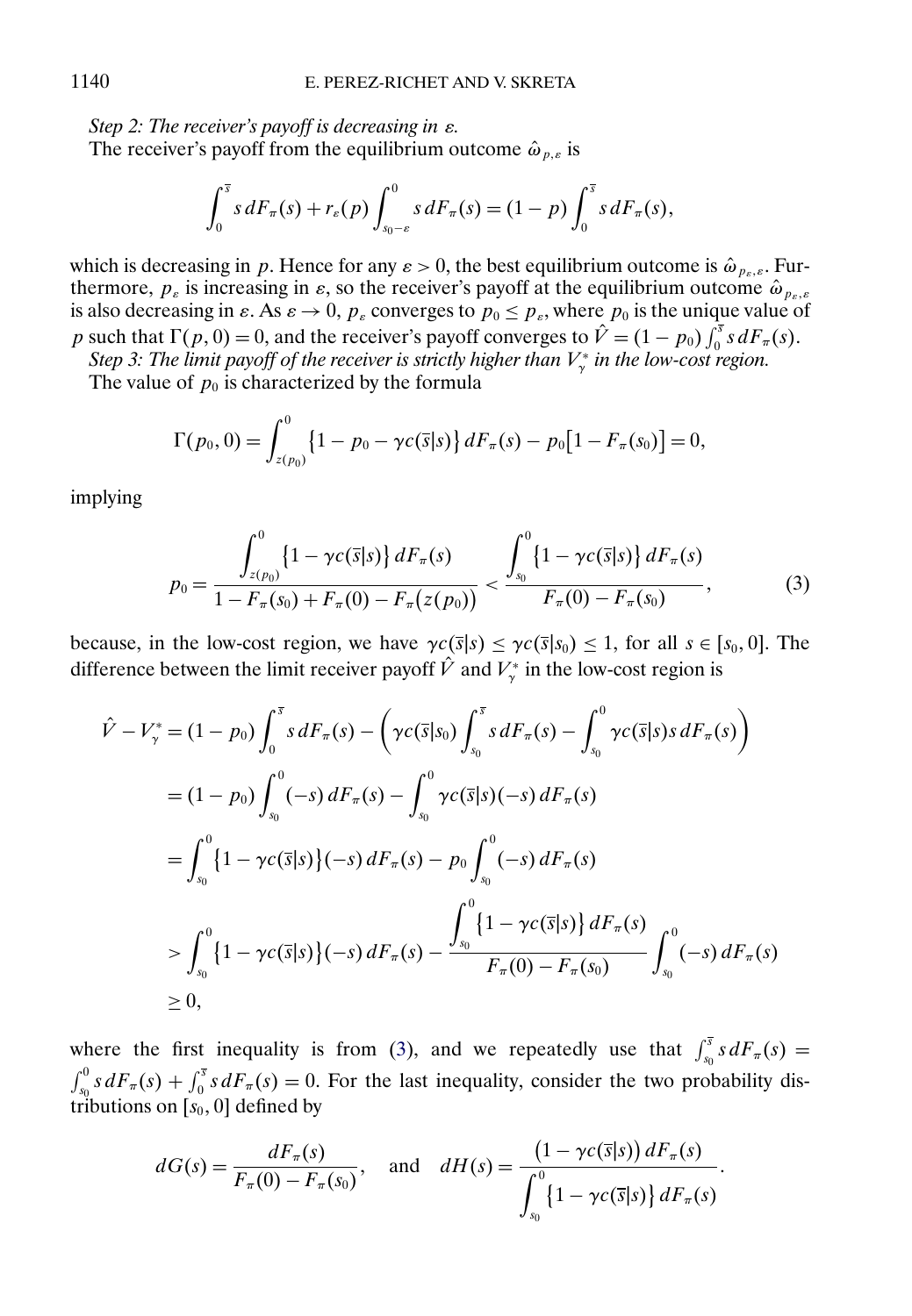*Step 2: The receiver's payoff is decreasing in $\varepsilon$.*

The receiver's payoff from the equilibrium outcome $\hat{\omega}_{p,\varepsilon}$ is

$$\int_0^{\overline{s}} s\,dF_\pi(s) + r_\varepsilon(p)\int_{s_0-\varepsilon}^{0} s\,dF_\pi(s) = (1-p)\int_0^{\overline{s}} s\,dF_\pi(s),$$

which is decreasing in $p$. Hence for any $\varepsilon > 0$, the best equilibrium outcome is $\hat{\omega}_{p_\varepsilon,\varepsilon}$. Furthermore, $p_\varepsilon$ is increasing in $\varepsilon$, so the receiver's payoff at the equilibrium outcome $\hat{\omega}_{p_\varepsilon,\varepsilon}$ is also decreasing in $\varepsilon$. As $\varepsilon \to 0$, $p_\varepsilon$ converges to $p_0 \le p_\varepsilon$, where $p_0$ is the unique value of $p$ such that $\Gamma(p,0)=0$, and the receiver's payoff converges to $\hat{V} = (1-p_0)\int_0^{\overline{s}} s\,dF_\pi(s)$.

*Step 3: The limit payoff of the receiver is strictly higher than $V_\gamma^*$ in the low-cost region.*

The value of $p_0$ is characterized by the formula

$$\Gamma(p_0,0) = \int_{z(p_0)}^{0}\{1-p_0-\gamma c(\overline{s}|s)\}\,dF_\pi(s) - p_0\big[1-F_\pi(s_0)\big] = 0,$$

implying

$$p_0 = \frac{\displaystyle\int_{z(p_0)}^{0}\{1-\gamma c(\overline{s}|s)\}\,dF_\pi(s)}{1-F_\pi(s_0)+F_\pi(0)-F_\pi\big(z(p_0)\big)} < \frac{\displaystyle\int_{s_0}^{0}\{1-\gamma c(\overline{s}|s)\}\,dF_\pi(s)}{F_\pi(0)-F_\pi(s_0)}, \tag{3}$$

because, in the low-cost region, we have $\gamma c(\overline{s}|s) \le \gamma c(\overline{s}|s_0) \le 1$, for all $s \in [s_0, 0]$. The difference between the limit receiver payoff $\hat{V}$ and $V_\gamma^*$ in the low-cost region is

$$\begin{aligned}
\hat{V} - V_\gamma^* &= (1-p_0)\int_0^{\overline{s}} s\,dF_\pi(s) - \left(\gamma c(\overline{s}|s_0)\int_{s_0}^{\overline{s}} s\,dF_\pi(s) - \int_{s_0}^{0}\gamma c(\overline{s}|s)s\,dF_\pi(s)\right) \\
&= (1-p_0)\int_{s_0}^{0}(-s)\,dF_\pi(s) - \int_{s_0}^{0}\gamma c(\overline{s}|s)(-s)\,dF_\pi(s) \\
&= \int_{s_0}^{0}\{1-\gamma c(\overline{s}|s)\}(-s)\,dF_\pi(s) - p_0\int_{s_0}^{0}(-s)\,dF_\pi(s) \\
&> \int_{s_0}^{0}\{1-\gamma c(\overline{s}|s)\}(-s)\,dF_\pi(s) - \frac{\displaystyle\int_{s_0}^{0}\{1-\gamma c(\overline{s}|s)\}\,dF_\pi(s)}{F_\pi(0)-F_\pi(s_0)}\int_{s_0}^{0}(-s)\,dF_\pi(s) \\
&\ge 0,
\end{aligned}$$

where the first inequality is from (3), and we repeatedly use that $\int_{s_0}^{\overline{s}} s\,dF_\pi(s) = \int_{s_0}^{0} s\,dF_\pi(s) + \int_0^{\overline{s}} s\,dF_\pi(s) = 0$. For the last inequality, consider the two probability distributions on $[s_0, 0]$ defined by

$$dG(s) = \frac{dF_\pi(s)}{F_\pi(0)-F_\pi(s_0)}, \quad \text{and} \quad dH(s) = \frac{\big(1-\gamma c(\overline{s}|s)\big)\,dF_\pi(s)}{\displaystyle\int_{s_0}^{0}\{1-\gamma c(\overline{s}|s)\}\,dF_\pi(s)}.$$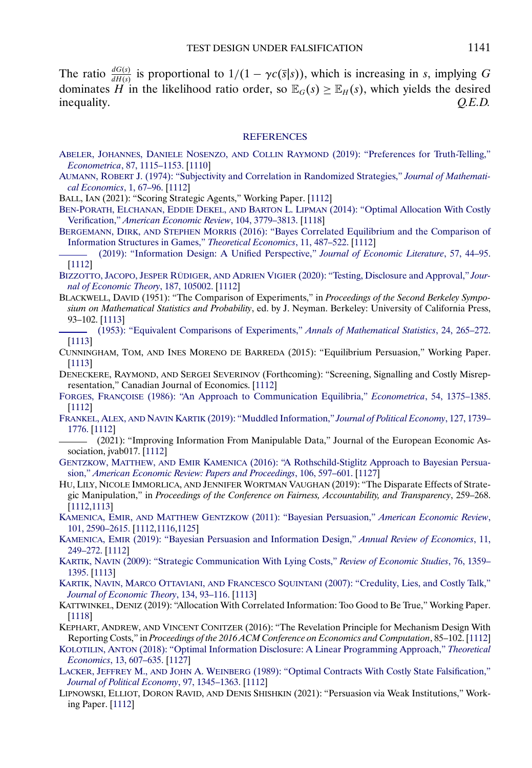The ratio $\frac{dG(s)}{dH(s)}$ is proportional to $1/(1 - \gamma c(\bar{s}|s))$, which is increasing in $s$, implying $G$ dominates $H$ in the likelihood ratio order, so $\mathbb{E}_G(s) \geq \mathbb{E}_H(s)$, which yields the desired inequality. *Q.E.D.*

## REFERENCES

ABELER, JOHANNES, DANIELE NOSENZO, AND COLLIN RAYMOND (2019): "Preferences for Truth-Telling," *Econometrica*, 87, 1115–1153. [1110]

AUMANN, ROBERT J. (1974): "Subjectivity and Correlation in Randomized Strategies," *Journal of Mathematical Economics*, 1, 67–96. [1112]

BALL, IAN (2021): "Scoring Strategic Agents," Working Paper. [1112]

BEN-PORATH, ELCHANAN, EDDIE DEKEL, AND BARTON L. LIPMAN (2014): "Optimal Allocation With Costly Verification," *American Economic Review*, 104, 3779–3813. [1118]

BERGEMANN, DIRK, AND STEPHEN MORRIS (2016): "Bayes Correlated Equilibrium and the Comparison of Information Structures in Games," *Theoretical Economics*, 11, 487–522. [1112]

——— (2019): "Information Design: A Unified Perspective," *Journal of Economic Literature*, 57, 44–95. [1112]

BIZZOTTO, JACOPO, JESPER RÜDIGER, AND ADRIEN VIGIER (2020): "Testing, Disclosure and Approval," *Journal of Economic Theory*, 187, 105002. [1112]

BLACKWELL, DAVID (1951): "The Comparison of Experiments," in *Proceedings of the Second Berkeley Symposium on Mathematical Statistics and Probability*, ed. by J. Neyman. Berkeley: University of California Press, 93–102. [1113]

——— (1953): "Equivalent Comparisons of Experiments," *Annals of Mathematical Statistics*, 24, 265–272. [1113]

CUNNINGHAM, TOM, AND INES MORENO DE BARREDA (2015): "Equilibrium Persuasion," Working Paper. [1113]

DENECKERE, RAYMOND, AND SERGEI SEVERINOV (Forthcoming): "Screening, Signalling and Costly Misrepresentation," Canadian Journal of Economics. [1112]

FORGES, FRANÇOISE (1986): "An Approach to Communication Equilibria," *Econometrica*, 54, 1375–1385. [1112]

FRANKEL, ALEX, AND NAVIN KARTIK (2019): "Muddled Information," *Journal of Political Economy*, 127, 1739–1776. [1112]

——— (2021): "Improving Information From Manipulable Data," Journal of the European Economic Association, jvab017. [1112]

GENTZKOW, MATTHEW, AND EMIR KAMENICA (2016): "A Rothschild-Stiglitz Approach to Bayesian Persuasion," *American Economic Review: Papers and Proceedings*, 106, 597–601. [1127]

HU, LILY, NICOLE IMMORLICA, AND JENNIFER WORTMAN VAUGHAN (2019): "The Disparate Effects of Strategic Manipulation," in *Proceedings of the Conference on Fairness, Accountability, and Transparency*, 259–268. [1112,1113]

KAMENICA, EMIR, AND MATTHEW GENTZKOW (2011): "Bayesian Persuasion," *American Economic Review*, 101, 2590–2615. [1112,1116,1125]

KAMENICA, EMIR (2019): "Bayesian Persuasion and Information Design," *Annual Review of Economics*, 11, 249–272. [1112]

KARTIK, NAVIN (2009): "Strategic Communication With Lying Costs," *Review of Economic Studies*, 76, 1359–1395. [1113]

KARTIK, NAVIN, MARCO OTTAVIANI, AND FRANCESCO SQUINTANI (2007): "Credulity, Lies, and Costly Talk," *Journal of Economic Theory*, 134, 93–116. [1113]

KATTWINKEL, DENIZ (2019): "Allocation With Correlated Information: Too Good to Be True," Working Paper. [1118]

KEPHART, ANDREW, AND VINCENT CONITZER (2016): "The Revelation Principle for Mechanism Design With Reporting Costs," in *Proceedings of the 2016 ACM Conference on Economics and Computation*, 85–102. [1112]

KOLOTILIN, ANTON (2018): "Optimal Information Disclosure: A Linear Programming Approach," *Theoretical Economics*, 13, 607–635. [1127]

LACKER, JEFFREY M., AND JOHN A. WEINBERG (1989): "Optimal Contracts With Costly State Falsification," *Journal of Political Economy*, 97, 1345–1363. [1112]

LIPNOWSKI, ELLIOT, DORON RAVID, AND DENIS SHISHKIN (2021): "Persuasion via Weak Institutions," Working Paper. [1112]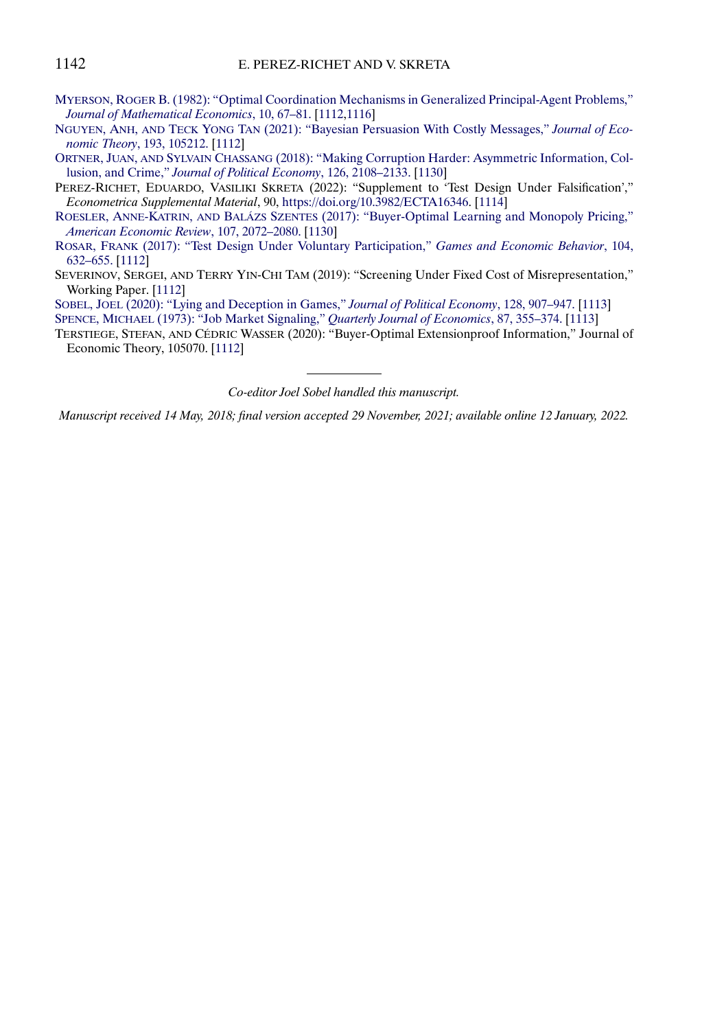MYERSON, ROGER B. (1982): "Optimal Coordination Mechanisms in Generalized Principal-Agent Problems," *Journal of Mathematical Economics*, 10, 67–81. [1112,1116]

NGUYEN, ANH, AND TECK YONG TAN (2021): "Bayesian Persuasion With Costly Messages," *Journal of Economic Theory*, 193, 105212. [1112]

ORTNER, JUAN, AND SYLVAIN CHASSANG (2018): "Making Corruption Harder: Asymmetric Information, Collusion, and Crime," *Journal of Political Economy*, 126, 2108–2133. [1130]

PEREZ-RICHET, EDUARDO, VASILIKI SKRETA (2022): "Supplement to 'Test Design Under Falsification'," *Econometrica Supplemental Material*, 90, https://doi.org/10.3982/ECTA16346. [1114]

ROESLER, ANNE-KATRIN, AND BALÁZS SZENTES (2017): "Buyer-Optimal Learning and Monopoly Pricing," *American Economic Review*, 107, 2072–2080. [1130]

ROSAR, FRANK (2017): "Test Design Under Voluntary Participation," *Games and Economic Behavior*, 104, 632–655. [1112]

SEVERINOV, SERGEI, AND TERRY YIN-CHI TAM (2019): "Screening Under Fixed Cost of Misrepresentation," Working Paper. [1112]

SOBEL, JOEL (2020): "Lying and Deception in Games," *Journal of Political Economy*, 128, 907–947. [1113]

SPENCE, MICHAEL (1973): "Job Market Signaling," *Quarterly Journal of Economics*, 87, 355–374. [1113]

TERSTIEGE, STEFAN, AND CÉDRIC WASSER (2020): "Buyer-Optimal Extensionproof Information," Journal of Economic Theory, 105070. [1112]

---

*Co-editor Joel Sobel handled this manuscript.*

*Manuscript received 14 May, 2018; final version accepted 29 November, 2021; available online 12 January, 2022.*